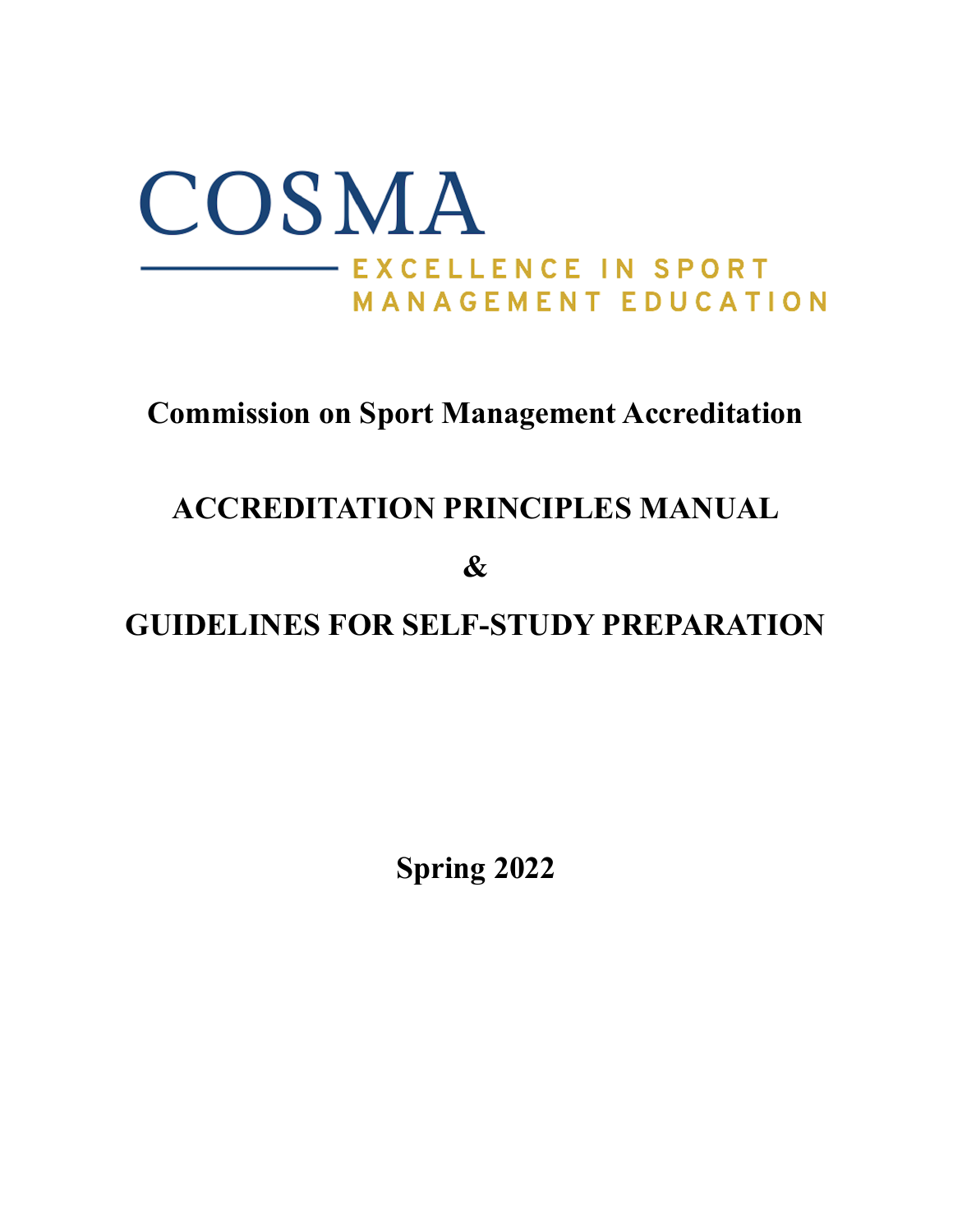# COSMA

EXCELLENCE IN SPORT MANAGEMENT EDUCATION

## Commission on Sport Management Accreditation

# ACCREDITATION PRINCIPLES MANUAL

# &

# GUIDELINES FOR SELF-STUDY PREPARATION

**Spring 2022**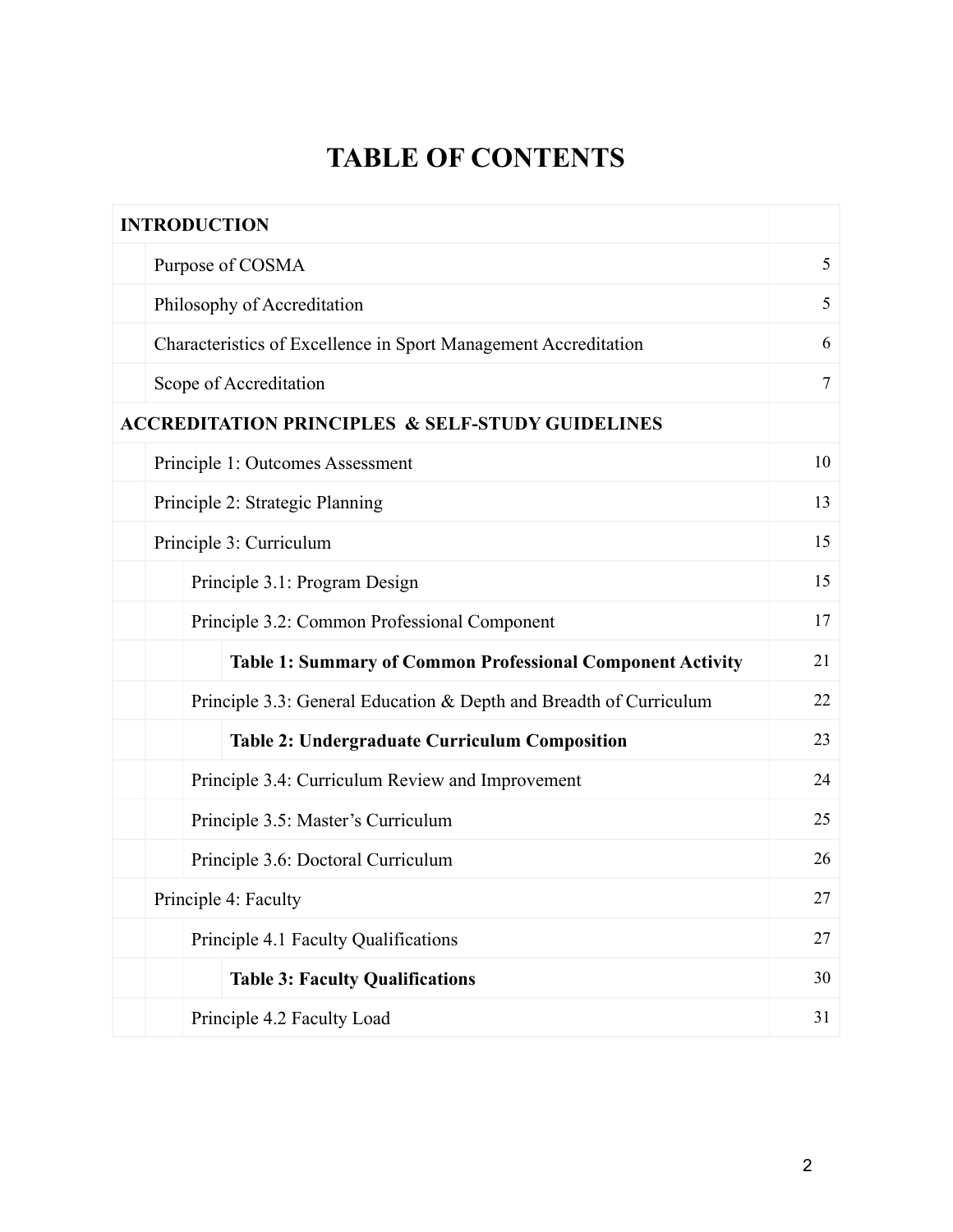# TABLE OF CONTENTS

| Section | Page |
|---|---|
| **INTRODUCTION** | |
| Purpose of COSMA | 5 |
| Philosophy of Accreditation | 5 |
| Characteristics of Excellence in Sport Management Accreditation | 6 |
| Scope of Accreditation | 7 |
| **ACCREDITATION PRINCIPLES & SELF-STUDY GUIDELINES** | |
| Principle 1: Outcomes Assessment | 10 |
| Principle 2: Strategic Planning | 13 |
| Principle 3: Curriculum | 15 |
| Principle 3.1: Program Design | 15 |
| Principle 3.2: Common Professional Component | 17 |
| **Table 1: Summary of Common Professional Component Activity** | 21 |
| Principle 3.3: General Education & Depth and Breadth of Curriculum | 22 |
| **Table 2: Undergraduate Curriculum Composition** | 23 |
| Principle 3.4: Curriculum Review and Improvement | 24 |
| Principle 3.5: Master's Curriculum | 25 |
| Principle 3.6: Doctoral Curriculum | 26 |
| Principle 4: Faculty | 27 |
| Principle 4.1 Faculty Qualifications | 27 |
| **Table 3: Faculty Qualifications** | 30 |
| Principle 4.2 Faculty Load | 31 |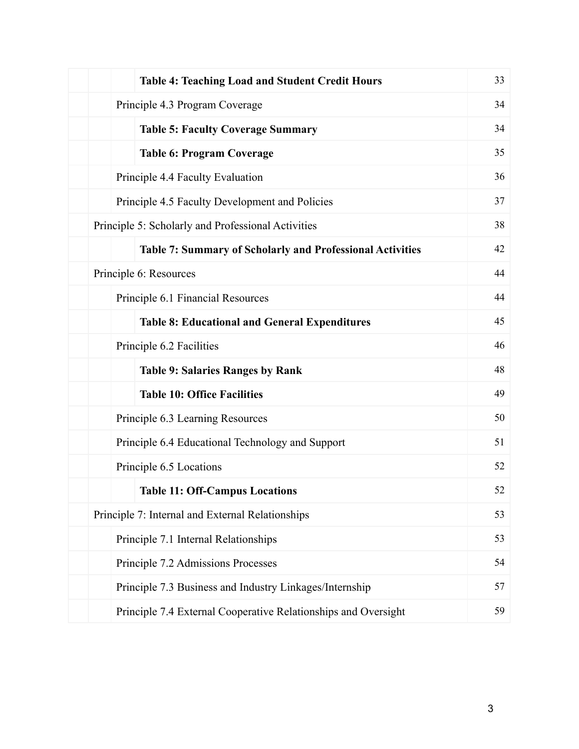| | | | | |
|---|---|---|---|---|
| | | | **Table 4: Teaching Load and Student Credit Hours** | 33 |
| | | Principle 4.3 Program Coverage | | 34 |
| | | | **Table 5: Faculty Coverage Summary** | 34 |
| | | | **Table 6: Program Coverage** | 35 |
| | | Principle 4.4 Faculty Evaluation | | 36 |
| | | Principle 4.5 Faculty Development and Policies | | 37 |
| | Principle 5: Scholarly and Professional Activities | | | 38 |
| | | | **Table 7: Summary of Scholarly and Professional Activities** | 42 |
| | Principle 6: Resources | | | 44 |
| | | Principle 6.1 Financial Resources | | 44 |
| | | | **Table 8: Educational and General Expenditures** | 45 |
| | | Principle 6.2 Facilities | | 46 |
| | | | **Table 9: Salaries Ranges by Rank** | 48 |
| | | | **Table 10: Office Facilities** | 49 |
| | | Principle 6.3 Learning Resources | | 50 |
| | | Principle 6.4 Educational Technology and Support | | 51 |
| | | Principle 6.5 Locations | | 52 |
| | | | **Table 11: Off-Campus Locations** | 52 |
| | Principle 7: Internal and External Relationships | | | 53 |
| | | Principle 7.1 Internal Relationships | | 53 |
| | | Principle 7.2 Admissions Processes | | 54 |
| | | Principle 7.3 Business and Industry Linkages/Internship | | 57 |
| | | Principle 7.4 External Cooperative Relationships and Oversight | | 59 |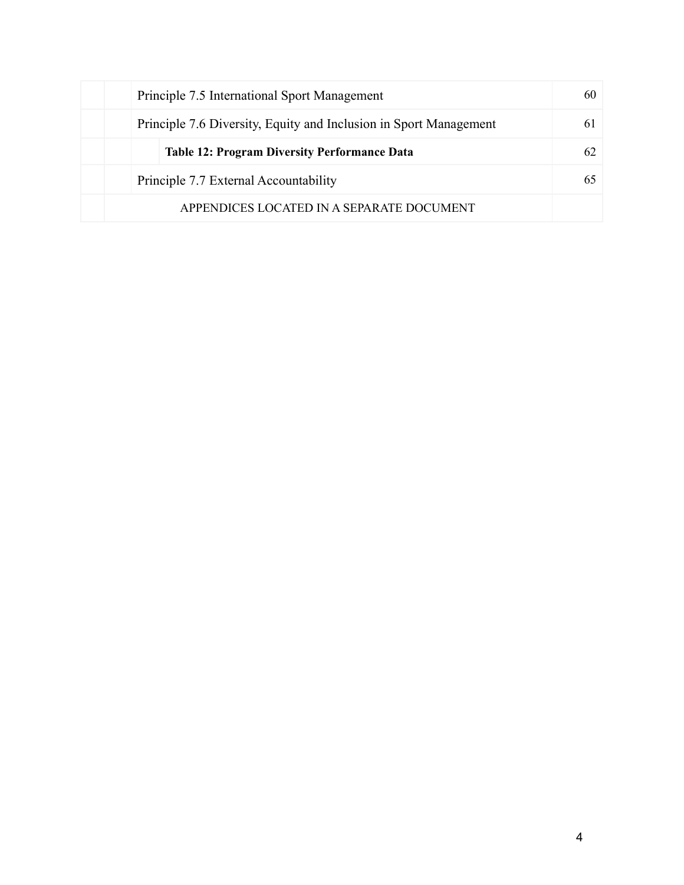| | | | |
|---|---|---|---|
| | | Principle 7.5 International Sport Management | 60 |
| | | Principle 7.6 Diversity, Equity and Inclusion in Sport Management | 61 |
| | | **Table 12: Program Diversity Performance Data** | 62 |
| | | Principle 7.7 External Accountability | 65 |
| | APPENDICES LOCATED IN A SEPARATE DOCUMENT | | |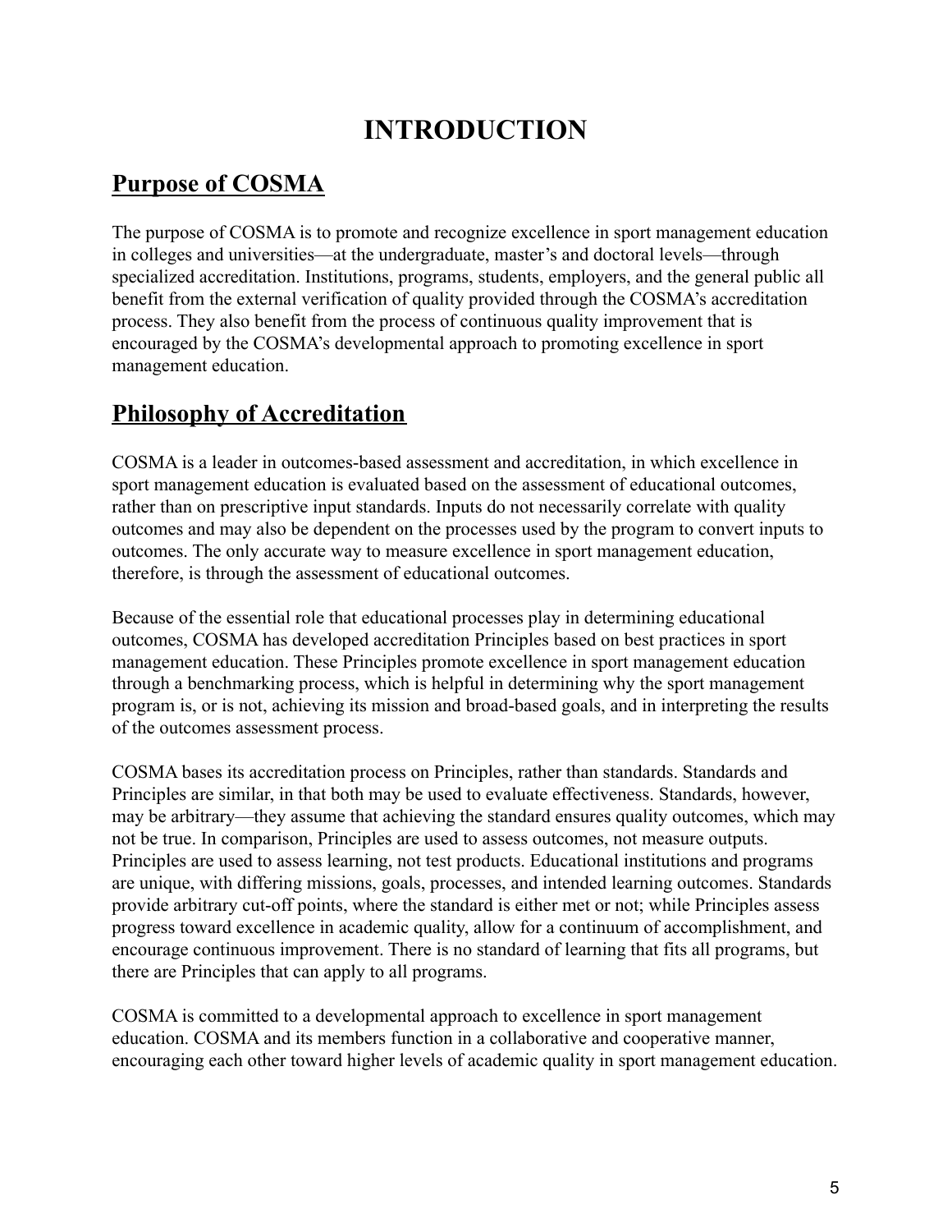# INTRODUCTION

## Purpose of COSMA

The purpose of COSMA is to promote and recognize excellence in sport management education in colleges and universities—at the undergraduate, master's and doctoral levels—through specialized accreditation. Institutions, programs, students, employers, and the general public all benefit from the external verification of quality provided through the COSMA's accreditation process. They also benefit from the process of continuous quality improvement that is encouraged by the COSMA's developmental approach to promoting excellence in sport management education.

## Philosophy of Accreditation

COSMA is a leader in outcomes-based assessment and accreditation, in which excellence in sport management education is evaluated based on the assessment of educational outcomes, rather than on prescriptive input standards. Inputs do not necessarily correlate with quality outcomes and may also be dependent on the processes used by the program to convert inputs to outcomes. The only accurate way to measure excellence in sport management education, therefore, is through the assessment of educational outcomes.

Because of the essential role that educational processes play in determining educational outcomes, COSMA has developed accreditation Principles based on best practices in sport management education. These Principles promote excellence in sport management education through a benchmarking process, which is helpful in determining why the sport management program is, or is not, achieving its mission and broad-based goals, and in interpreting the results of the outcomes assessment process.

COSMA bases its accreditation process on Principles, rather than standards. Standards and Principles are similar, in that both may be used to evaluate effectiveness. Standards, however, may be arbitrary—they assume that achieving the standard ensures quality outcomes, which may not be true. In comparison, Principles are used to assess outcomes, not measure outputs. Principles are used to assess learning, not test products. Educational institutions and programs are unique, with differing missions, goals, processes, and intended learning outcomes. Standards provide arbitrary cut-off points, where the standard is either met or not; while Principles assess progress toward excellence in academic quality, allow for a continuum of accomplishment, and encourage continuous improvement. There is no standard of learning that fits all programs, but there are Principles that can apply to all programs.

COSMA is committed to a developmental approach to excellence in sport management education. COSMA and its members function in a collaborative and cooperative manner, encouraging each other toward higher levels of academic quality in sport management education.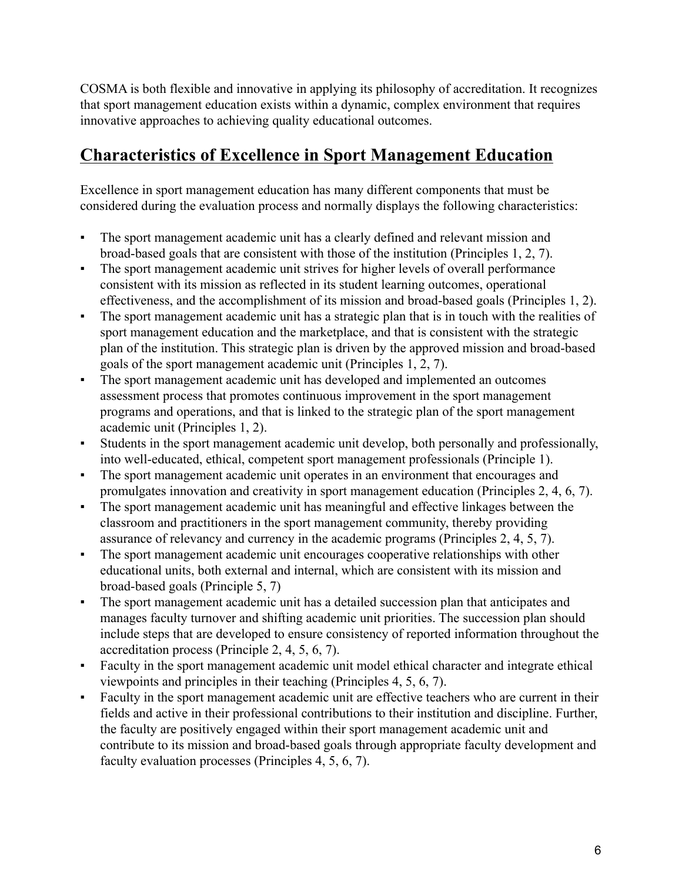COSMA is both flexible and innovative in applying its philosophy of accreditation. It recognizes that sport management education exists within a dynamic, complex environment that requires innovative approaches to achieving quality educational outcomes.

## Characteristics of Excellence in Sport Management Education

Excellence in sport management education has many different components that must be considered during the evaluation process and normally displays the following characteristics:

- The sport management academic unit has a clearly defined and relevant mission and broad-based goals that are consistent with those of the institution (Principles 1, 2, 7).
- The sport management academic unit strives for higher levels of overall performance consistent with its mission as reflected in its student learning outcomes, operational effectiveness, and the accomplishment of its mission and broad-based goals (Principles 1, 2).
- The sport management academic unit has a strategic plan that is in touch with the realities of sport management education and the marketplace, and that is consistent with the strategic plan of the institution. This strategic plan is driven by the approved mission and broad-based goals of the sport management academic unit (Principles 1, 2, 7).
- The sport management academic unit has developed and implemented an outcomes assessment process that promotes continuous improvement in the sport management programs and operations, and that is linked to the strategic plan of the sport management academic unit (Principles 1, 2).
- Students in the sport management academic unit develop, both personally and professionally, into well-educated, ethical, competent sport management professionals (Principle 1).
- The sport management academic unit operates in an environment that encourages and promulgates innovation and creativity in sport management education (Principles 2, 4, 6, 7).
- The sport management academic unit has meaningful and effective linkages between the classroom and practitioners in the sport management community, thereby providing assurance of relevancy and currency in the academic programs (Principles 2, 4, 5, 7).
- The sport management academic unit encourages cooperative relationships with other educational units, both external and internal, which are consistent with its mission and broad-based goals (Principle 5, 7)
- The sport management academic unit has a detailed succession plan that anticipates and manages faculty turnover and shifting academic unit priorities. The succession plan should include steps that are developed to ensure consistency of reported information throughout the accreditation process (Principle 2, 4, 5, 6, 7).
- Faculty in the sport management academic unit model ethical character and integrate ethical viewpoints and principles in their teaching (Principles 4, 5, 6, 7).
- Faculty in the sport management academic unit are effective teachers who are current in their fields and active in their professional contributions to their institution and discipline. Further, the faculty are positively engaged within their sport management academic unit and contribute to its mission and broad-based goals through appropriate faculty development and faculty evaluation processes (Principles 4, 5, 6, 7).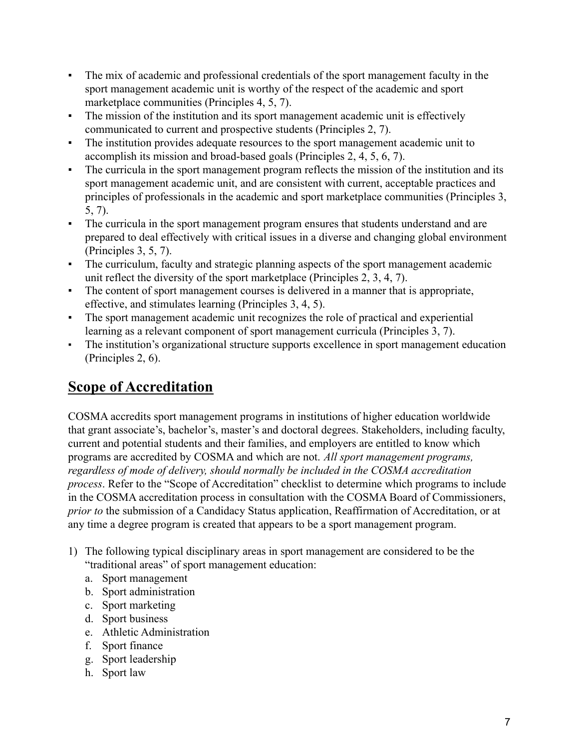- The mix of academic and professional credentials of the sport management faculty in the sport management academic unit is worthy of the respect of the academic and sport marketplace communities (Principles 4, 5, 7).
- The mission of the institution and its sport management academic unit is effectively communicated to current and prospective students (Principles 2, 7).
- The institution provides adequate resources to the sport management academic unit to accomplish its mission and broad-based goals (Principles 2, 4, 5, 6, 7).
- The curricula in the sport management program reflects the mission of the institution and its sport management academic unit, and are consistent with current, acceptable practices and principles of professionals in the academic and sport marketplace communities (Principles 3, 5, 7).
- The curricula in the sport management program ensures that students understand and are prepared to deal effectively with critical issues in a diverse and changing global environment (Principles 3, 5, 7).
- The curriculum, faculty and strategic planning aspects of the sport management academic unit reflect the diversity of the sport marketplace (Principles 2, 3, 4, 7).
- The content of sport management courses is delivered in a manner that is appropriate, effective, and stimulates learning (Principles 3, 4, 5).
- The sport management academic unit recognizes the role of practical and experiential learning as a relevant component of sport management curricula (Principles 3, 7).
- The institution's organizational structure supports excellence in sport management education (Principles 2, 6).

## Scope of Accreditation

COSMA accredits sport management programs in institutions of higher education worldwide that grant associate's, bachelor's, master's and doctoral degrees. Stakeholders, including faculty, current and potential students and their families, and employers are entitled to know which programs are accredited by COSMA and which are not. *All sport management programs, regardless of mode of delivery, should normally be included in the COSMA accreditation process*. Refer to the "Scope of Accreditation" checklist to determine which programs to include in the COSMA accreditation process in consultation with the COSMA Board of Commissioners, *prior to* the submission of a Candidacy Status application, Reaffirmation of Accreditation, or at any time a degree program is created that appears to be a sport management program.

1) The following typical disciplinary areas in sport management are considered to be the "traditional areas" of sport management education:
   a. Sport management
   b. Sport administration
   c. Sport marketing
   d. Sport business
   e. Athletic Administration
   f. Sport finance
   g. Sport leadership
   h. Sport law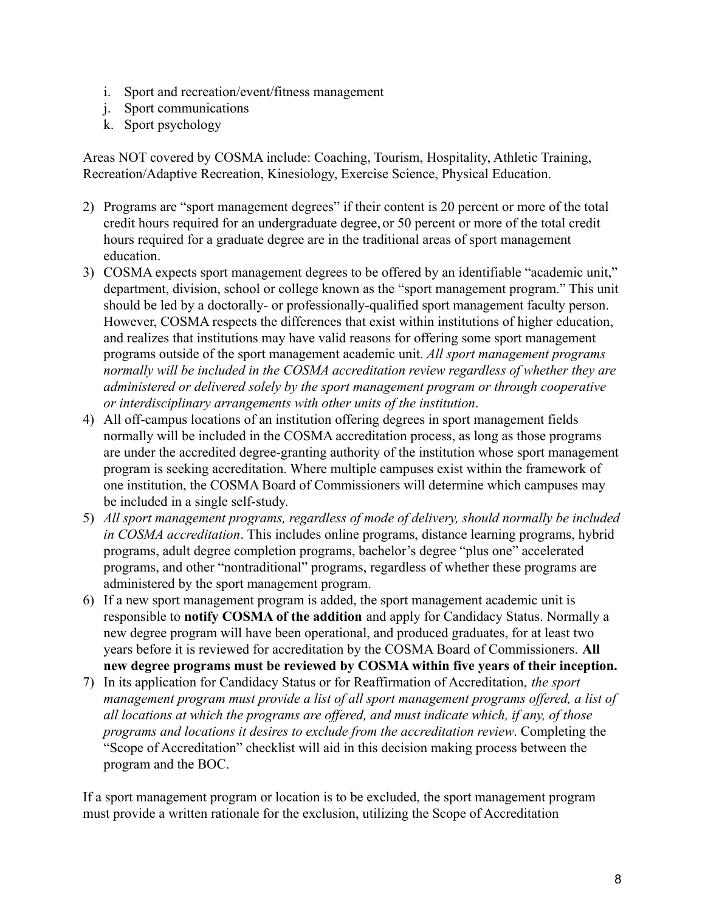i. Sport and recreation/event/fitness management
j. Sport communications
k. Sport psychology

Areas NOT covered by COSMA include: Coaching, Tourism, Hospitality, Athletic Training, Recreation/Adaptive Recreation, Kinesiology, Exercise Science, Physical Education.

2) Programs are "sport management degrees" if their content is 20 percent or more of the total credit hours required for an undergraduate degree, or 50 percent or more of the total credit hours required for a graduate degree are in the traditional areas of sport management education.
3) COSMA expects sport management degrees to be offered by an identifiable "academic unit," department, division, school or college known as the "sport management program." This unit should be led by a doctorally- or professionally-qualified sport management faculty person. However, COSMA respects the differences that exist within institutions of higher education, and realizes that institutions may have valid reasons for offering some sport management programs outside of the sport management academic unit. *All sport management programs normally will be included in the COSMA accreditation review regardless of whether they are administered or delivered solely by the sport management program or through cooperative or interdisciplinary arrangements with other units of the institution*.
4) All off-campus locations of an institution offering degrees in sport management fields normally will be included in the COSMA accreditation process, as long as those programs are under the accredited degree-granting authority of the institution whose sport management program is seeking accreditation. Where multiple campuses exist within the framework of one institution, the COSMA Board of Commissioners will determine which campuses may be included in a single self-study.
5) *All sport management programs, regardless of mode of delivery, should normally be included in COSMA accreditation*. This includes online programs, distance learning programs, hybrid programs, adult degree completion programs, bachelor's degree "plus one" accelerated programs, and other "nontraditional" programs, regardless of whether these programs are administered by the sport management program.
6) If a new sport management program is added, the sport management academic unit is responsible to **notify COSMA of the addition** and apply for Candidacy Status. Normally a new degree program will have been operational, and produced graduates, for at least two years before it is reviewed for accreditation by the COSMA Board of Commissioners. **All new degree programs must be reviewed by COSMA within five years of their inception.**
7) In its application for Candidacy Status or for Reaffirmation of Accreditation, *the sport management program must provide a list of all sport management programs offered, a list of all locations at which the programs are offered, and must indicate which, if any, of those programs and locations it desires to exclude from the accreditation review*. Completing the "Scope of Accreditation" checklist will aid in this decision making process between the program and the BOC.

If a sport management program or location is to be excluded, the sport management program must provide a written rationale for the exclusion, utilizing the Scope of Accreditation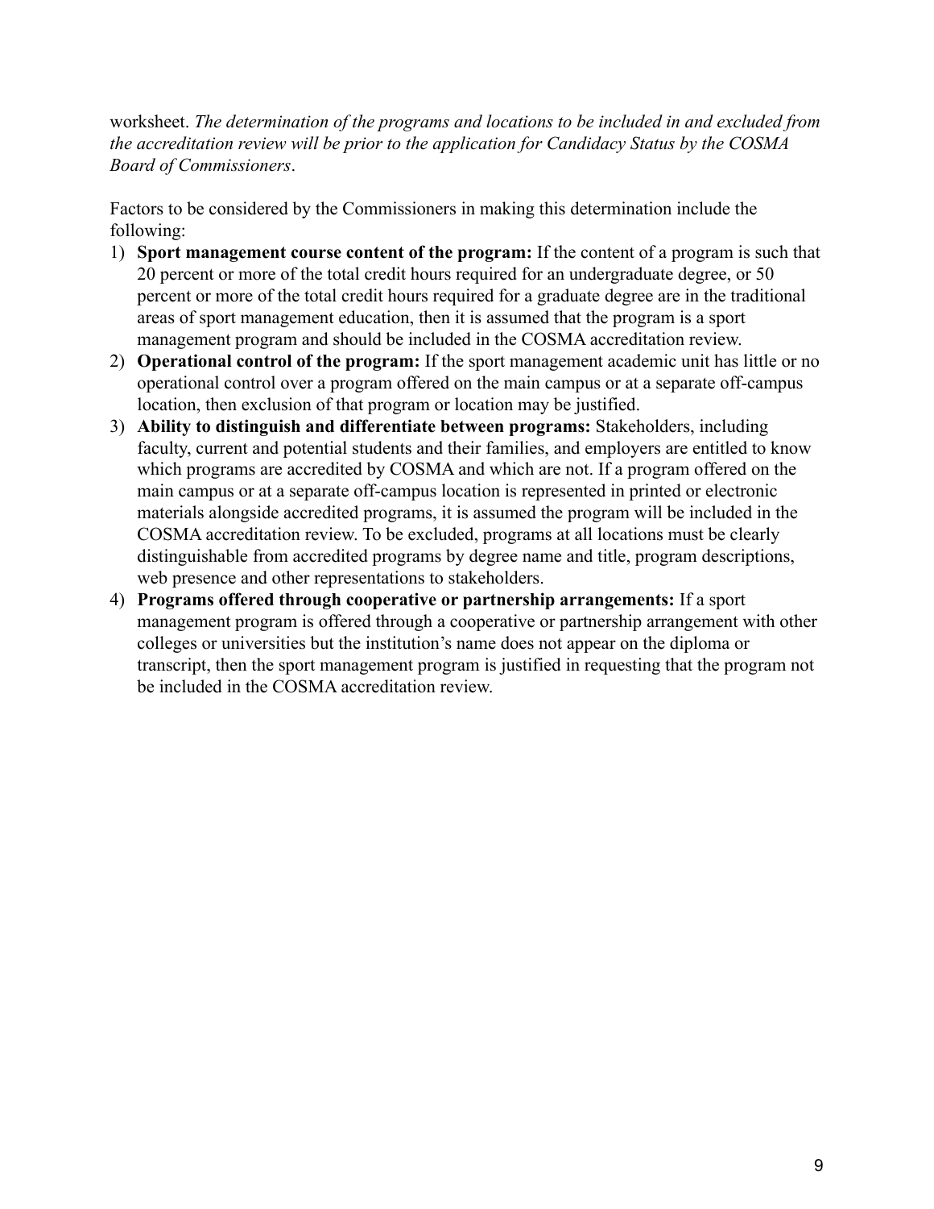worksheet. *The determination of the programs and locations to be included in and excluded from the accreditation review will be prior to the application for Candidacy Status by the COSMA Board of Commissioners*.

Factors to be considered by the Commissioners in making this determination include the following:

1) **Sport management course content of the program:** If the content of a program is such that 20 percent or more of the total credit hours required for an undergraduate degree, or 50 percent or more of the total credit hours required for a graduate degree are in the traditional areas of sport management education, then it is assumed that the program is a sport management program and should be included in the COSMA accreditation review.
2) **Operational control of the program:** If the sport management academic unit has little or no operational control over a program offered on the main campus or at a separate off-campus location, then exclusion of that program or location may be justified.
3) **Ability to distinguish and differentiate between programs:** Stakeholders, including faculty, current and potential students and their families, and employers are entitled to know which programs are accredited by COSMA and which are not. If a program offered on the main campus or at a separate off-campus location is represented in printed or electronic materials alongside accredited programs, it is assumed the program will be included in the COSMA accreditation review. To be excluded, programs at all locations must be clearly distinguishable from accredited programs by degree name and title, program descriptions, web presence and other representations to stakeholders.
4) **Programs offered through cooperative or partnership arrangements:** If a sport management program is offered through a cooperative or partnership arrangement with other colleges or universities but the institution's name does not appear on the diploma or transcript, then the sport management program is justified in requesting that the program not be included in the COSMA accreditation review.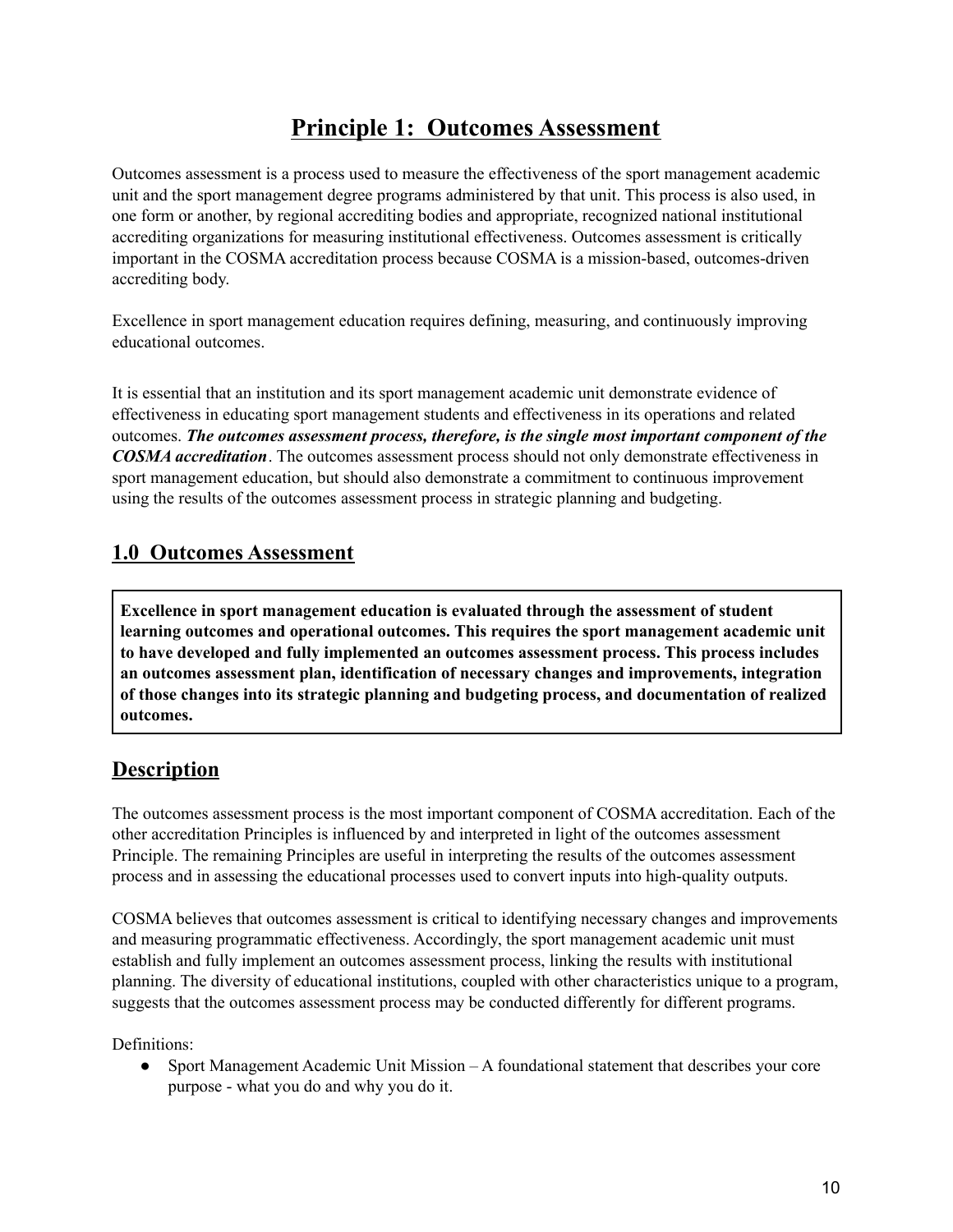# Principle 1: Outcomes Assessment

Outcomes assessment is a process used to measure the effectiveness of the sport management academic unit and the sport management degree programs administered by that unit. This process is also used, in one form or another, by regional accrediting bodies and appropriate, recognized national institutional accrediting organizations for measuring institutional effectiveness. Outcomes assessment is critically important in the COSMA accreditation process because COSMA is a mission-based, outcomes-driven accrediting body.

Excellence in sport management education requires defining, measuring, and continuously improving educational outcomes.

It is essential that an institution and its sport management academic unit demonstrate evidence of effectiveness in educating sport management students and effectiveness in its operations and related outcomes. ***The outcomes assessment process, therefore, is the single most important component of the COSMA accreditation***. The outcomes assessment process should not only demonstrate effectiveness in sport management education, but should also demonstrate a commitment to continuous improvement using the results of the outcomes assessment process in strategic planning and budgeting.

## 1.0 Outcomes Assessment

**Excellence in sport management education is evaluated through the assessment of student learning outcomes and operational outcomes. This requires the sport management academic unit to have developed and fully implemented an outcomes assessment process. This process includes an outcomes assessment plan, identification of necessary changes and improvements, integration of those changes into its strategic planning and budgeting process, and documentation of realized outcomes.**

## Description

The outcomes assessment process is the most important component of COSMA accreditation. Each of the other accreditation Principles is influenced by and interpreted in light of the outcomes assessment Principle. The remaining Principles are useful in interpreting the results of the outcomes assessment process and in assessing the educational processes used to convert inputs into high-quality outputs.

COSMA believes that outcomes assessment is critical to identifying necessary changes and improvements and measuring programmatic effectiveness. Accordingly, the sport management academic unit must establish and fully implement an outcomes assessment process, linking the results with institutional planning. The diversity of educational institutions, coupled with other characteristics unique to a program, suggests that the outcomes assessment process may be conducted differently for different programs.

Definitions:

- Sport Management Academic Unit Mission – A foundational statement that describes your core purpose - what you do and why you do it.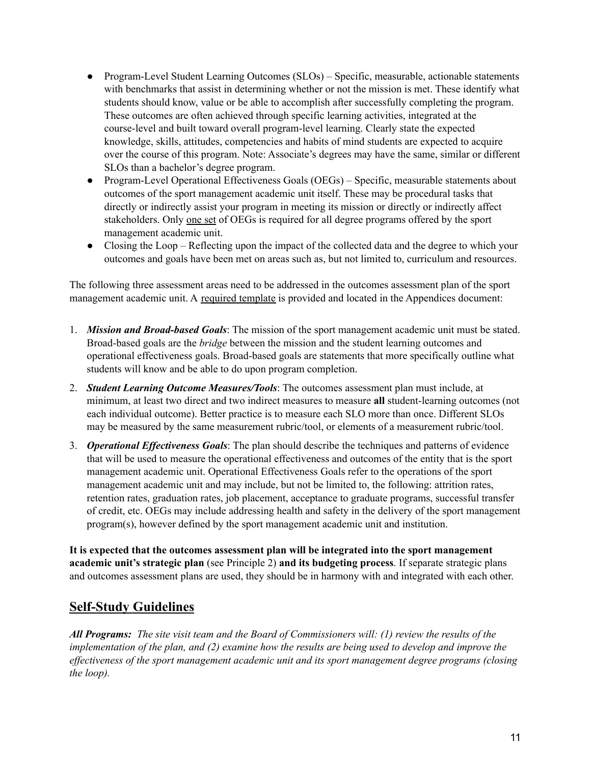- Program-Level Student Learning Outcomes (SLOs) – Specific, measurable, actionable statements with benchmarks that assist in determining whether or not the mission is met. These identify what students should know, value or be able to accomplish after successfully completing the program. These outcomes are often achieved through specific learning activities, integrated at the course-level and built toward overall program-level learning. Clearly state the expected knowledge, skills, attitudes, competencies and habits of mind students are expected to acquire over the course of this program. Note: Associate's degrees may have the same, similar or different SLOs than a bachelor's degree program.
- Program-Level Operational Effectiveness Goals (OEGs) – Specific, measurable statements about outcomes of the sport management academic unit itself. These may be procedural tasks that directly or indirectly assist your program in meeting its mission or directly or indirectly affect stakeholders. Only one set of OEGs is required for all degree programs offered by the sport management academic unit.
- Closing the Loop – Reflecting upon the impact of the collected data and the degree to which your outcomes and goals have been met on areas such as, but not limited to, curriculum and resources.

The following three assessment areas need to be addressed in the outcomes assessment plan of the sport management academic unit. A required template is provided and located in the Appendices document:

1. ***Mission and Broad-based Goals***: The mission of the sport management academic unit must be stated. Broad-based goals are the *bridge* between the mission and the student learning outcomes and operational effectiveness goals. Broad-based goals are statements that more specifically outline what students will know and be able to do upon program completion.
2. ***Student Learning Outcome Measures/Tools***: The outcomes assessment plan must include, at minimum, at least two direct and two indirect measures to measure **all** student-learning outcomes (not each individual outcome). Better practice is to measure each SLO more than once. Different SLOs may be measured by the same measurement rubric/tool, or elements of a measurement rubric/tool.
3. ***Operational Effectiveness Goals***: The plan should describe the techniques and patterns of evidence that will be used to measure the operational effectiveness and outcomes of the entity that is the sport management academic unit. Operational Effectiveness Goals refer to the operations of the sport management academic unit and may include, but not be limited to, the following: attrition rates, retention rates, graduation rates, job placement, acceptance to graduate programs, successful transfer of credit, etc. OEGs may include addressing health and safety in the delivery of the sport management program(s), however defined by the sport management academic unit and institution.

**It is expected that the outcomes assessment plan will be integrated into the sport management academic unit's strategic plan** (see Principle 2) **and its budgeting process**. If separate strategic plans and outcomes assessment plans are used, they should be in harmony with and integrated with each other.

## Self-Study Guidelines

***All Programs:*** *The site visit team and the Board of Commissioners will: (1) review the results of the implementation of the plan, and (2) examine how the results are being used to develop and improve the effectiveness of the sport management academic unit and its sport management degree programs (closing the loop).*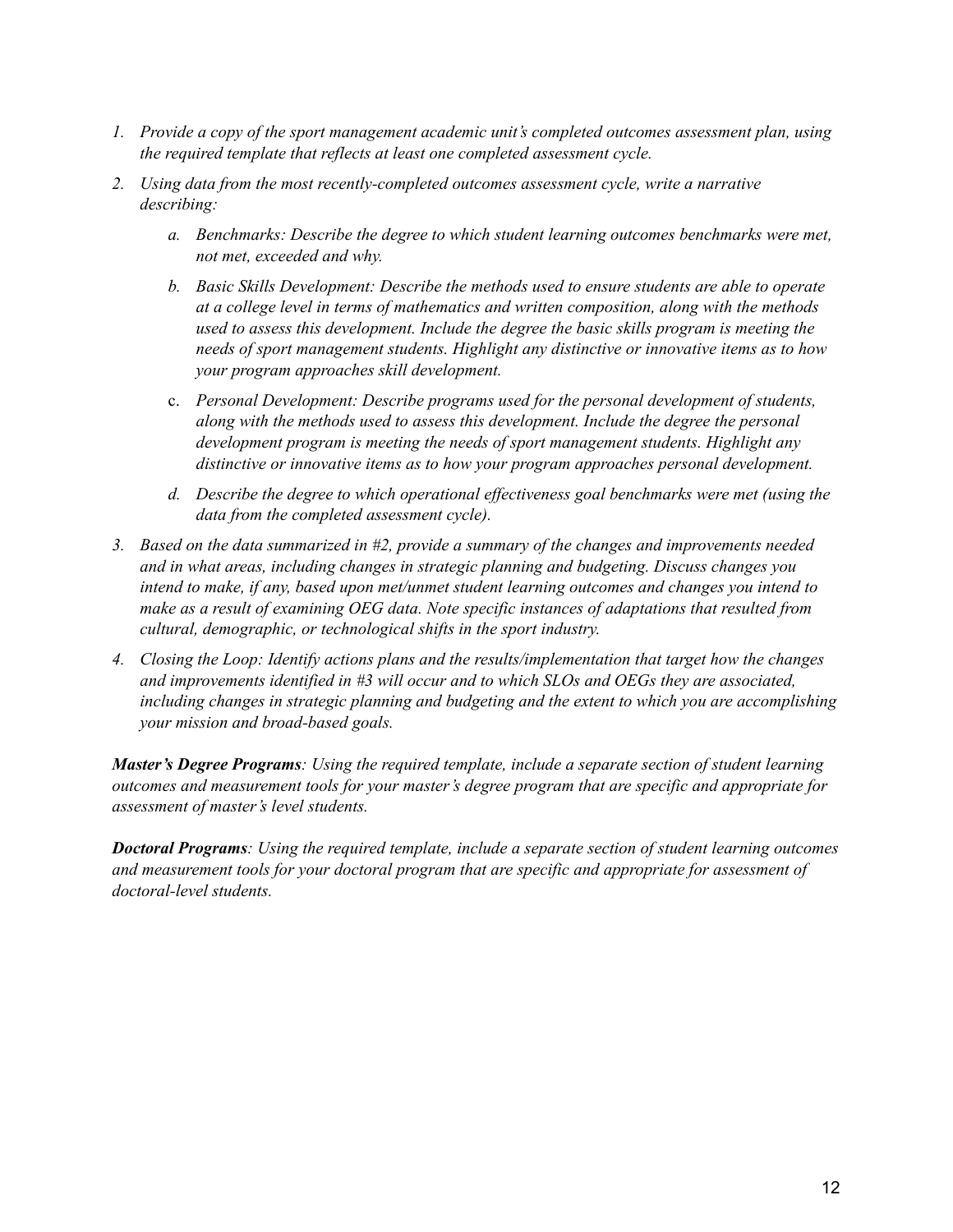1. *Provide a copy of the sport management academic unit's completed outcomes assessment plan, using the required template that reflects at least one completed assessment cycle.*
2. *Using data from the most recently-completed outcomes assessment cycle, write a narrative describing:*
   a. *Benchmarks: Describe the degree to which student learning outcomes benchmarks were met, not met, exceeded and why.*
   b. *Basic Skills Development: Describe the methods used to ensure students are able to operate at a college level in terms of mathematics and written composition, along with the methods used to assess this development. Include the degree the basic skills program is meeting the needs of sport management students. Highlight any distinctive or innovative items as to how your program approaches skill development.*
   c. *Personal Development: Describe programs used for the personal development of students, along with the methods used to assess this development. Include the degree the personal development program is meeting the needs of sport management students. Highlight any distinctive or innovative items as to how your program approaches personal development.*
   d. *Describe the degree to which operational effectiveness goal benchmarks were met (using the data from the completed assessment cycle).*
3. *Based on the data summarized in #2, provide a summary of the changes and improvements needed and in what areas, including changes in strategic planning and budgeting. Discuss changes you intend to make, if any, based upon met/unmet student learning outcomes and changes you intend to make as a result of examining OEG data. Note specific instances of adaptations that resulted from cultural, demographic, or technological shifts in the sport industry.*
4. *Closing the Loop: Identify actions plans and the results/implementation that target how the changes and improvements identified in #3 will occur and to which SLOs and OEGs they are associated, including changes in strategic planning and budgeting and the extent to which you are accomplishing your mission and broad-based goals.*

***Master's Degree Programs****: Using the required template, include a separate section of student learning outcomes and measurement tools for your master's degree program that are specific and appropriate for assessment of master's level students.*

***Doctoral Programs****: Using the required template, include a separate section of student learning outcomes and measurement tools for your doctoral program that are specific and appropriate for assessment of doctoral-level students.*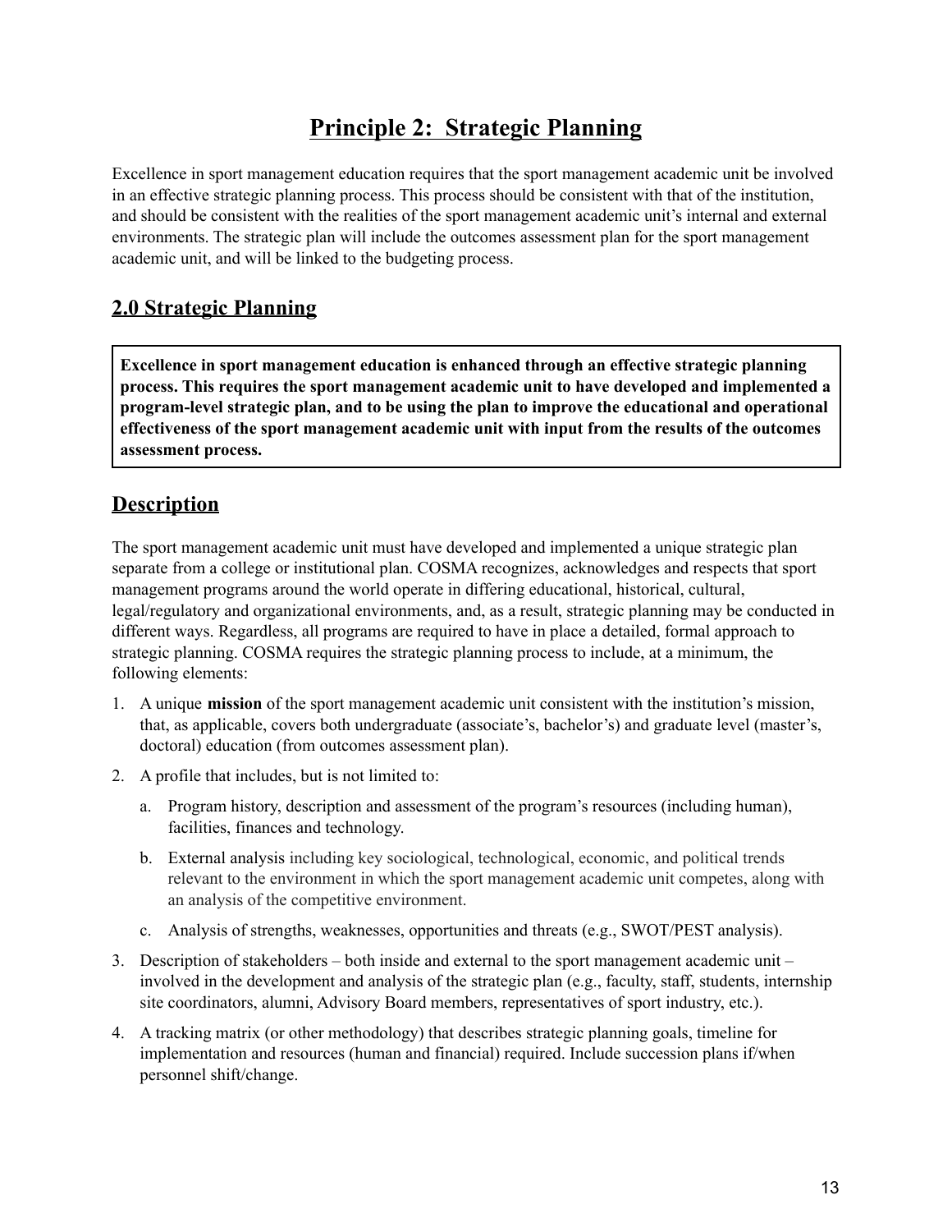# Principle 2: Strategic Planning

Excellence in sport management education requires that the sport management academic unit be involved in an effective strategic planning process. This process should be consistent with that of the institution, and should be consistent with the realities of the sport management academic unit's internal and external environments. The strategic plan will include the outcomes assessment plan for the sport management academic unit, and will be linked to the budgeting process.

## 2.0 Strategic Planning

**Excellence in sport management education is enhanced through an effective strategic planning process. This requires the sport management academic unit to have developed and implemented a program-level strategic plan, and to be using the plan to improve the educational and operational effectiveness of the sport management academic unit with input from the results of the outcomes assessment process.**

## Description

The sport management academic unit must have developed and implemented a unique strategic plan separate from a college or institutional plan. COSMA recognizes, acknowledges and respects that sport management programs around the world operate in differing educational, historical, cultural, legal/regulatory and organizational environments, and, as a result, strategic planning may be conducted in different ways. Regardless, all programs are required to have in place a detailed, formal approach to strategic planning. COSMA requires the strategic planning process to include, at a minimum, the following elements:

1. A unique **mission** of the sport management academic unit consistent with the institution's mission, that, as applicable, covers both undergraduate (associate's, bachelor's) and graduate level (master's, doctoral) education (from outcomes assessment plan).
2. A profile that includes, but is not limited to:
   a. Program history, description and assessment of the program's resources (including human), facilities, finances and technology.
   b. External analysis including key sociological, technological, economic, and political trends relevant to the environment in which the sport management academic unit competes, along with an analysis of the competitive environment.
   c. Analysis of strengths, weaknesses, opportunities and threats (e.g., SWOT/PEST analysis).
3. Description of stakeholders – both inside and external to the sport management academic unit – involved in the development and analysis of the strategic plan (e.g., faculty, staff, students, internship site coordinators, alumni, Advisory Board members, representatives of sport industry, etc.).
4. A tracking matrix (or other methodology) that describes strategic planning goals, timeline for implementation and resources (human and financial) required. Include succession plans if/when personnel shift/change.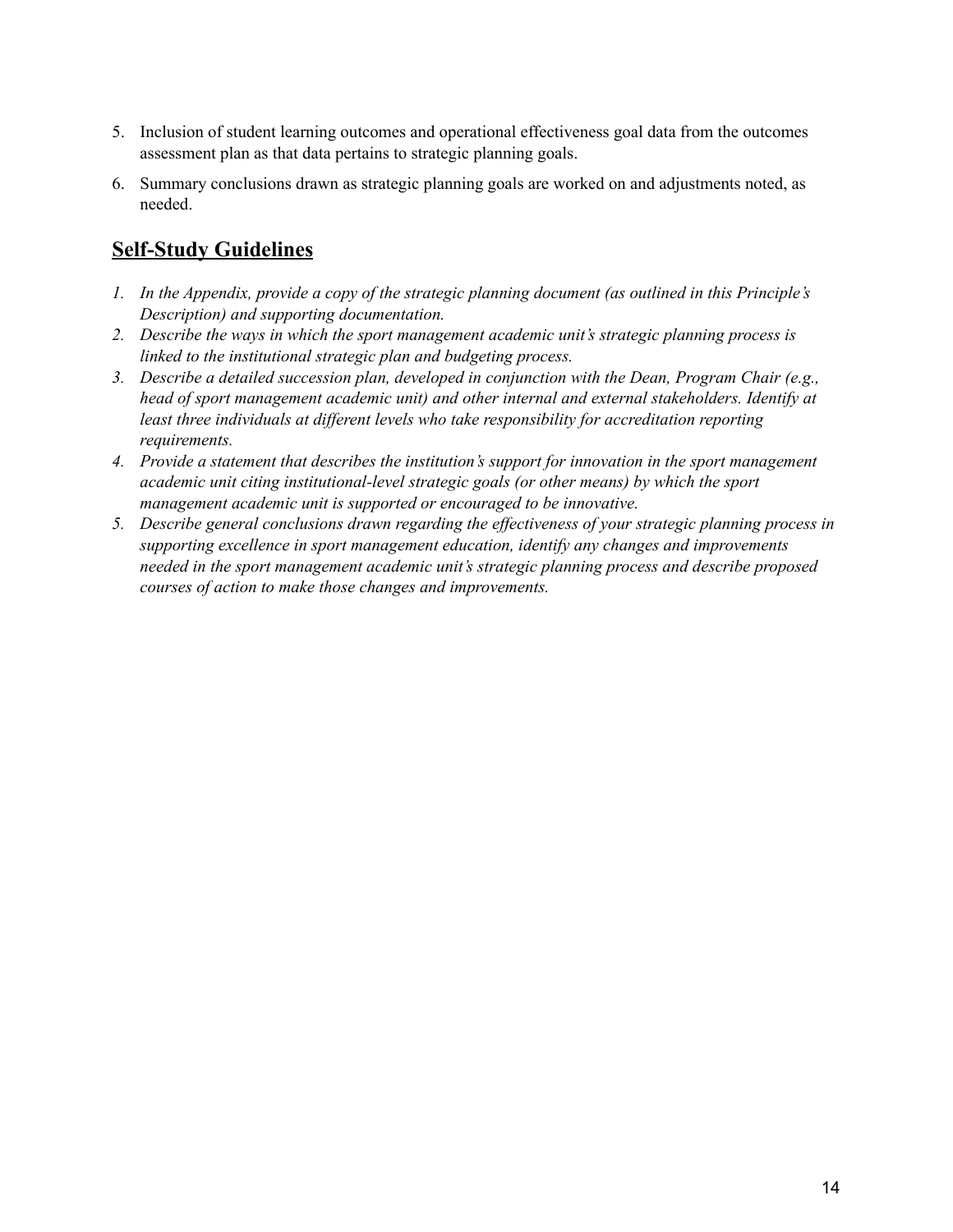5. Inclusion of student learning outcomes and operational effectiveness goal data from the outcomes assessment plan as that data pertains to strategic planning goals.
6. Summary conclusions drawn as strategic planning goals are worked on and adjustments noted, as needed.

## Self-Study Guidelines

1. *In the Appendix, provide a copy of the strategic planning document (as outlined in this Principle's Description) and supporting documentation.*
2. *Describe the ways in which the sport management academic unit's strategic planning process is linked to the institutional strategic plan and budgeting process.*
3. *Describe a detailed succession plan, developed in conjunction with the Dean, Program Chair (e.g., head of sport management academic unit) and other internal and external stakeholders. Identify at least three individuals at different levels who take responsibility for accreditation reporting requirements.*
4. *Provide a statement that describes the institution's support for innovation in the sport management academic unit citing institutional-level strategic goals (or other means) by which the sport management academic unit is supported or encouraged to be innovative.*
5. *Describe general conclusions drawn regarding the effectiveness of your strategic planning process in supporting excellence in sport management education, identify any changes and improvements needed in the sport management academic unit's strategic planning process and describe proposed courses of action to make those changes and improvements.*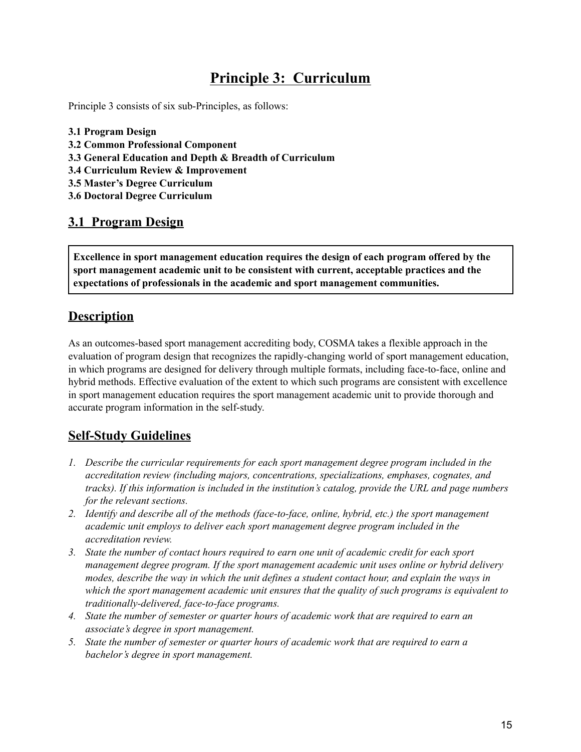# Principle 3: Curriculum

Principle 3 consists of six sub-Principles, as follows:

**3.1 Program Design**
**3.2 Common Professional Component**
**3.3 General Education and Depth & Breadth of Curriculum**
**3.4 Curriculum Review & Improvement**
**3.5 Master's Degree Curriculum**
**3.6 Doctoral Degree Curriculum**

## 3.1 Program Design

**Excellence in sport management education requires the design of each program offered by the sport management academic unit to be consistent with current, acceptable practices and the expectations of professionals in the academic and sport management communities.**

## Description

As an outcomes-based sport management accrediting body, COSMA takes a flexible approach in the evaluation of program design that recognizes the rapidly-changing world of sport management education, in which programs are designed for delivery through multiple formats, including face-to-face, online and hybrid methods. Effective evaluation of the extent to which such programs are consistent with excellence in sport management education requires the sport management academic unit to provide thorough and accurate program information in the self-study.

## Self-Study Guidelines

1. *Describe the curricular requirements for each sport management degree program included in the accreditation review (including majors, concentrations, specializations, emphases, cognates, and tracks). If this information is included in the institution's catalog, provide the URL and page numbers for the relevant sections.*
2. *Identify and describe all of the methods (face-to-face, online, hybrid, etc.) the sport management academic unit employs to deliver each sport management degree program included in the accreditation review.*
3. *State the number of contact hours required to earn one unit of academic credit for each sport management degree program. If the sport management academic unit uses online or hybrid delivery modes, describe the way in which the unit defines a student contact hour, and explain the ways in which the sport management academic unit ensures that the quality of such programs is equivalent to traditionally-delivered, face-to-face programs.*
4. *State the number of semester or quarter hours of academic work that are required to earn an associate's degree in sport management.*
5. *State the number of semester or quarter hours of academic work that are required to earn a bachelor's degree in sport management.*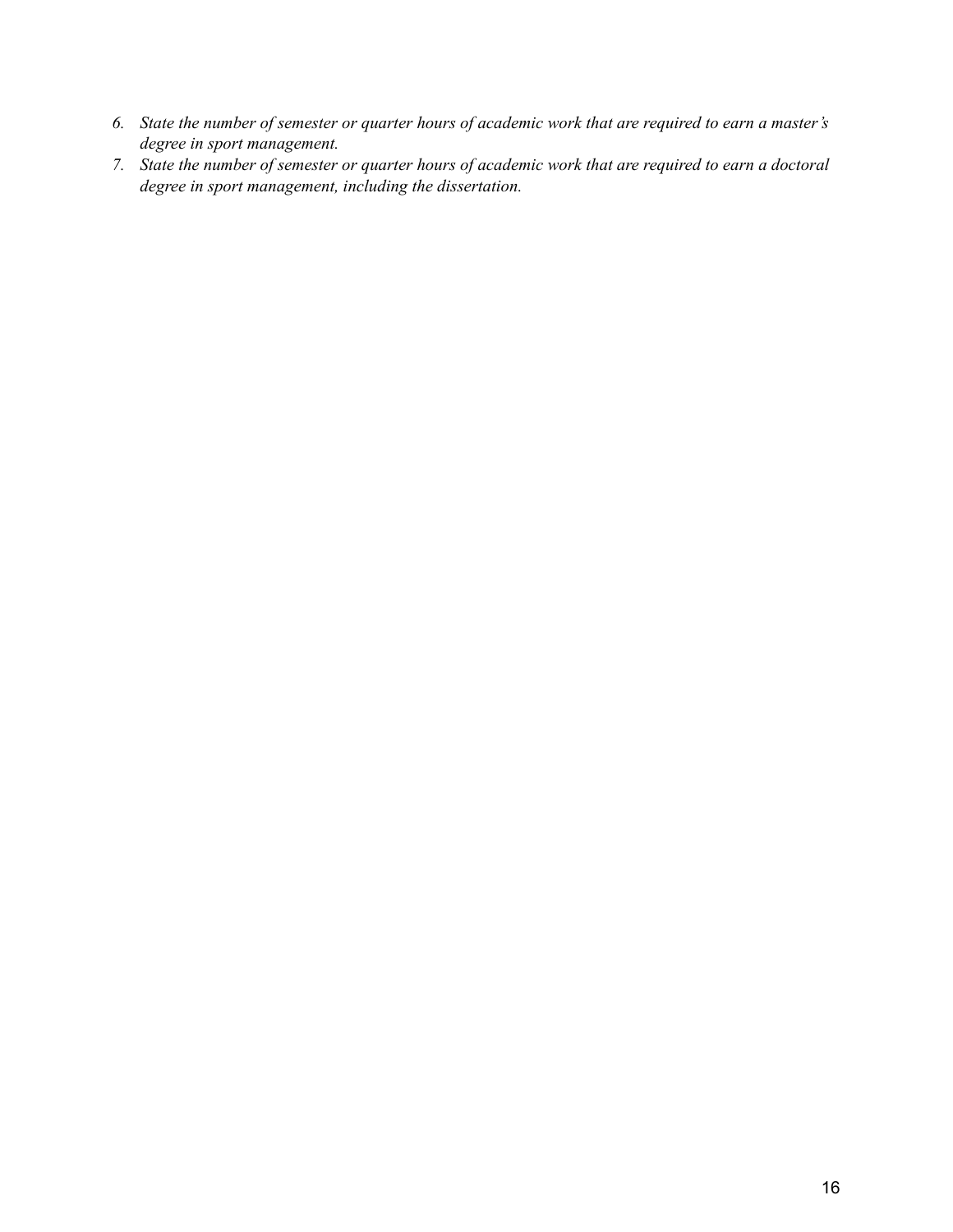6. *State the number of semester or quarter hours of academic work that are required to earn a master's degree in sport management.*
7. *State the number of semester or quarter hours of academic work that are required to earn a doctoral degree in sport management, including the dissertation.*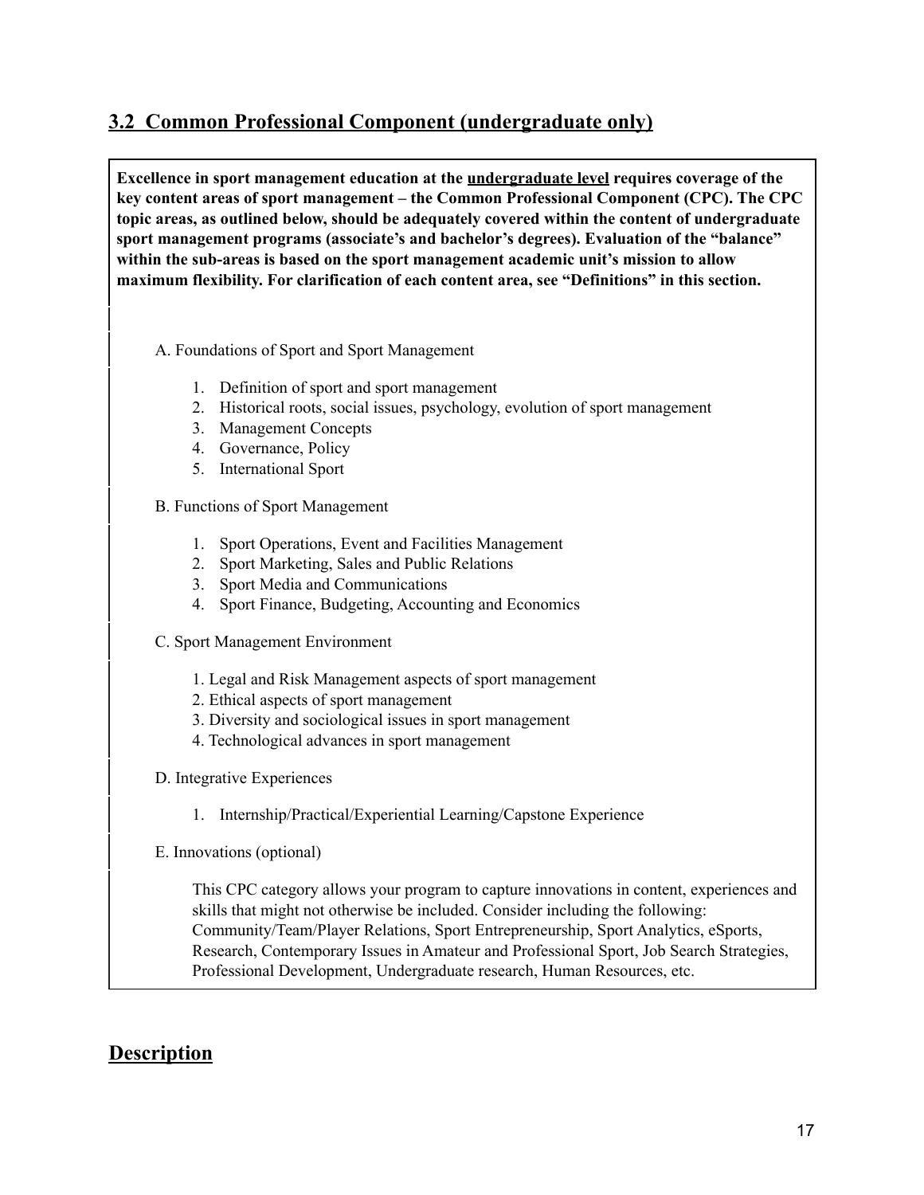## 3.2 Common Professional Component (undergraduate only)

**Excellence in sport management education at the undergraduate level requires coverage of the key content areas of sport management – the Common Professional Component (CPC). The CPC topic areas, as outlined below, should be adequately covered within the content of undergraduate sport management programs (associate's and bachelor's degrees). Evaluation of the "balance" within the sub-areas is based on the sport management academic unit's mission to allow maximum flexibility. For clarification of each content area, see "Definitions" in this section.**

A. Foundations of Sport and Sport Management

1. Definition of sport and sport management
2. Historical roots, social issues, psychology, evolution of sport management
3. Management Concepts
4. Governance, Policy
5. International Sport

B. Functions of Sport Management

1. Sport Operations, Event and Facilities Management
2. Sport Marketing, Sales and Public Relations
3. Sport Media and Communications
4. Sport Finance, Budgeting, Accounting and Economics

C. Sport Management Environment

1. Legal and Risk Management aspects of sport management
2. Ethical aspects of sport management
3. Diversity and sociological issues in sport management
4. Technological advances in sport management

D. Integrative Experiences

1. Internship/Practical/Experiential Learning/Capstone Experience

E. Innovations (optional)

This CPC category allows your program to capture innovations in content, experiences and skills that might not otherwise be included. Consider including the following: Community/Team/Player Relations, Sport Entrepreneurship, Sport Analytics, eSports, Research, Contemporary Issues in Amateur and Professional Sport, Job Search Strategies, Professional Development, Undergraduate research, Human Resources, etc.

## Description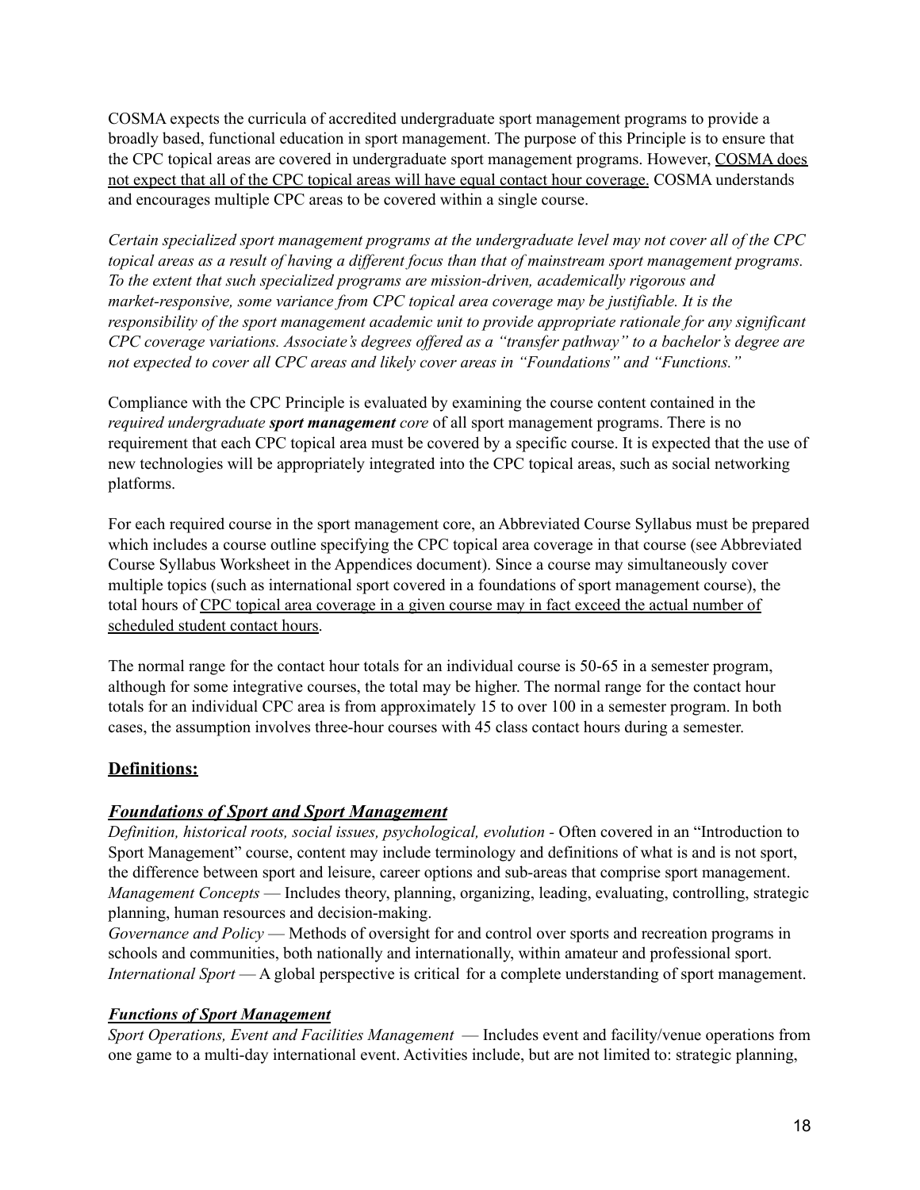COSMA expects the curricula of accredited undergraduate sport management programs to provide a broadly based, functional education in sport management. The purpose of this Principle is to ensure that the CPC topical areas are covered in undergraduate sport management programs. However, <u>COSMA does not expect that all of the CPC topical areas will have equal contact hour coverage.</u> COSMA understands and encourages multiple CPC areas to be covered within a single course.

*Certain specialized sport management programs at the undergraduate level may not cover all of the CPC topical areas as a result of having a different focus than that of mainstream sport management programs. To the extent that such specialized programs are mission-driven, academically rigorous and market-responsive, some variance from CPC topical area coverage may be justifiable. It is the responsibility of the sport management academic unit to provide appropriate rationale for any significant CPC coverage variations. Associate's degrees offered as a "transfer pathway" to a bachelor's degree are not expected to cover all CPC areas and likely cover areas in "Foundations" and "Functions."*

Compliance with the CPC Principle is evaluated by examining the course content contained in the *required undergraduate* ***sport management*** *core* of all sport management programs. There is no requirement that each CPC topical area must be covered by a specific course. It is expected that the use of new technologies will be appropriately integrated into the CPC topical areas, such as social networking platforms.

For each required course in the sport management core, an Abbreviated Course Syllabus must be prepared which includes a course outline specifying the CPC topical area coverage in that course (see Abbreviated Course Syllabus Worksheet in the Appendices document). Since a course may simultaneously cover multiple topics (such as international sport covered in a foundations of sport management course), the total hours of <u>CPC topical area coverage in a given course may in fact exceed the actual number of scheduled student contact hours</u>.

The normal range for the contact hour totals for an individual course is 50-65 in a semester program, although for some integrative courses, the total may be higher. The normal range for the contact hour totals for an individual CPC area is from approximately 15 to over 100 in a semester program. In both cases, the assumption involves three-hour courses with 45 class contact hours during a semester.

## <u>Definitions:</u>

### <u>*Foundations of Sport and Sport Management*</u>

*Definition, historical roots, social issues, psychological, evolution* - Often covered in an "Introduction to Sport Management" course, content may include terminology and definitions of what is and is not sport, the difference between sport and leisure, career options and sub-areas that comprise sport management.
*Management Concepts* — Includes theory, planning, organizing, leading, evaluating, controlling, strategic planning, human resources and decision-making.
*Governance and Policy* — Methods of oversight for and control over sports and recreation programs in schools and communities, both nationally and internationally, within amateur and professional sport.
*International Sport* — A global perspective is critical for a complete understanding of sport management.

### <u>*Functions of Sport Management*</u>

*Sport Operations, Event and Facilities Management* — Includes event and facility/venue operations from one game to a multi-day international event. Activities include, but are not limited to: strategic planning,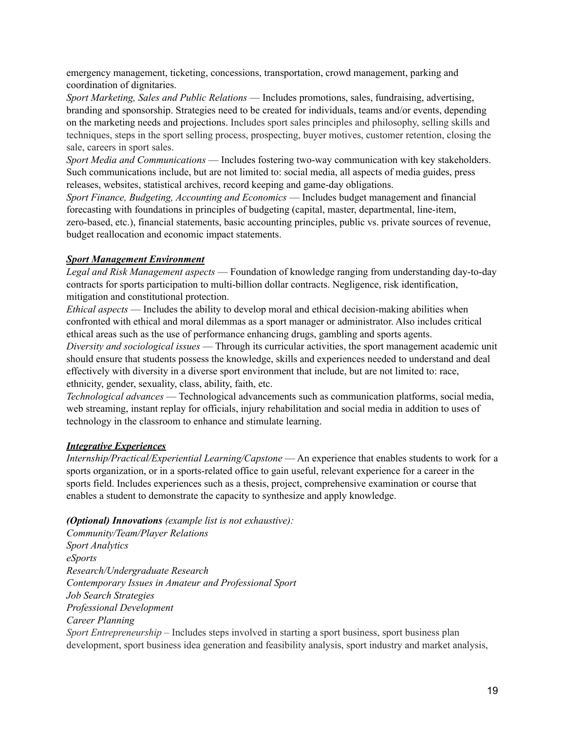emergency management, ticketing, concessions, transportation, crowd management, parking and coordination of dignitaries.

*Sport Marketing, Sales and Public Relations* — Includes promotions, sales, fundraising, advertising, branding and sponsorship. Strategies need to be created for individuals, teams and/or events, depending on the marketing needs and projections. Includes sport sales principles and philosophy, selling skills and techniques, steps in the sport selling process, prospecting, buyer motives, customer retention, closing the sale, careers in sport sales.

*Sport Media and Communications* — Includes fostering two-way communication with key stakeholders. Such communications include, but are not limited to: social media, all aspects of media guides, press releases, websites, statistical archives, record keeping and game-day obligations.

*Sport Finance, Budgeting, Accounting and Economics* — Includes budget management and financial forecasting with foundations in principles of budgeting (capital, master, departmental, line-item, zero-based, etc.), financial statements, basic accounting principles, public vs. private sources of revenue, budget reallocation and economic impact statements.

***Sport Management Environment***

*Legal and Risk Management aspects* — Foundation of knowledge ranging from understanding day-to-day contracts for sports participation to multi-billion dollar contracts. Negligence, risk identification, mitigation and constitutional protection.

*Ethical aspects* — Includes the ability to develop moral and ethical decision-making abilities when confronted with ethical and moral dilemmas as a sport manager or administrator. Also includes critical ethical areas such as the use of performance enhancing drugs, gambling and sports agents.

*Diversity and sociological issues* — Through its curricular activities, the sport management academic unit should ensure that students possess the knowledge, skills and experiences needed to understand and deal effectively with diversity in a diverse sport environment that include, but are not limited to: race, ethnicity, gender, sexuality, class, ability, faith, etc.

*Technological advances* — Technological advancements such as communication platforms, social media, web streaming, instant replay for officials, injury rehabilitation and social media in addition to uses of technology in the classroom to enhance and stimulate learning.

***Integrative Experiences***

*Internship/Practical/Experiential Learning/Capstone* — An experience that enables students to work for a sports organization, or in a sports-related office to gain useful, relevant experience for a career in the sports field. Includes experiences such as a thesis, project, comprehensive examination or course that enables a student to demonstrate the capacity to synthesize and apply knowledge.

***(Optional) Innovations*** *(example list is not exhaustive):*

*Community/Team/Player Relations*
*Sport Analytics*
*eSports*
*Research/Undergraduate Research*
*Contemporary Issues in Amateur and Professional Sport*
*Job Search Strategies*
*Professional Development*
*Career Planning*
*Sport Entrepreneurship* – Includes steps involved in starting a sport business, sport business plan development, sport business idea generation and feasibility analysis, sport industry and market analysis,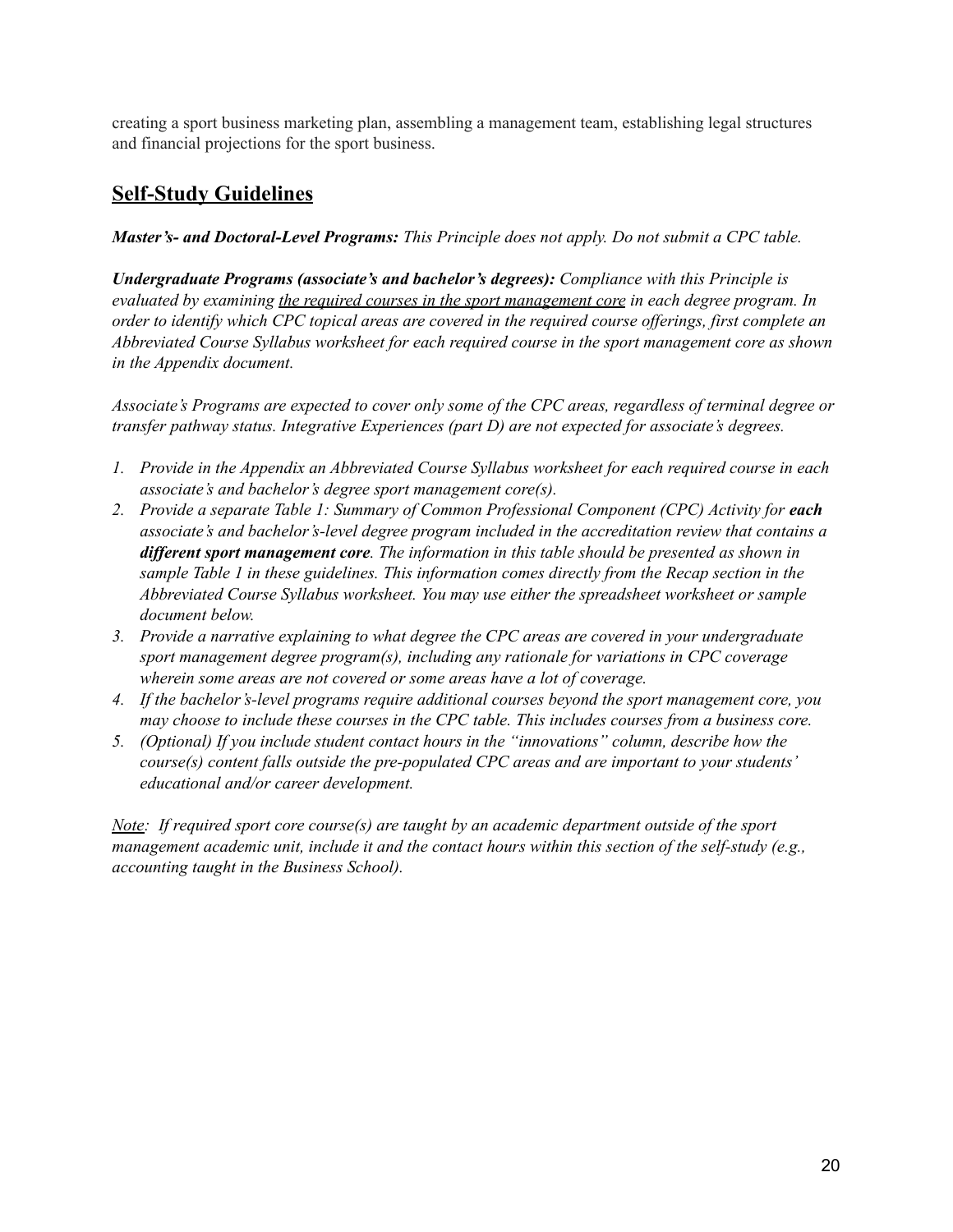creating a sport business marketing plan, assembling a management team, establishing legal structures and financial projections for the sport business.

## Self-Study Guidelines

***Master's- and Doctoral-Level Programs:*** *This Principle does not apply. Do not submit a CPC table.*

***Undergraduate Programs (associate's and bachelor's degrees):*** *Compliance with this Principle is evaluated by examining <u>the required courses in the sport management core</u> in each degree program. In order to identify which CPC topical areas are covered in the required course offerings, first complete an Abbreviated Course Syllabus worksheet for each required course in the sport management core as shown in the Appendix document.*

*Associate's Programs are expected to cover only some of the CPC areas, regardless of terminal degree or transfer pathway status. Integrative Experiences (part D) are not expected for associate's degrees.*

1. *Provide in the Appendix an Abbreviated Course Syllabus worksheet for each required course in each associate's and bachelor's degree sport management core(s).*
2. *Provide a separate Table 1: Summary of Common Professional Component (CPC) Activity for* ***each*** *associate's and bachelor's-level degree program included in the accreditation review that contains a* ***different sport management core****. The information in this table should be presented as shown in sample Table 1 in these guidelines. This information comes directly from the Recap section in the Abbreviated Course Syllabus worksheet. You may use either the spreadsheet worksheet or sample document below.*
3. *Provide a narrative explaining to what degree the CPC areas are covered in your undergraduate sport management degree program(s), including any rationale for variations in CPC coverage wherein some areas are not covered or some areas have a lot of coverage.*
4. *If the bachelor's-level programs require additional courses beyond the sport management core, you may choose to include these courses in the CPC table. This includes courses from a business core.*
5. *(Optional) If you include student contact hours in the "innovations" column, describe how the course(s) content falls outside the pre-populated CPC areas and are important to your students' educational and/or career development.*

*<u>Note</u>: If required sport core course(s) are taught by an academic department outside of the sport management academic unit, include it and the contact hours within this section of the self-study (e.g., accounting taught in the Business School).*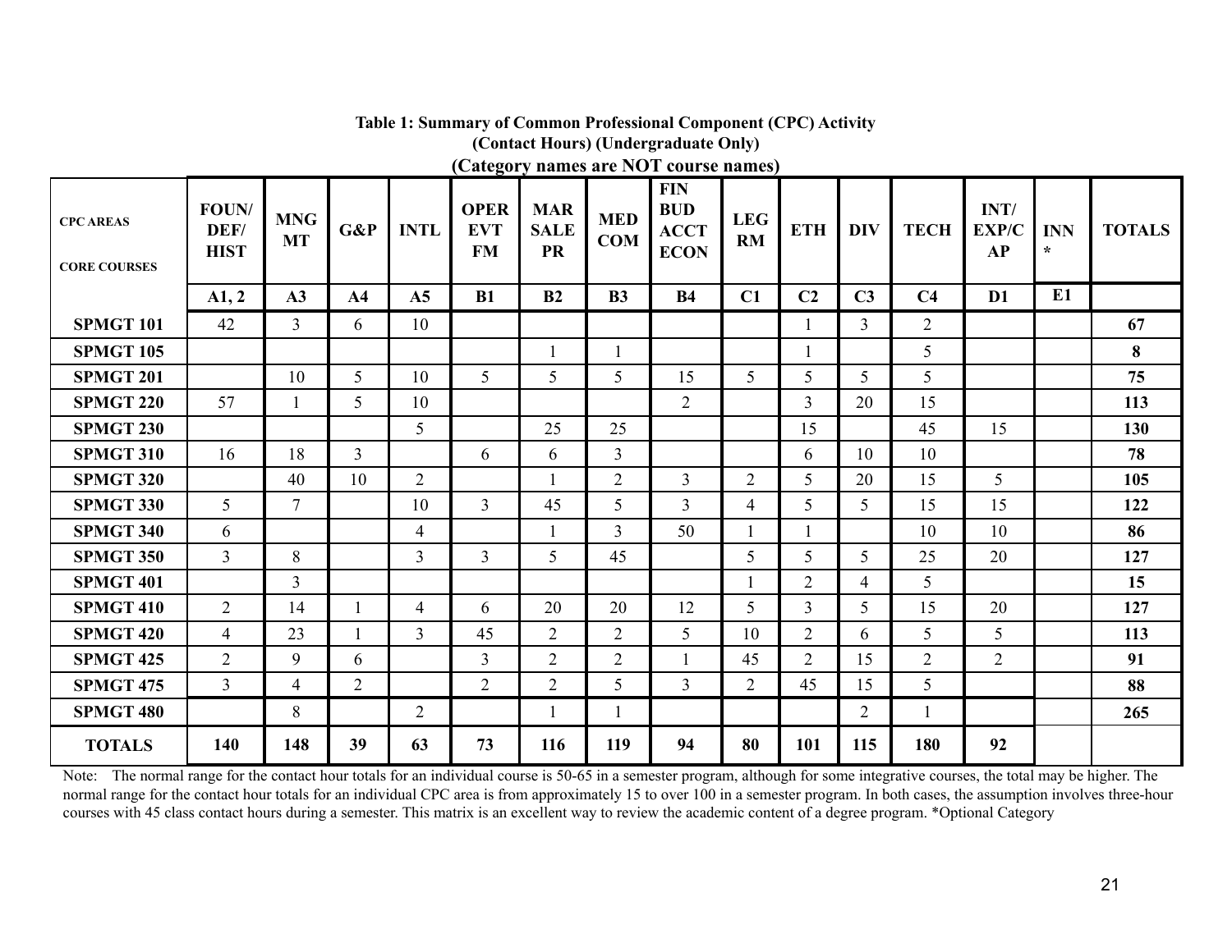**Table 1: Summary of Common Professional Component (CPC) Activity**
**(Contact Hours) (Undergraduate Only)**
**(Category names are NOT course names)**

| CPC AREAS<br><br>CORE COURSES | FOUN/ DEF/ HIST | MNG MT | G&P | INTL | OPER EVT FM | MAR SALE PR | MED COM | FIN BUD ACCT ECON | LEG RM | ETH | DIV | TECH | INT/ EXP/C AP | INN * | TOTALS |
|---|---|---|---|---|---|---|---|---|---|---|---|---|---|---|---|
| | **A1, 2** | **A3** | **A4** | **A5** | **B1** | **B2** | **B3** | **B4** | **C1** | **C2** | **C3** | **C4** | **D1** | **E1** | |
| **SPMGT 101** | 42 | 3 | 6 | 10 | | | | | | 1 | 3 | 2 | | | **67** |
| **SPMGT 105** | | | | | | 1 | 1 | | | 1 | | 5 | | | **8** |
| **SPMGT 201** | | 10 | 5 | 10 | 5 | 5 | 5 | 15 | 5 | 5 | 5 | 5 | | | **75** |
| **SPMGT 220** | 57 | 1 | 5 | 10 | | | | 2 | | 3 | 20 | 15 | | | **113** |
| **SPMGT 230** | | | | 5 | | 25 | 25 | | | 15 | | 45 | 15 | | **130** |
| **SPMGT 310** | 16 | 18 | 3 | | 6 | 6 | 3 | | | 6 | 10 | 10 | | | **78** |
| **SPMGT 320** | | 40 | 10 | 2 | | 1 | 2 | 3 | 2 | 5 | 20 | 15 | 5 | | **105** |
| **SPMGT 330** | 5 | 7 | | 10 | 3 | 45 | 5 | 3 | 4 | 5 | 5 | 15 | 15 | | **122** |
| **SPMGT 340** | 6 | | | 4 | | 1 | 3 | 50 | 1 | 1 | | 10 | 10 | | **86** |
| **SPMGT 350** | 3 | 8 | | 3 | 3 | 5 | 45 | | 5 | 5 | 5 | 25 | 20 | | **127** |
| **SPMGT 401** | | 3 | | | | | | | 1 | 2 | 4 | 5 | | | **15** |
| **SPMGT 410** | 2 | 14 | 1 | 4 | 6 | 20 | 20 | 12 | 5 | 3 | 5 | 15 | 20 | | **127** |
| **SPMGT 420** | 4 | 23 | 1 | 3 | 45 | 2 | 2 | 5 | 10 | 2 | 6 | 5 | 5 | | **113** |
| **SPMGT 425** | 2 | 9 | 6 | | 3 | 2 | 2 | 1 | 45 | 2 | 15 | 2 | 2 | | **91** |
| **SPMGT 475** | 3 | 4 | 2 | | 2 | 2 | 5 | 3 | 2 | 45 | 15 | 5 | | | **88** |
| **SPMGT 480** | | 8 | | 2 | | 1 | 1 | | | | 2 | 1 | | | **265** |
| **TOTALS** | **140** | **148** | **39** | **63** | **73** | **116** | **119** | **94** | **80** | **101** | **115** | **180** | **92** | | |

Note: The normal range for the contact hour totals for an individual course is 50-65 in a semester program, although for some integrative courses, the total may be higher. The normal range for the contact hour totals for an individual CPC area is from approximately 15 to over 100 in a semester program. In both cases, the assumption involves three-hour courses with 45 class contact hours during a semester. This matrix is an excellent way to review the academic content of a degree program. *Optional Category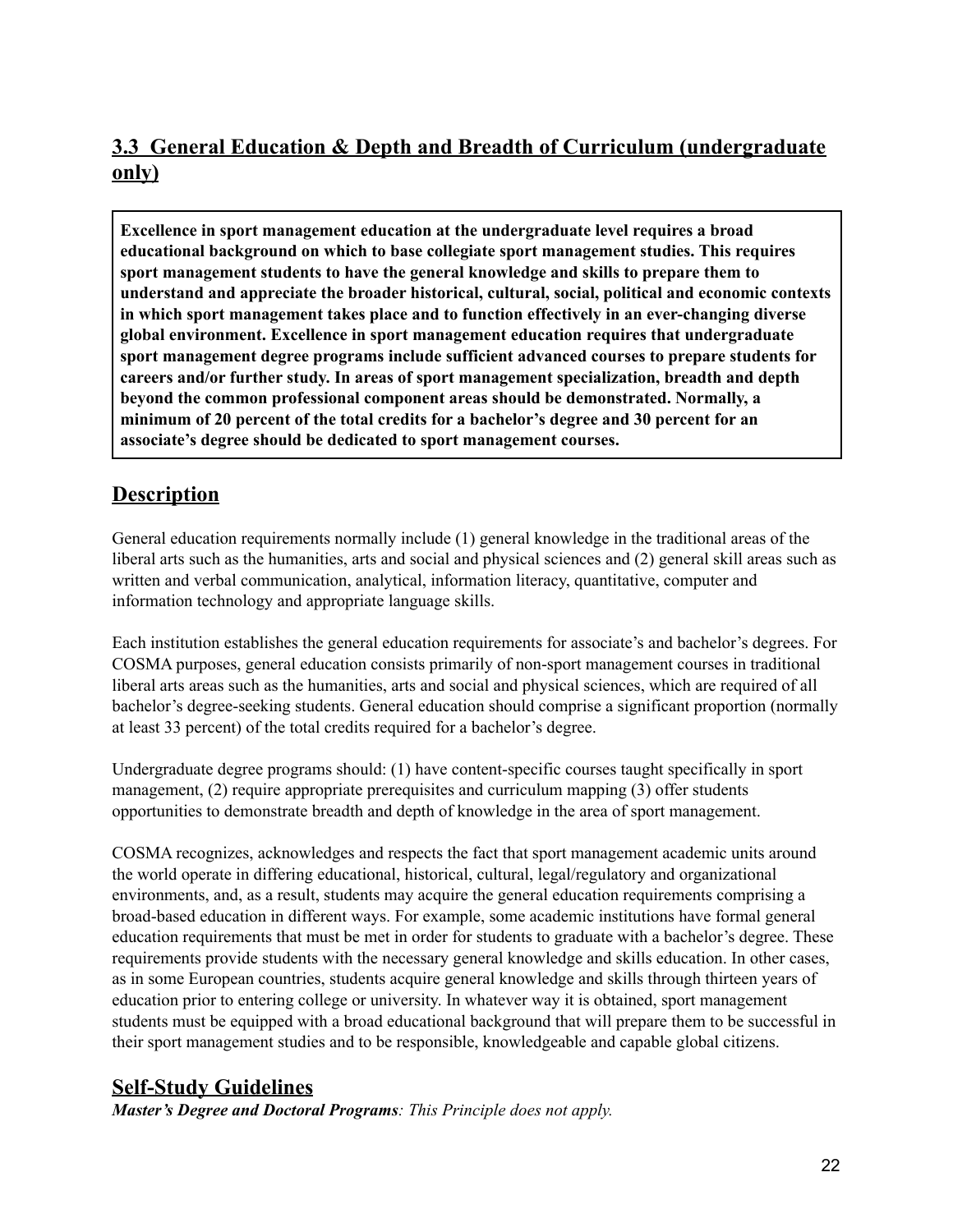## 3.3 General Education & Depth and Breadth of Curriculum (undergraduate only)

**Excellence in sport management education at the undergraduate level requires a broad educational background on which to base collegiate sport management studies. This requires sport management students to have the general knowledge and skills to prepare them to understand and appreciate the broader historical, cultural, social, political and economic contexts in which sport management takes place and to function effectively in an ever-changing diverse global environment. Excellence in sport management education requires that undergraduate sport management degree programs include sufficient advanced courses to prepare students for careers and/or further study. In areas of sport management specialization, breadth and depth beyond the common professional component areas should be demonstrated. Normally, a minimum of 20 percent of the total credits for a bachelor's degree and 30 percent for an associate's degree should be dedicated to sport management courses.**

## Description

General education requirements normally include (1) general knowledge in the traditional areas of the liberal arts such as the humanities, arts and social and physical sciences and (2) general skill areas such as written and verbal communication, analytical, information literacy, quantitative, computer and information technology and appropriate language skills.

Each institution establishes the general education requirements for associate's and bachelor's degrees. For COSMA purposes, general education consists primarily of non-sport management courses in traditional liberal arts areas such as the humanities, arts and social and physical sciences, which are required of all bachelor's degree-seeking students. General education should comprise a significant proportion (normally at least 33 percent) of the total credits required for a bachelor's degree.

Undergraduate degree programs should: (1) have content-specific courses taught specifically in sport management, (2) require appropriate prerequisites and curriculum mapping (3) offer students opportunities to demonstrate breadth and depth of knowledge in the area of sport management.

COSMA recognizes, acknowledges and respects the fact that sport management academic units around the world operate in differing educational, historical, cultural, legal/regulatory and organizational environments, and, as a result, students may acquire the general education requirements comprising a broad-based education in different ways. For example, some academic institutions have formal general education requirements that must be met in order for students to graduate with a bachelor's degree. These requirements provide students with the necessary general knowledge and skills education. In other cases, as in some European countries, students acquire general knowledge and skills through thirteen years of education prior to entering college or university. In whatever way it is obtained, sport management students must be equipped with a broad educational background that will prepare them to be successful in their sport management studies and to be responsible, knowledgeable and capable global citizens.

## Self-Study Guidelines

***Master's Degree and Doctoral Programs**: This Principle does not apply.*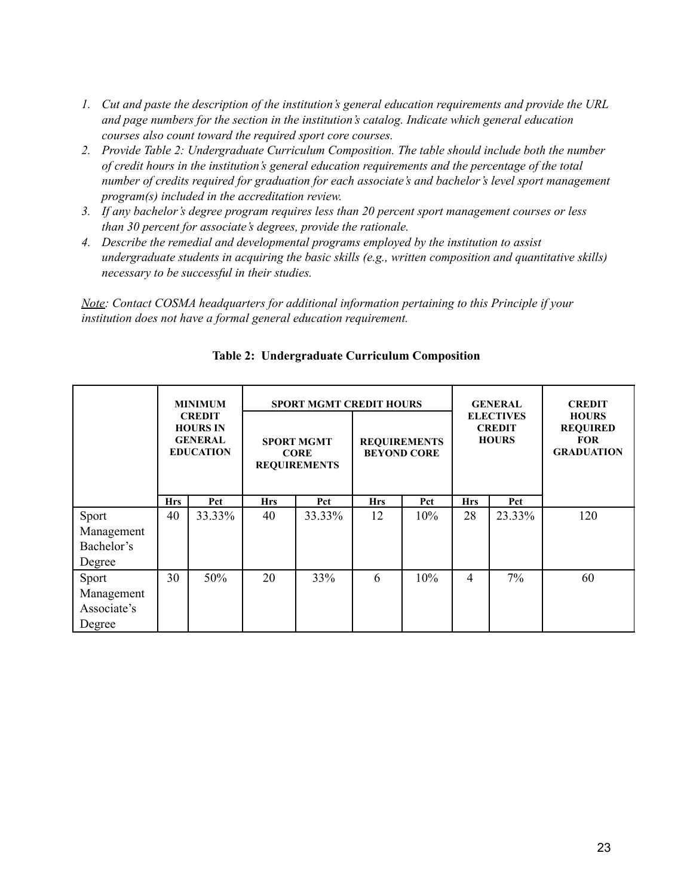1. *Cut and paste the description of the institution's general education requirements and provide the URL and page numbers for the section in the institution's catalog. Indicate which general education courses also count toward the required sport core courses.*
2. *Provide Table 2: Undergraduate Curriculum Composition. The table should include both the number of credit hours in the institution's general education requirements and the percentage of the total number of credits required for graduation for each associate's and bachelor's level sport management program(s) included in the accreditation review.*
3. *If any bachelor's degree program requires less than 20 percent sport management courses or less than 30 percent for associate's degrees, provide the rationale.*
4. *Describe the remedial and developmental programs employed by the institution to assist undergraduate students in acquiring the basic skills (e.g., written composition and quantitative skills) necessary to be successful in their studies.*

*Note: Contact COSMA headquarters for additional information pertaining to this Principle if your institution does not have a formal general education requirement.*

**Table 2: Undergraduate Curriculum Composition**

| | MINIMUM CREDIT HOURS IN GENERAL EDUCATION | | SPORT MGMT CREDIT HOURS | | | | GENERAL ELECTIVES CREDIT HOURS | | CREDIT HOURS REQUIRED FOR GRADUATION |
|---|---|---|---|---|---|---|---|---|---|
| | | | SPORT MGMT CORE REQUIREMENTS | | REQUIREMENTS BEYOND CORE | | | | |
| | Hrs | Pct | Hrs | Pct | Hrs | Pct | Hrs | Pct | |
| Sport Management Bachelor's Degree | 40 | 33.33% | 40 | 33.33% | 12 | 10% | 28 | 23.33% | 120 |
| Sport Management Associate's Degree | 30 | 50% | 20 | 33% | 6 | 10% | 4 | 7% | 60 |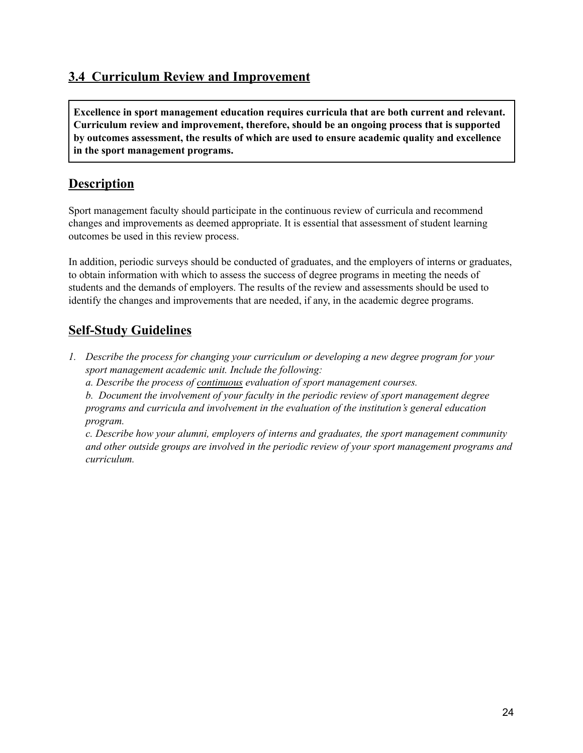## 3.4 Curriculum Review and Improvement

**Excellence in sport management education requires curricula that are both current and relevant. Curriculum review and improvement, therefore, should be an ongoing process that is supported by outcomes assessment, the results of which are used to ensure academic quality and excellence in the sport management programs.**

## Description

Sport management faculty should participate in the continuous review of curricula and recommend changes and improvements as deemed appropriate. It is essential that assessment of student learning outcomes be used in this review process.

In addition, periodic surveys should be conducted of graduates, and the employers of interns or graduates, to obtain information with which to assess the success of degree programs in meeting the needs of students and the demands of employers. The results of the review and assessments should be used to identify the changes and improvements that are needed, if any, in the academic degree programs.

## Self-Study Guidelines

1. *Describe the process for changing your curriculum or developing a new degree program for your sport management academic unit. Include the following:*
   *a. Describe the process of <u>continuous</u> evaluation of sport management courses.*
   *b. Document the involvement of your faculty in the periodic review of sport management degree programs and curricula and involvement in the evaluation of the institution's general education program.*
   *c. Describe how your alumni, employers of interns and graduates, the sport management community and other outside groups are involved in the periodic review of your sport management programs and curriculum.*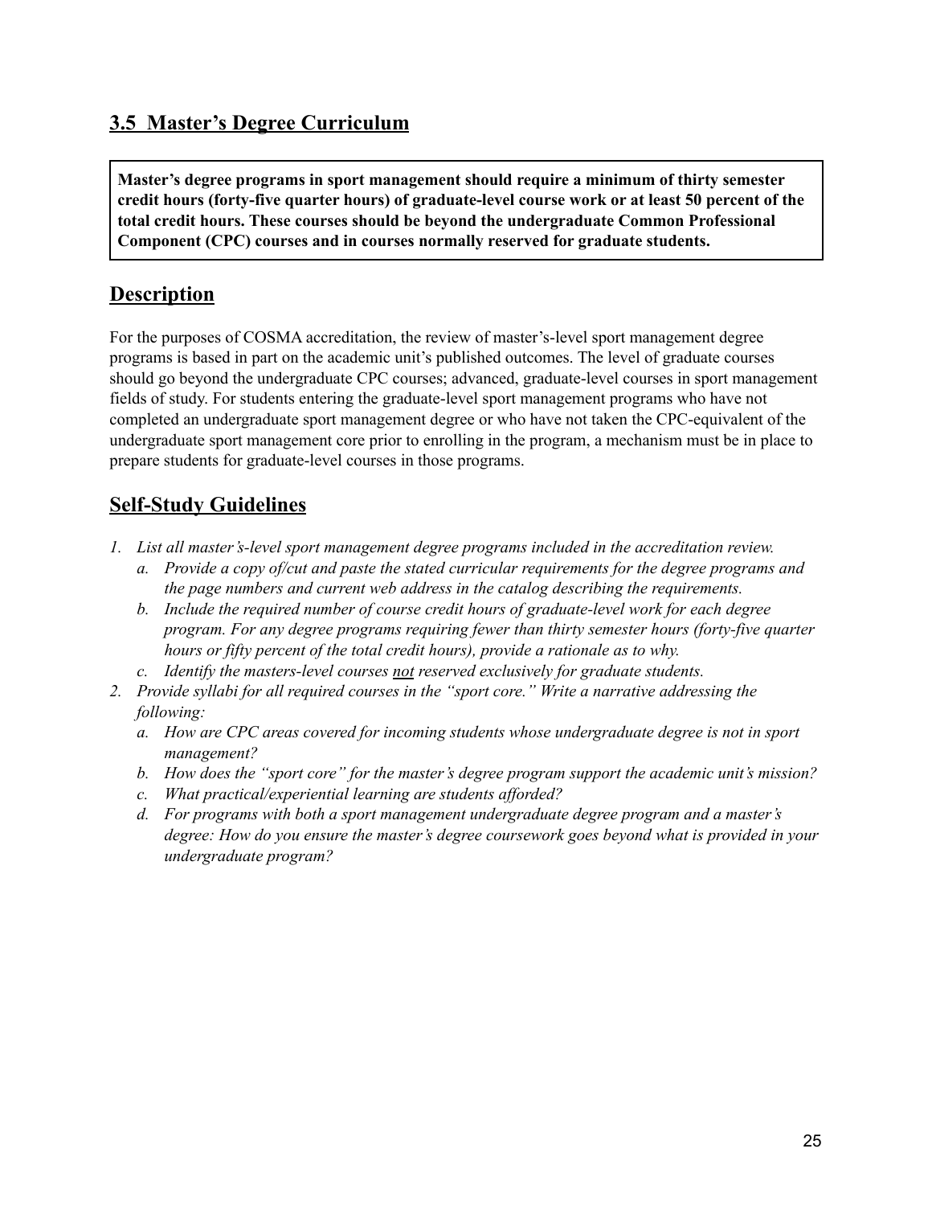## 3.5 Master's Degree Curriculum

**Master's degree programs in sport management should require a minimum of thirty semester credit hours (forty-five quarter hours) of graduate-level course work or at least 50 percent of the total credit hours. These courses should be beyond the undergraduate Common Professional Component (CPC) courses and in courses normally reserved for graduate students.**

## Description

For the purposes of COSMA accreditation, the review of master's-level sport management degree programs is based in part on the academic unit's published outcomes. The level of graduate courses should go beyond the undergraduate CPC courses; advanced, graduate-level courses in sport management fields of study. For students entering the graduate-level sport management programs who have not completed an undergraduate sport management degree or who have not taken the CPC-equivalent of the undergraduate sport management core prior to enrolling in the program, a mechanism must be in place to prepare students for graduate-level courses in those programs.

## Self-Study Guidelines

1. *List all master's-level sport management degree programs included in the accreditation review.*
   a. *Provide a copy of/cut and paste the stated curricular requirements for the degree programs and the page numbers and current web address in the catalog describing the requirements.*
   b. *Include the required number of course credit hours of graduate-level work for each degree program. For any degree programs requiring fewer than thirty semester hours (forty-five quarter hours or fifty percent of the total credit hours), provide a rationale as to why.*
   c. *Identify the masters-level courses <u>not</u> reserved exclusively for graduate students.*
2. *Provide syllabi for all required courses in the "sport core." Write a narrative addressing the following:*
   a. *How are CPC areas covered for incoming students whose undergraduate degree is not in sport management?*
   b. *How does the "sport core" for the master's degree program support the academic unit's mission?*
   c. *What practical/experiential learning are students afforded?*
   d. *For programs with both a sport management undergraduate degree program and a master's degree: How do you ensure the master's degree coursework goes beyond what is provided in your undergraduate program?*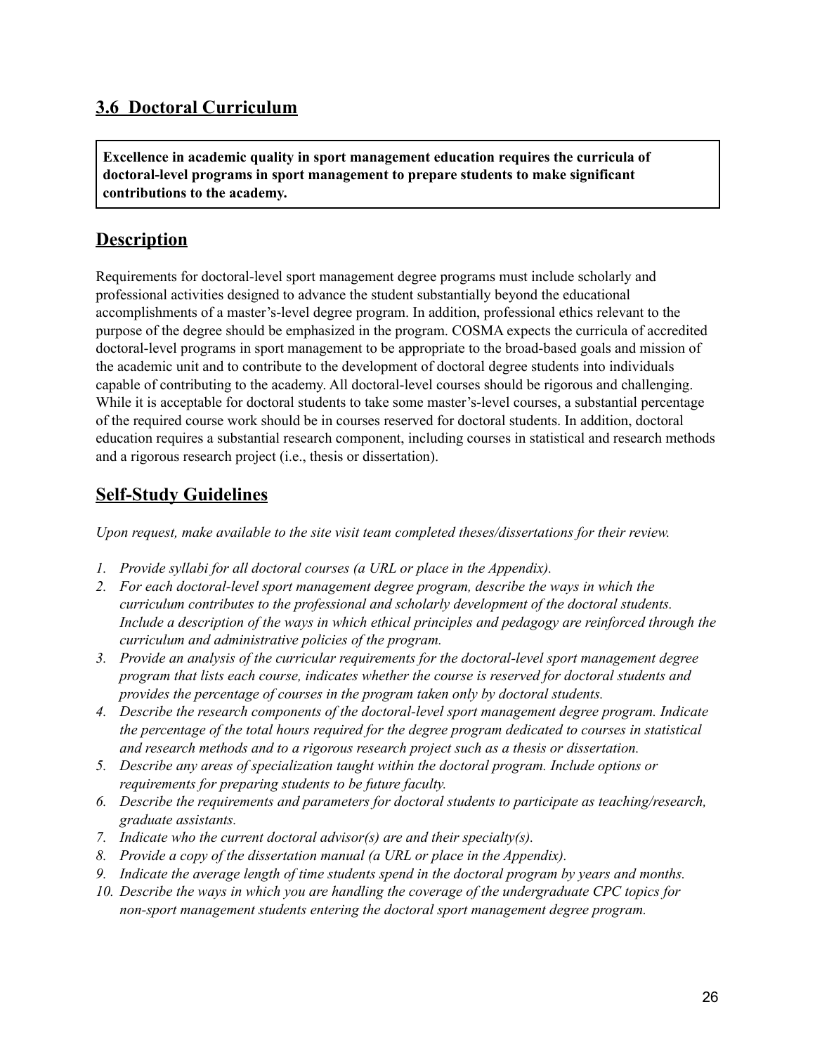## 3.6 Doctoral Curriculum

**Excellence in academic quality in sport management education requires the curricula of doctoral-level programs in sport management to prepare students to make significant contributions to the academy.**

## Description

Requirements for doctoral-level sport management degree programs must include scholarly and professional activities designed to advance the student substantially beyond the educational accomplishments of a master's-level degree program. In addition, professional ethics relevant to the purpose of the degree should be emphasized in the program. COSMA expects the curricula of accredited doctoral-level programs in sport management to be appropriate to the broad-based goals and mission of the academic unit and to contribute to the development of doctoral degree students into individuals capable of contributing to the academy. All doctoral-level courses should be rigorous and challenging. While it is acceptable for doctoral students to take some master's-level courses, a substantial percentage of the required course work should be in courses reserved for doctoral students. In addition, doctoral education requires a substantial research component, including courses in statistical and research methods and a rigorous research project (i.e., thesis or dissertation).

## Self-Study Guidelines

*Upon request, make available to the site visit team completed theses/dissertations for their review.*

1. *Provide syllabi for all doctoral courses (a URL or place in the Appendix).*
2. *For each doctoral-level sport management degree program, describe the ways in which the curriculum contributes to the professional and scholarly development of the doctoral students. Include a description of the ways in which ethical principles and pedagogy are reinforced through the curriculum and administrative policies of the program.*
3. *Provide an analysis of the curricular requirements for the doctoral-level sport management degree program that lists each course, indicates whether the course is reserved for doctoral students and provides the percentage of courses in the program taken only by doctoral students.*
4. *Describe the research components of the doctoral-level sport management degree program. Indicate the percentage of the total hours required for the degree program dedicated to courses in statistical and research methods and to a rigorous research project such as a thesis or dissertation.*
5. *Describe any areas of specialization taught within the doctoral program. Include options or requirements for preparing students to be future faculty.*
6. *Describe the requirements and parameters for doctoral students to participate as teaching/research, graduate assistants.*
7. *Indicate who the current doctoral advisor(s) are and their specialty(s).*
8. *Provide a copy of the dissertation manual (a URL or place in the Appendix).*
9. *Indicate the average length of time students spend in the doctoral program by years and months.*
10. *Describe the ways in which you are handling the coverage of the undergraduate CPC topics for non-sport management students entering the doctoral sport management degree program.*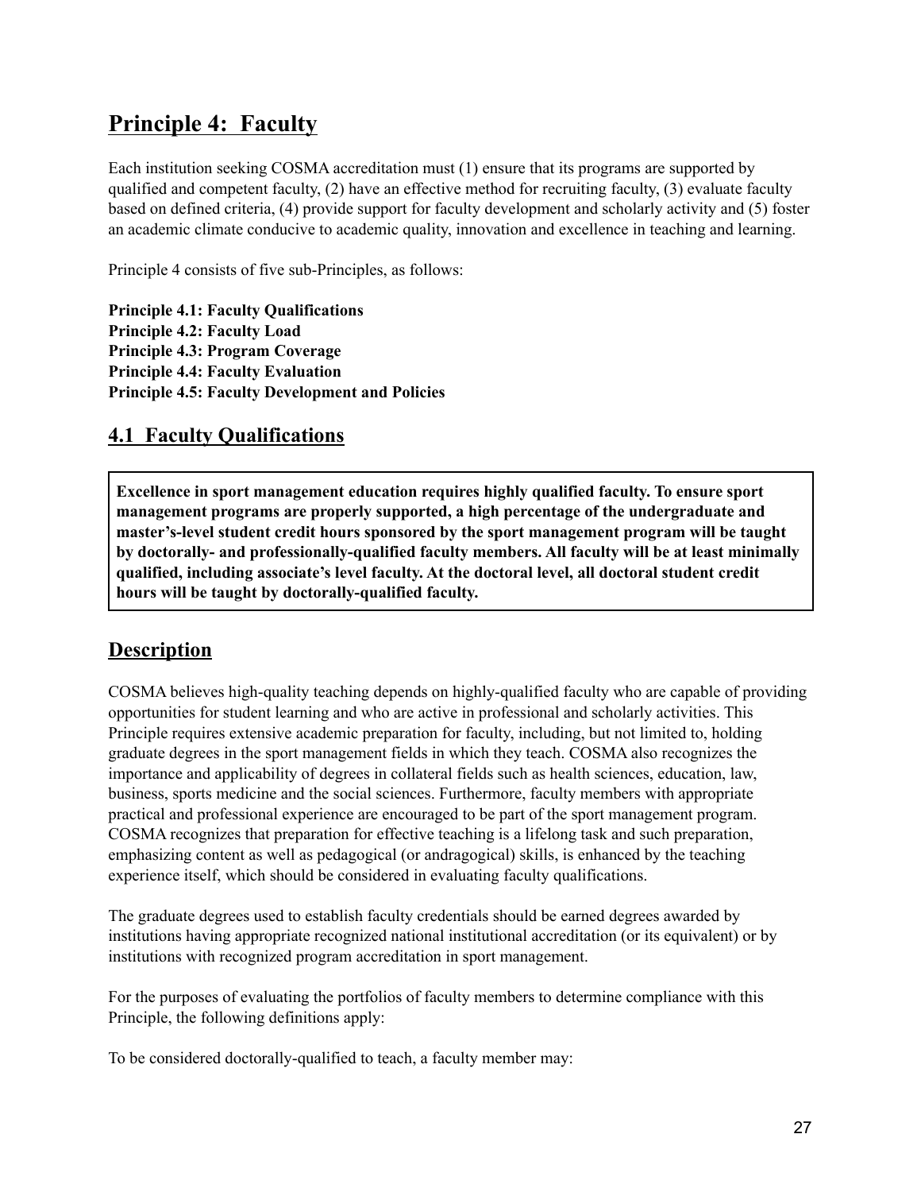## Principle 4: Faculty

Each institution seeking COSMA accreditation must (1) ensure that its programs are supported by qualified and competent faculty, (2) have an effective method for recruiting faculty, (3) evaluate faculty based on defined criteria, (4) provide support for faculty development and scholarly activity and (5) foster an academic climate conducive to academic quality, innovation and excellence in teaching and learning.

Principle 4 consists of five sub-Principles, as follows:

**Principle 4.1: Faculty Qualifications**
**Principle 4.2: Faculty Load**
**Principle 4.3: Program Coverage**
**Principle 4.4: Faculty Evaluation**
**Principle 4.5: Faculty Development and Policies**

### 4.1 Faculty Qualifications

**Excellence in sport management education requires highly qualified faculty. To ensure sport management programs are properly supported, a high percentage of the undergraduate and master's-level student credit hours sponsored by the sport management program will be taught by doctorally- and professionally-qualified faculty members. All faculty will be at least minimally qualified, including associate's level faculty. At the doctoral level, all doctoral student credit hours will be taught by doctorally-qualified faculty.**

### Description

COSMA believes high-quality teaching depends on highly-qualified faculty who are capable of providing opportunities for student learning and who are active in professional and scholarly activities. This Principle requires extensive academic preparation for faculty, including, but not limited to, holding graduate degrees in the sport management fields in which they teach. COSMA also recognizes the importance and applicability of degrees in collateral fields such as health sciences, education, law, business, sports medicine and the social sciences. Furthermore, faculty members with appropriate practical and professional experience are encouraged to be part of the sport management program. COSMA recognizes that preparation for effective teaching is a lifelong task and such preparation, emphasizing content as well as pedagogical (or andragogical) skills, is enhanced by the teaching experience itself, which should be considered in evaluating faculty qualifications.

The graduate degrees used to establish faculty credentials should be earned degrees awarded by institutions having appropriate recognized national institutional accreditation (or its equivalent) or by institutions with recognized program accreditation in sport management.

For the purposes of evaluating the portfolios of faculty members to determine compliance with this Principle, the following definitions apply:

To be considered doctorally-qualified to teach, a faculty member may: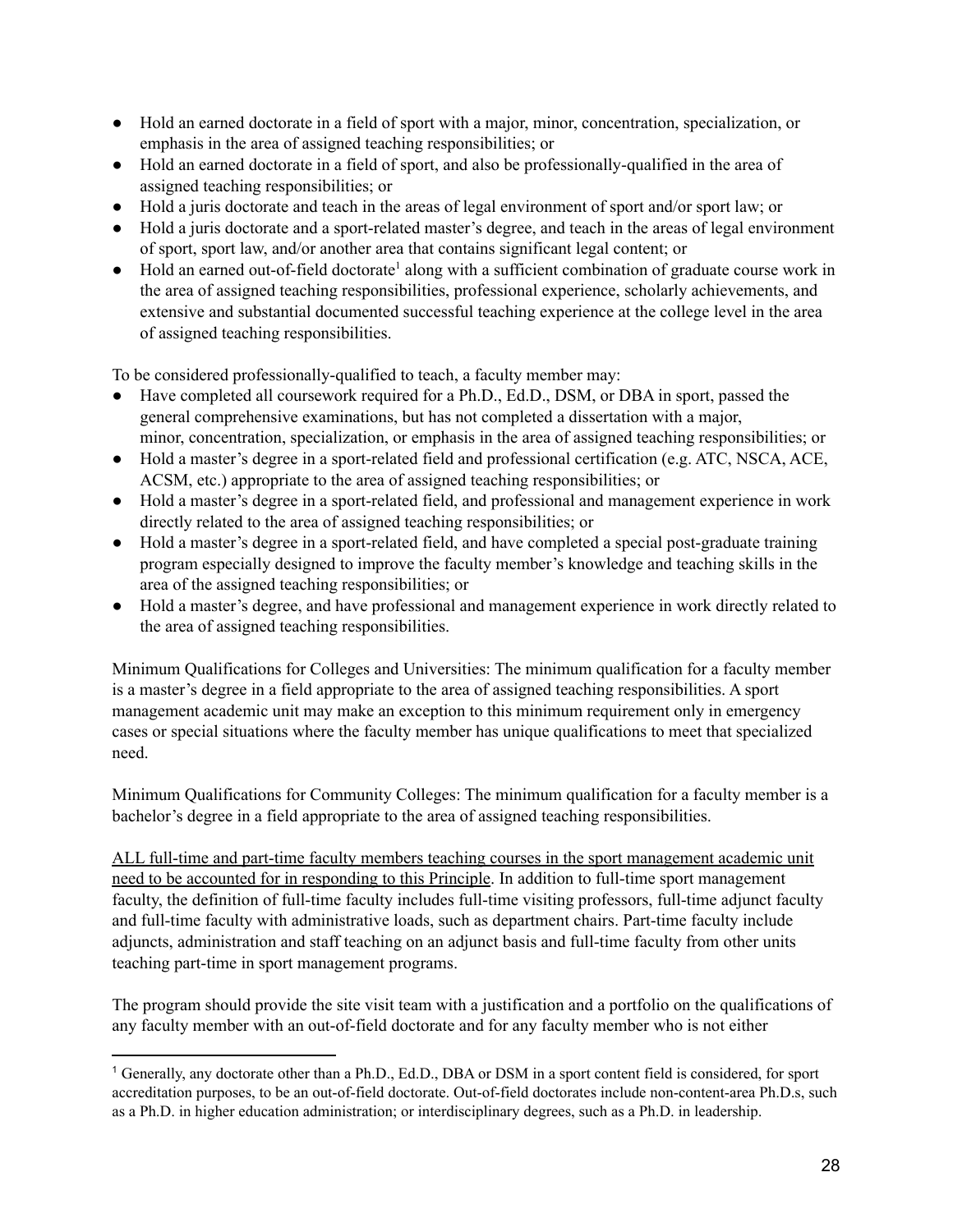- Hold an earned doctorate in a field of sport with a major, minor, concentration, specialization, or emphasis in the area of assigned teaching responsibilities; or
- Hold an earned doctorate in a field of sport, and also be professionally-qualified in the area of assigned teaching responsibilities; or
- Hold a juris doctorate and teach in the areas of legal environment of sport and/or sport law; or
- Hold a juris doctorate and a sport-related master's degree, and teach in the areas of legal environment of sport, sport law, and/or another area that contains significant legal content; or
- Hold an earned out-of-field doctorate[1] along with a sufficient combination of graduate course work in the area of assigned teaching responsibilities, professional experience, scholarly achievements, and extensive and substantial documented successful teaching experience at the college level in the area of assigned teaching responsibilities.

To be considered professionally-qualified to teach, a faculty member may:

- Have completed all coursework required for a Ph.D., Ed.D., DSM, or DBA in sport, passed the general comprehensive examinations, but has not completed a dissertation with a major, minor, concentration, specialization, or emphasis in the area of assigned teaching responsibilities; or
- Hold a master's degree in a sport-related field and professional certification (e.g. ATC, NSCA, ACE, ACSM, etc.) appropriate to the area of assigned teaching responsibilities; or
- Hold a master's degree in a sport-related field, and professional and management experience in work directly related to the area of assigned teaching responsibilities; or
- Hold a master's degree in a sport-related field, and have completed a special post-graduate training program especially designed to improve the faculty member's knowledge and teaching skills in the area of the assigned teaching responsibilities; or
- Hold a master's degree, and have professional and management experience in work directly related to the area of assigned teaching responsibilities.

Minimum Qualifications for Colleges and Universities: The minimum qualification for a faculty member is a master's degree in a field appropriate to the area of assigned teaching responsibilities. A sport management academic unit may make an exception to this minimum requirement only in emergency cases or special situations where the faculty member has unique qualifications to meet that specialized need.

Minimum Qualifications for Community Colleges: The minimum qualification for a faculty member is a bachelor's degree in a field appropriate to the area of assigned teaching responsibilities.

<u>ALL full-time and part-time faculty members teaching courses in the sport management academic unit need to be accounted for in responding to this Principle</u>. In addition to full-time sport management faculty, the definition of full-time faculty includes full-time visiting professors, full-time adjunct faculty and full-time faculty with administrative loads, such as department chairs. Part-time faculty include adjuncts, administration and staff teaching on an adjunct basis and full-time faculty from other units teaching part-time in sport management programs.

The program should provide the site visit team with a justification and a portfolio on the qualifications of any faculty member with an out-of-field doctorate and for any faculty member who is not either

[1] Generally, any doctorate other than a Ph.D., Ed.D., DBA or DSM in a sport content field is considered, for sport accreditation purposes, to be an out-of-field doctorate. Out-of-field doctorates include non-content-area Ph.D.s, such as a Ph.D. in higher education administration; or interdisciplinary degrees, such as a Ph.D. in leadership.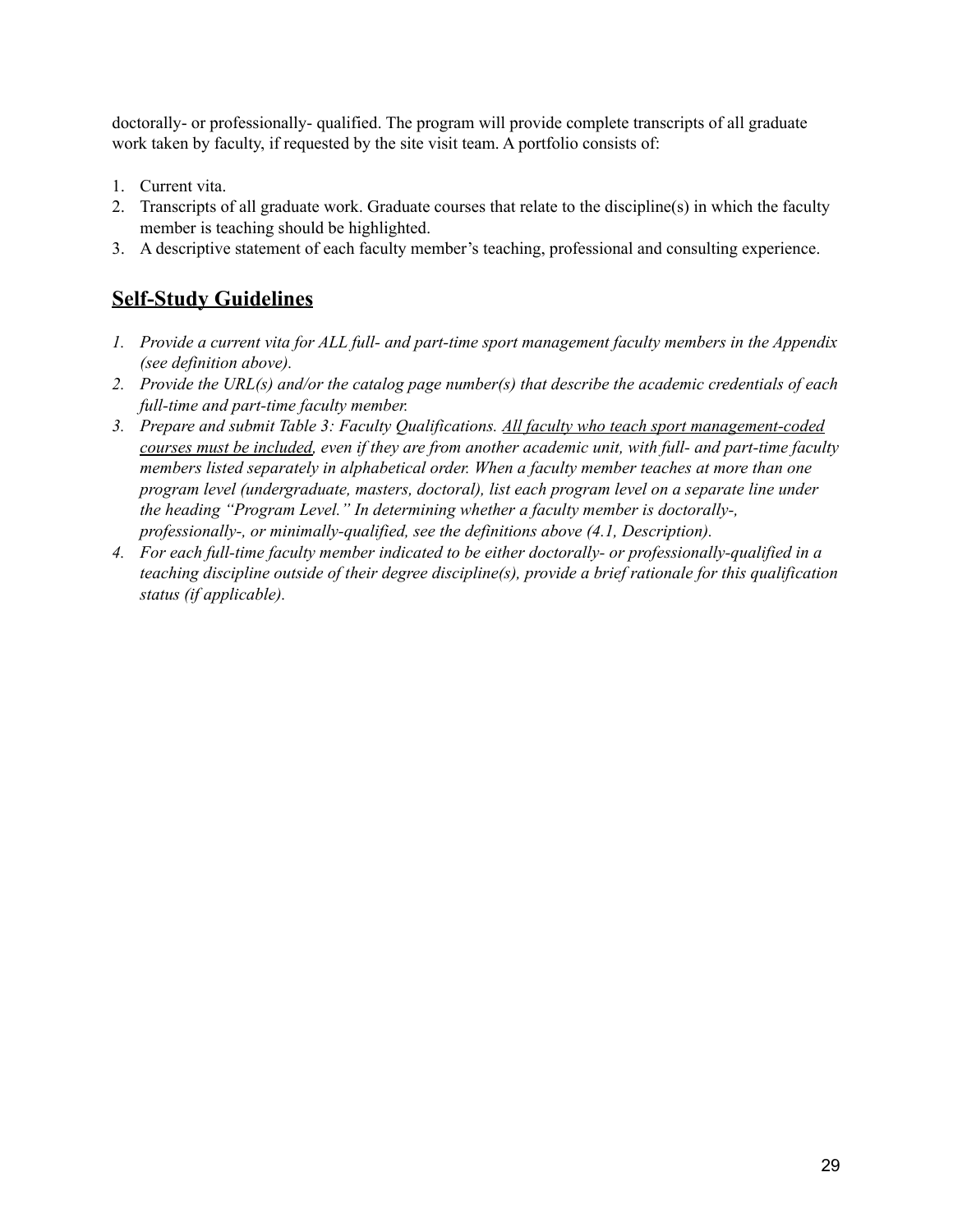doctorally- or professionally- qualified. The program will provide complete transcripts of all graduate work taken by faculty, if requested by the site visit team. A portfolio consists of:

1. Current vita.
2. Transcripts of all graduate work. Graduate courses that relate to the discipline(s) in which the faculty member is teaching should be highlighted.
3. A descriptive statement of each faculty member's teaching, professional and consulting experience.

## <u>Self-Study Guidelines</u>

1. *Provide a current vita for ALL full- and part-time sport management faculty members in the Appendix (see definition above).*
2. *Provide the URL(s) and/or the catalog page number(s) that describe the academic credentials of each full-time and part-time faculty member.*
3. *Prepare and submit Table 3: Faculty Qualifications. <u>All faculty who teach sport management-coded courses must be included</u>, even if they are from another academic unit, with full- and part-time faculty members listed separately in alphabetical order. When a faculty member teaches at more than one program level (undergraduate, masters, doctoral), list each program level on a separate line under the heading "Program Level." In determining whether a faculty member is doctorally-, professionally-, or minimally-qualified, see the definitions above (4.1, Description).*
4. *For each full-time faculty member indicated to be either doctorally- or professionally-qualified in a teaching discipline outside of their degree discipline(s), provide a brief rationale for this qualification status (if applicable).*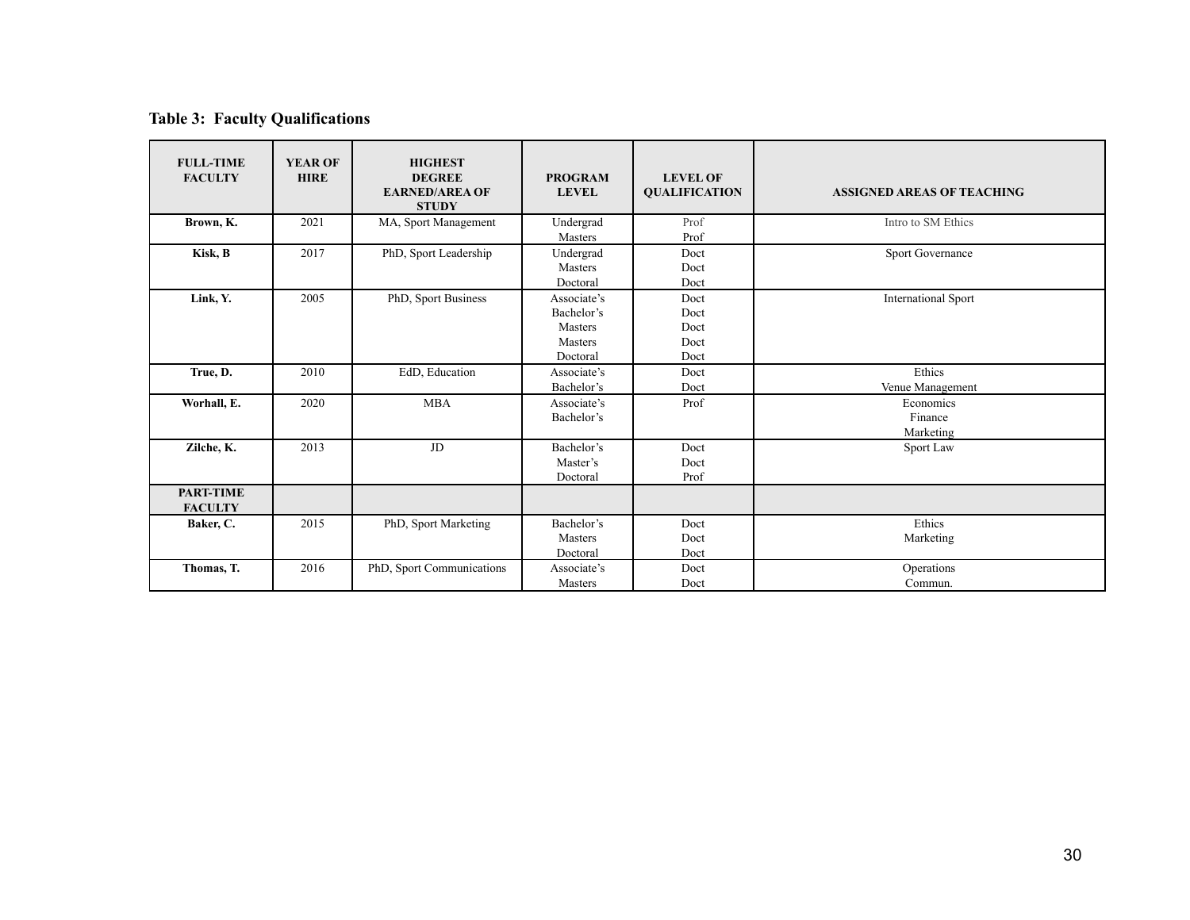**Table 3: Faculty Qualifications**

| FULL-TIME FACULTY | YEAR OF HIRE | HIGHEST DEGREE EARNED/AREA OF STUDY | PROGRAM LEVEL | LEVEL OF QUALIFICATION | ASSIGNED AREAS OF TEACHING |
|---|---|---|---|---|---|
| **Brown, K.** | 2021 | MA, Sport Management | Undergrad<br>Masters | Prof<br>Prof | Intro to SM Ethics |
| **Kisk, B** | 2017 | PhD, Sport Leadership | Undergrad<br>Masters<br>Doctoral | Doct<br>Doct<br>Doct | Sport Governance |
| **Link, Y.** | 2005 | PhD, Sport Business | Associate's<br>Bachelor's<br>Masters<br>Masters<br>Doctoral | Doct<br>Doct<br>Doct<br>Doct<br>Doct | International Sport |
| **True, D.** | 2010 | EdD, Education | Associate's<br>Bachelor's | Doct<br>Doct | Ethics<br>Venue Management |
| **Worhall, E.** | 2020 | MBA | Associate's<br>Bachelor's | Prof | Economics<br>Finance<br>Marketing |
| **Zilche, K.** | 2013 | JD | Bachelor's<br>Master's<br>Doctoral | Doct<br>Doct<br>Prof | Sport Law |
| **PART-TIME FACULTY** | | | | | |
| **Baker, C.** | 2015 | PhD, Sport Marketing | Bachelor's<br>Masters<br>Doctoral | Doct<br>Doct<br>Doct | Ethics<br>Marketing |
| **Thomas, T.** | 2016 | PhD, Sport Communications | Associate's<br>Masters | Doct<br>Doct | Operations<br>Commun. |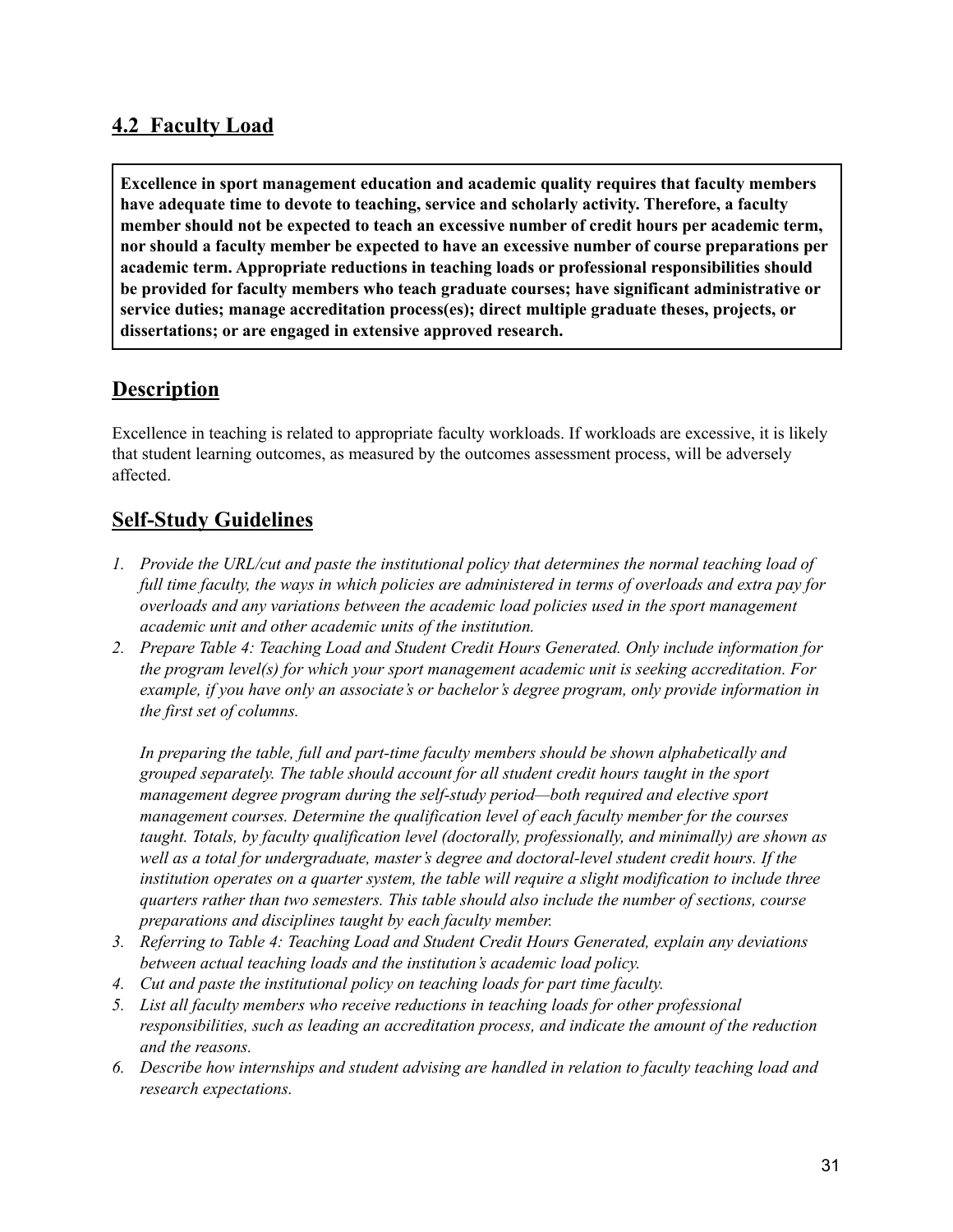## 4.2 Faculty Load

**Excellence in sport management education and academic quality requires that faculty members have adequate time to devote to teaching, service and scholarly activity. Therefore, a faculty member should not be expected to teach an excessive number of credit hours per academic term, nor should a faculty member be expected to have an excessive number of course preparations per academic term. Appropriate reductions in teaching loads or professional responsibilities should be provided for faculty members who teach graduate courses; have significant administrative or service duties; manage accreditation process(es); direct multiple graduate theses, projects, or dissertations; or are engaged in extensive approved research.**

## Description

Excellence in teaching is related to appropriate faculty workloads. If workloads are excessive, it is likely that student learning outcomes, as measured by the outcomes assessment process, will be adversely affected.

## Self-Study Guidelines

1. *Provide the URL/cut and paste the institutional policy that determines the normal teaching load of full time faculty, the ways in which policies are administered in terms of overloads and extra pay for overloads and any variations between the academic load policies used in the sport management academic unit and other academic units of the institution.*
2. *Prepare Table 4: Teaching Load and Student Credit Hours Generated. Only include information for the program level(s) for which your sport management academic unit is seeking accreditation. For example, if you have only an associate's or bachelor's degree program, only provide information in the first set of columns.*

   *In preparing the table, full and part-time faculty members should be shown alphabetically and grouped separately. The table should account for all student credit hours taught in the sport management degree program during the self-study period—both required and elective sport management courses. Determine the qualification level of each faculty member for the courses taught. Totals, by faculty qualification level (doctorally, professionally, and minimally) are shown as well as a total for undergraduate, master's degree and doctoral-level student credit hours. If the institution operates on a quarter system, the table will require a slight modification to include three quarters rather than two semesters. This table should also include the number of sections, course preparations and disciplines taught by each faculty member.*
3. *Referring to Table 4: Teaching Load and Student Credit Hours Generated, explain any deviations between actual teaching loads and the institution's academic load policy.*
4. *Cut and paste the institutional policy on teaching loads for part time faculty.*
5. *List all faculty members who receive reductions in teaching loads for other professional responsibilities, such as leading an accreditation process, and indicate the amount of the reduction and the reasons.*
6. *Describe how internships and student advising are handled in relation to faculty teaching load and research expectations.*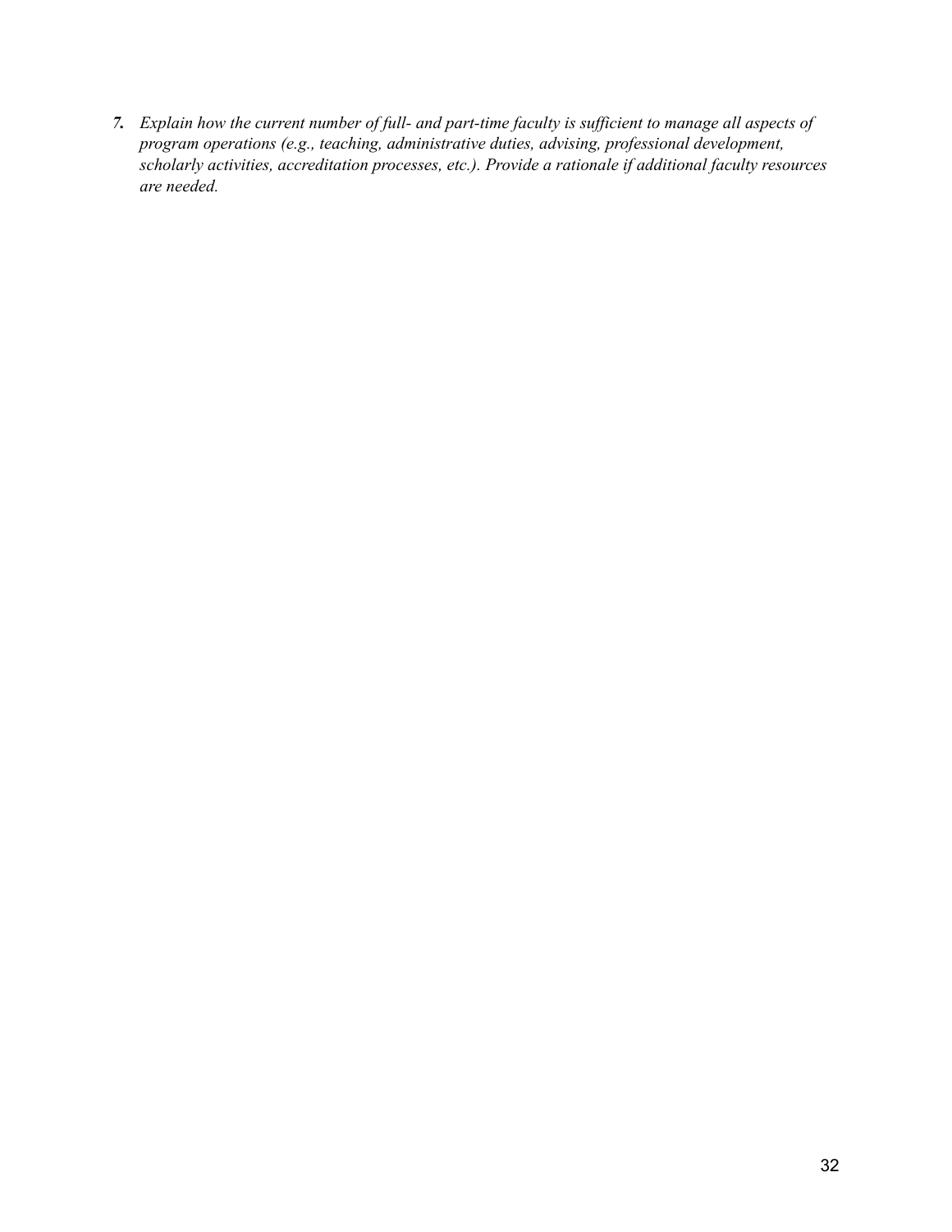***7.*** *Explain how the current number of full- and part-time faculty is sufficient to manage all aspects of program operations (e.g., teaching, administrative duties, advising, professional development, scholarly activities, accreditation processes, etc.). Provide a rationale if additional faculty resources are needed.*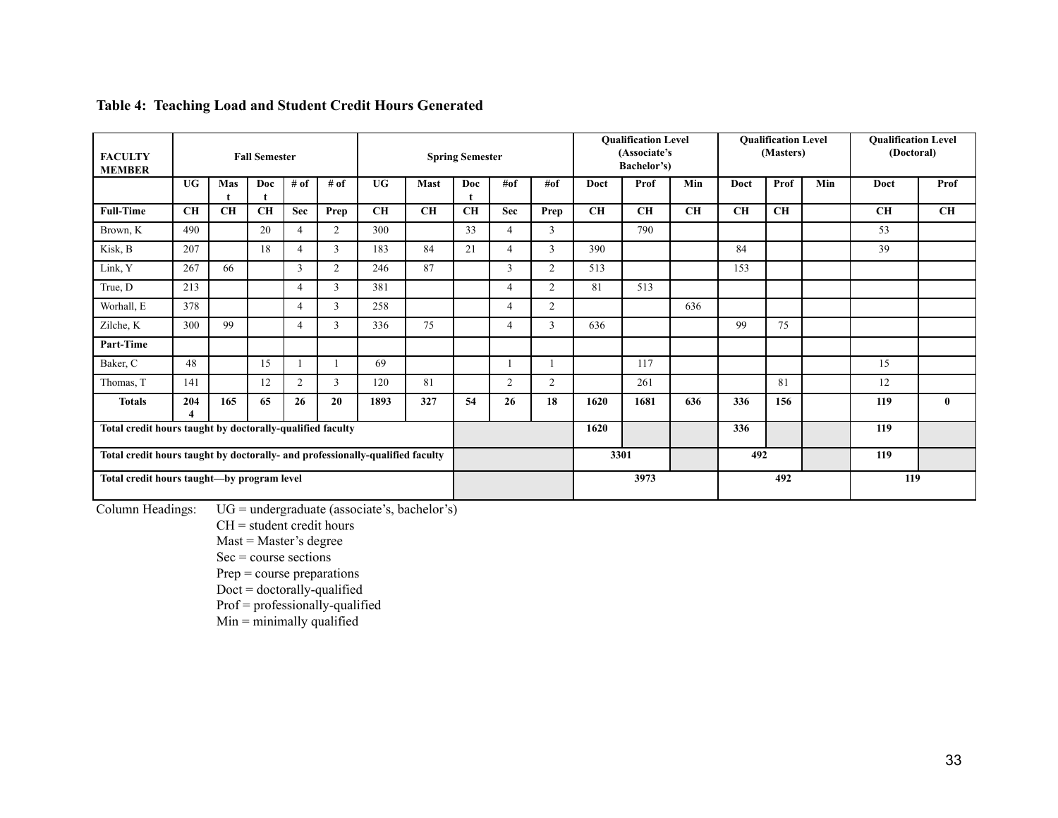**Table 4: Teaching Load and Student Credit Hours Generated**

| FACULTY MEMBER | Fall Semester | | | | | Spring Semester | | | | | Qualification Level (Associate's Bachelor's) | | | Qualification Level (Masters) | | | Qualification Level (Doctoral) | |
|---|---|---|---|---|---|---|---|---|---|---|---|---|---|---|---|---|---|---|
| | UG | Mast | Doct | # of | # of | UG | Mast | Doct | #of | #of | Doct | Prof | Min | Doct | Prof | Min | Doct | Prof |
| **Full-Time** | **CH** | **CH** | **CH** | **Sec** | **Prep** | **CH** | **CH** | **CH** | **Sec** | **Prep** | **CH** | **CH** | **CH** | **CH** | **CH** | | **CH** | **CH** |
| Brown, K | 490 | | 20 | 4 | 2 | 300 | | 33 | 4 | 3 | | 790 | | | | | 53 | |
| Kisk, B | 207 | | 18 | 4 | 3 | 183 | 84 | 21 | 4 | 3 | 390 | | | 84 | | | 39 | |
| Link, Y | 267 | 66 | | 3 | 2 | 246 | 87 | | 3 | 2 | 513 | | | 153 | | | | |
| True, D | 213 | | | 4 | 3 | 381 | | | 4 | 2 | 81 | 513 | | | | | | |
| Worhall, E | 378 | | | 4 | 3 | 258 | | | 4 | 2 | | | 636 | | | | | |
| Zilche, K | 300 | 99 | | 4 | 3 | 336 | 75 | | 4 | 3 | 636 | | | 99 | 75 | | | |
| **Part-Time** | | | | | | | | | | | | | | | | | | |
| Baker, C | 48 | | 15 | 1 | 1 | 69 | | | 1 | 1 | | 117 | | | | | 15 | |
| Thomas, T | 141 | | 12 | 2 | 3 | 120 | 81 | | 2 | 2 | | 261 | | | 81 | | 12 | |
| **Totals** | **2044** | **165** | **65** | **26** | **20** | **1893** | **327** | **54** | **26** | **18** | **1620** | **1681** | **636** | **336** | **156** | | **119** | **0** |
| **Total credit hours taught by doctorally-qualified faculty** | | | | | | | | | | | **1620** | | | **336** | | | **119** | |
| **Total credit hours taught by doctorally- and professionally-qualified faculty** | | | | | | | | | | | **3301** | | | **492** | | | **119** | |
| **Total credit hours taught—by program level** | | | | | | | | | | | **3973** | | | **492** | | | **119** | |

Column Headings:
- UG = undergraduate (associate's, bachelor's)
- CH = student credit hours
- Mast = Master's degree
- Sec = course sections
- Prep = course preparations
- Doct = doctorally-qualified
- Prof = professionally-qualified
- Min = minimally qualified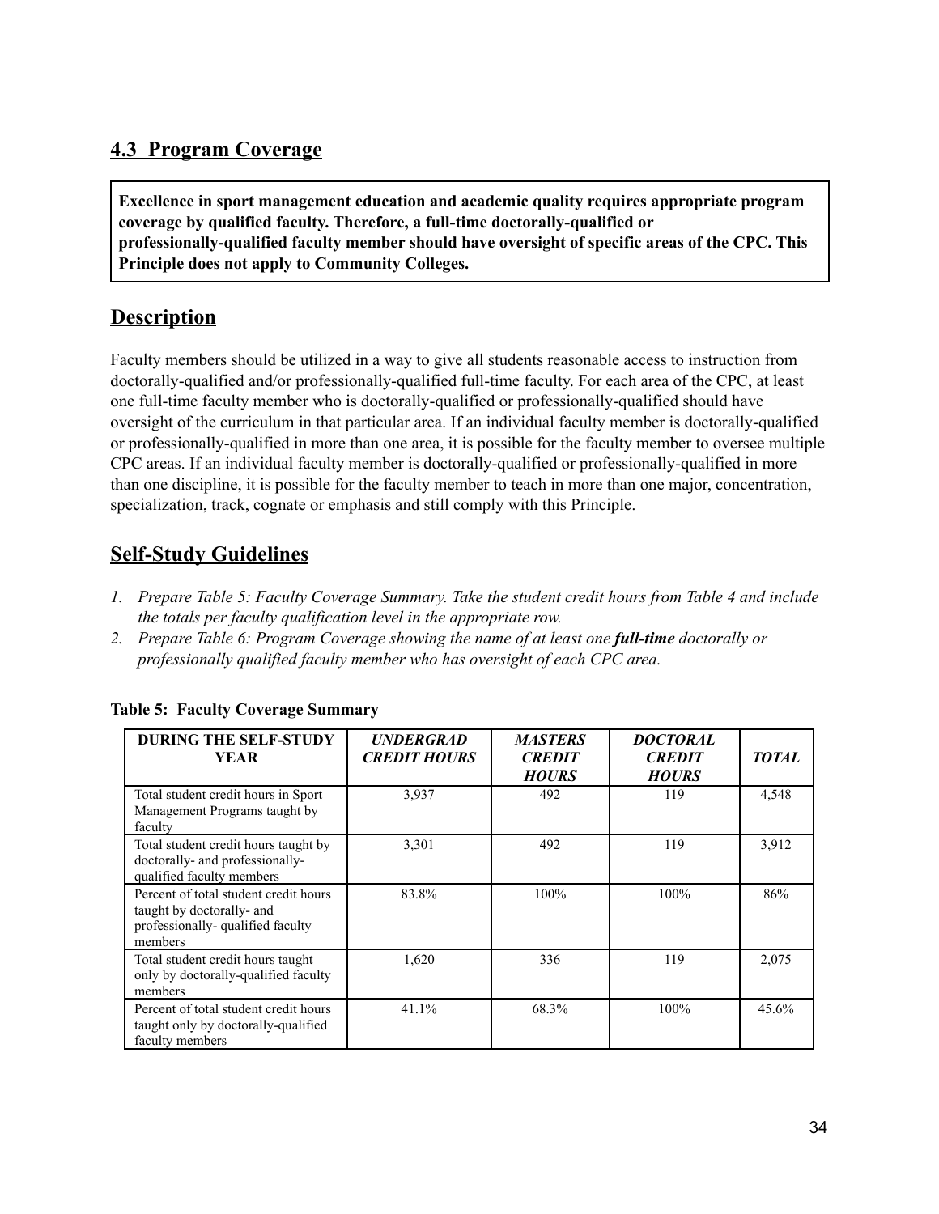## 4.3 Program Coverage

**Excellence in sport management education and academic quality requires appropriate program coverage by qualified faculty. Therefore, a full-time doctorally-qualified or professionally-qualified faculty member should have oversight of specific areas of the CPC. This Principle does not apply to Community Colleges.**

## Description

Faculty members should be utilized in a way to give all students reasonable access to instruction from doctorally-qualified and/or professionally-qualified full-time faculty. For each area of the CPC, at least one full-time faculty member who is doctorally-qualified or professionally-qualified should have oversight of the curriculum in that particular area. If an individual faculty member is doctorally-qualified or professionally-qualified in more than one area, it is possible for the faculty member to oversee multiple CPC areas. If an individual faculty member is doctorally-qualified or professionally-qualified in more than one discipline, it is possible for the faculty member to teach in more than one major, concentration, specialization, track, cognate or emphasis and still comply with this Principle.

## Self-Study Guidelines

1. *Prepare Table 5: Faculty Coverage Summary. Take the student credit hours from Table 4 and include the totals per faculty qualification level in the appropriate row.*
2. *Prepare Table 6: Program Coverage showing the name of at least one **full-time** doctorally or professionally qualified faculty member who has oversight of each CPC area.*

**Table 5: Faculty Coverage Summary**

| DURING THE SELF-STUDY YEAR | *UNDERGRAD CREDIT HOURS* | *MASTERS CREDIT HOURS* | *DOCTORAL CREDIT HOURS* | *TOTAL* |
|---|---|---|---|---|
| Total student credit hours in Sport Management Programs taught by faculty | 3,937 | 492 | 119 | 4,548 |
| Total student credit hours taught by doctorally- and professionally-qualified faculty members | 3,301 | 492 | 119 | 3,912 |
| Percent of total student credit hours taught by doctorally- and professionally- qualified faculty members | 83.8% | 100% | 100% | 86% |
| Total student credit hours taught only by doctorally-qualified faculty members | 1,620 | 336 | 119 | 2,075 |
| Percent of total student credit hours taught only by doctorally-qualified faculty members | 41.1% | 68.3% | 100% | 45.6% |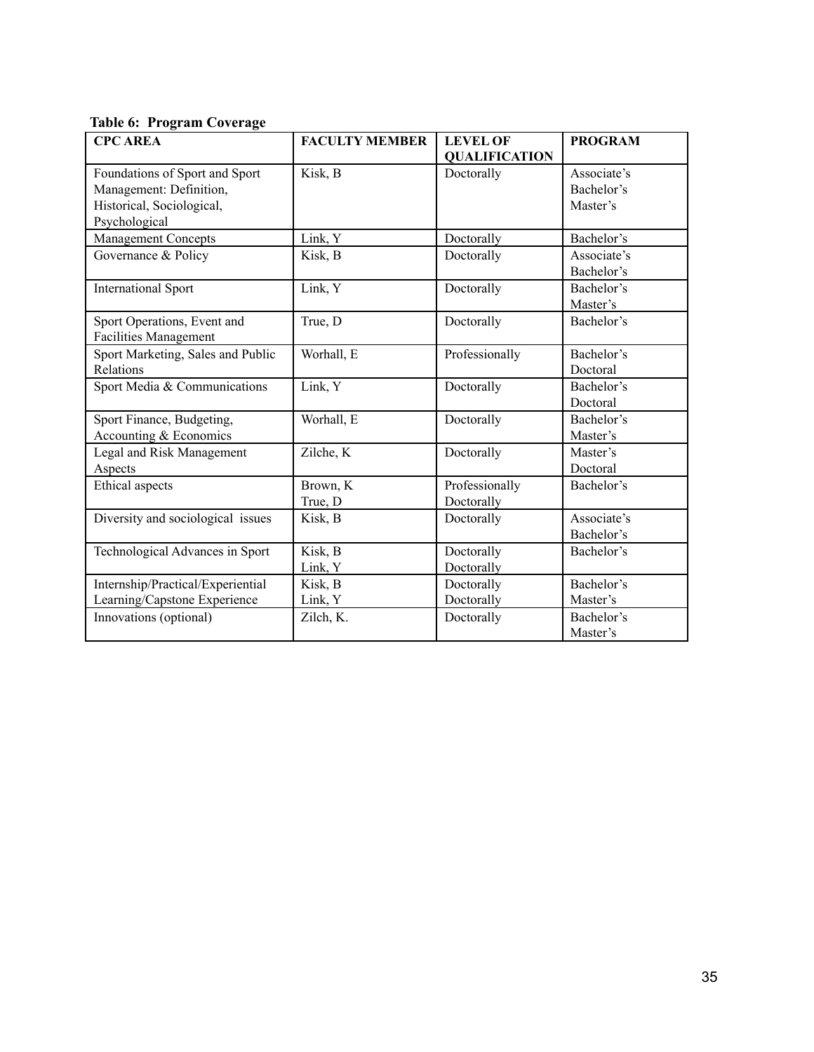**Table 6: Program Coverage**

| CPC AREA | FACULTY MEMBER | LEVEL OF QUALIFICATION | PROGRAM |
|---|---|---|---|
| Foundations of Sport and Sport Management: Definition, Historical, Sociological, Psychological | Kisk, B | Doctorally | Associate's<br>Bachelor's<br>Master's |
| Management Concepts | Link, Y | Doctorally | Bachelor's |
| Governance & Policy | Kisk, B | Doctorally | Associate's<br>Bachelor's |
| International Sport | Link, Y | Doctorally | Bachelor's<br>Master's |
| Sport Operations, Event and Facilities Management | True, D | Doctorally | Bachelor's |
| Sport Marketing, Sales and Public Relations | Worhall, E | Professionally | Bachelor's<br>Doctoral |
| Sport Media & Communications | Link, Y | Doctorally | Bachelor's<br>Doctoral |
| Sport Finance, Budgeting, Accounting & Economics | Worhall, E | Doctorally | Bachelor's<br>Master's |
| Legal and Risk Management Aspects | Zilche, K | Doctorally | Master's<br>Doctoral |
| Ethical aspects | Brown, K<br>True, D | Professionally<br>Doctorally | Bachelor's |
| Diversity and sociological issues | Kisk, B | Doctorally | Associate's<br>Bachelor's |
| Technological Advances in Sport | Kisk, B<br>Link, Y | Doctorally<br>Doctorally | Bachelor's |
| Internship/Practical/Experiential Learning/Capstone Experience | Kisk, B<br>Link, Y | Doctorally<br>Doctorally | Bachelor's<br>Master's |
| Innovations (optional) | Zilch, K. | Doctorally | Bachelor's<br>Master's |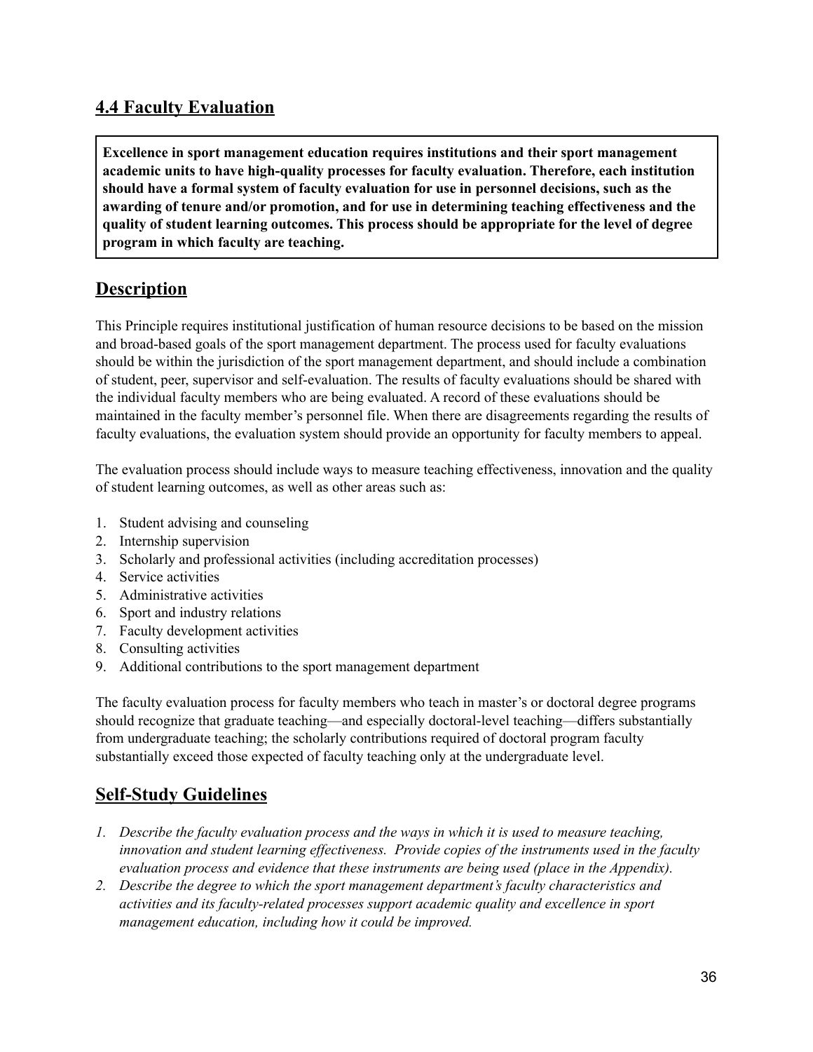## 4.4 Faculty Evaluation

**Excellence in sport management education requires institutions and their sport management academic units to have high-quality processes for faculty evaluation. Therefore, each institution should have a formal system of faculty evaluation for use in personnel decisions, such as the awarding of tenure and/or promotion, and for use in determining teaching effectiveness and the quality of student learning outcomes. This process should be appropriate for the level of degree program in which faculty are teaching.**

## Description

This Principle requires institutional justification of human resource decisions to be based on the mission and broad-based goals of the sport management department. The process used for faculty evaluations should be within the jurisdiction of the sport management department, and should include a combination of student, peer, supervisor and self-evaluation. The results of faculty evaluations should be shared with the individual faculty members who are being evaluated. A record of these evaluations should be maintained in the faculty member's personnel file. When there are disagreements regarding the results of faculty evaluations, the evaluation system should provide an opportunity for faculty members to appeal.

The evaluation process should include ways to measure teaching effectiveness, innovation and the quality of student learning outcomes, as well as other areas such as:

1. Student advising and counseling
2. Internship supervision
3. Scholarly and professional activities (including accreditation processes)
4. Service activities
5. Administrative activities
6. Sport and industry relations
7. Faculty development activities
8. Consulting activities
9. Additional contributions to the sport management department

The faculty evaluation process for faculty members who teach in master's or doctoral degree programs should recognize that graduate teaching—and especially doctoral-level teaching—differs substantially from undergraduate teaching; the scholarly contributions required of doctoral program faculty substantially exceed those expected of faculty teaching only at the undergraduate level.

## Self-Study Guidelines

1. *Describe the faculty evaluation process and the ways in which it is used to measure teaching, innovation and student learning effectiveness. Provide copies of the instruments used in the faculty evaluation process and evidence that these instruments are being used (place in the Appendix).*
2. *Describe the degree to which the sport management department's faculty characteristics and activities and its faculty-related processes support academic quality and excellence in sport management education, including how it could be improved.*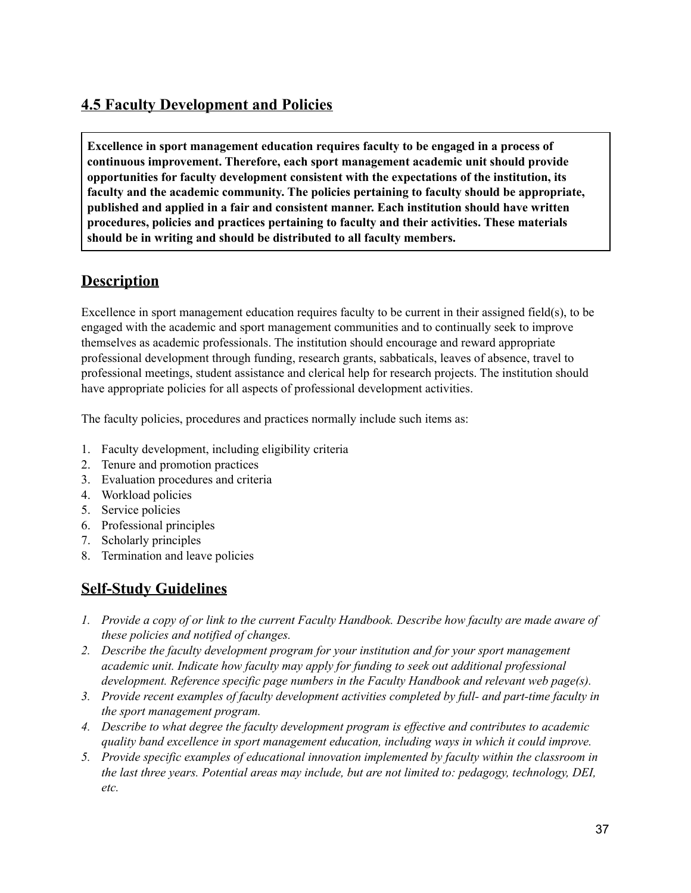## 4.5 Faculty Development and Policies

**Excellence in sport management education requires faculty to be engaged in a process of continuous improvement. Therefore, each sport management academic unit should provide opportunities for faculty development consistent with the expectations of the institution, its faculty and the academic community. The policies pertaining to faculty should be appropriate, published and applied in a fair and consistent manner. Each institution should have written procedures, policies and practices pertaining to faculty and their activities. These materials should be in writing and should be distributed to all faculty members.**

## Description

Excellence in sport management education requires faculty to be current in their assigned field(s), to be engaged with the academic and sport management communities and to continually seek to improve themselves as academic professionals. The institution should encourage and reward appropriate professional development through funding, research grants, sabbaticals, leaves of absence, travel to professional meetings, student assistance and clerical help for research projects. The institution should have appropriate policies for all aspects of professional development activities.

The faculty policies, procedures and practices normally include such items as:

1. Faculty development, including eligibility criteria
2. Tenure and promotion practices
3. Evaluation procedures and criteria
4. Workload policies
5. Service policies
6. Professional principles
7. Scholarly principles
8. Termination and leave policies

## Self-Study Guidelines

1. *Provide a copy of or link to the current Faculty Handbook. Describe how faculty are made aware of these policies and notified of changes.*
2. *Describe the faculty development program for your institution and for your sport management academic unit. Indicate how faculty may apply for funding to seek out additional professional development. Reference specific page numbers in the Faculty Handbook and relevant web page(s).*
3. *Provide recent examples of faculty development activities completed by full- and part-time faculty in the sport management program.*
4. *Describe to what degree the faculty development program is effective and contributes to academic quality band excellence in sport management education, including ways in which it could improve.*
5. *Provide specific examples of educational innovation implemented by faculty within the classroom in the last three years. Potential areas may include, but are not limited to: pedagogy, technology, DEI, etc.*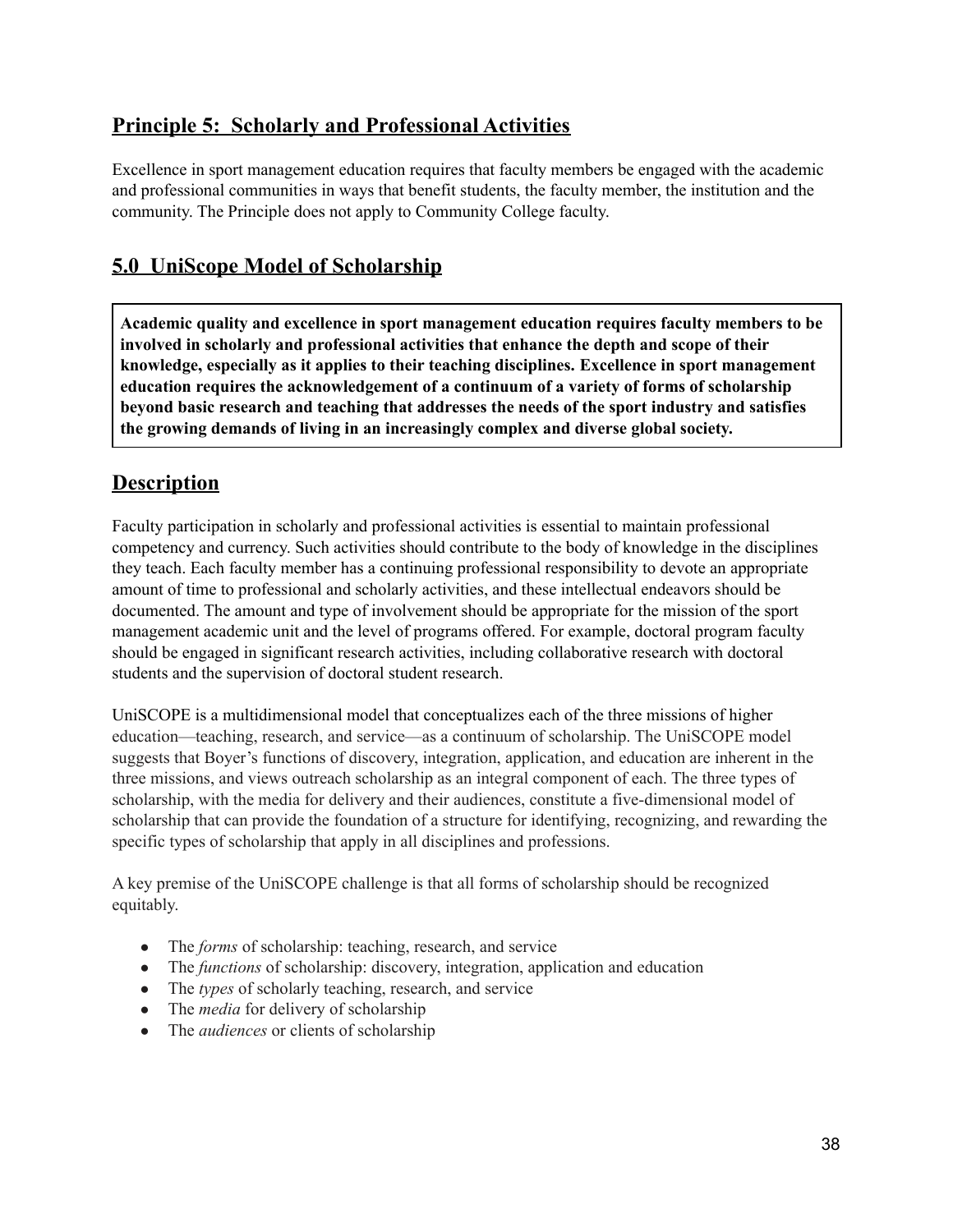## **Principle 5: Scholarly and Professional Activities**

Excellence in sport management education requires that faculty members be engaged with the academic and professional communities in ways that benefit students, the faculty member, the institution and the community. The Principle does not apply to Community College faculty.

## **5.0 UniScope Model of Scholarship**

**Academic quality and excellence in sport management education requires faculty members to be involved in scholarly and professional activities that enhance the depth and scope of their knowledge, especially as it applies to their teaching disciplines. Excellence in sport management education requires the acknowledgement of a continuum of a variety of forms of scholarship beyond basic research and teaching that addresses the needs of the sport industry and satisfies the growing demands of living in an increasingly complex and diverse global society.**

## **Description**

Faculty participation in scholarly and professional activities is essential to maintain professional competency and currency. Such activities should contribute to the body of knowledge in the disciplines they teach. Each faculty member has a continuing professional responsibility to devote an appropriate amount of time to professional and scholarly activities, and these intellectual endeavors should be documented. The amount and type of involvement should be appropriate for the mission of the sport management academic unit and the level of programs offered. For example, doctoral program faculty should be engaged in significant research activities, including collaborative research with doctoral students and the supervision of doctoral student research.

UniSCOPE is a multidimensional model that conceptualizes each of the three missions of higher education—teaching, research, and service—as a continuum of scholarship. The UniSCOPE model suggests that Boyer's functions of discovery, integration, application, and education are inherent in the three missions, and views outreach scholarship as an integral component of each. The three types of scholarship, with the media for delivery and their audiences, constitute a five-dimensional model of scholarship that can provide the foundation of a structure for identifying, recognizing, and rewarding the specific types of scholarship that apply in all disciplines and professions.

A key premise of the UniSCOPE challenge is that all forms of scholarship should be recognized equitably.

- The *forms* of scholarship: teaching, research, and service
- The *functions* of scholarship: discovery, integration, application and education
- The *types* of scholarly teaching, research, and service
- The *media* for delivery of scholarship
- The *audiences* or clients of scholarship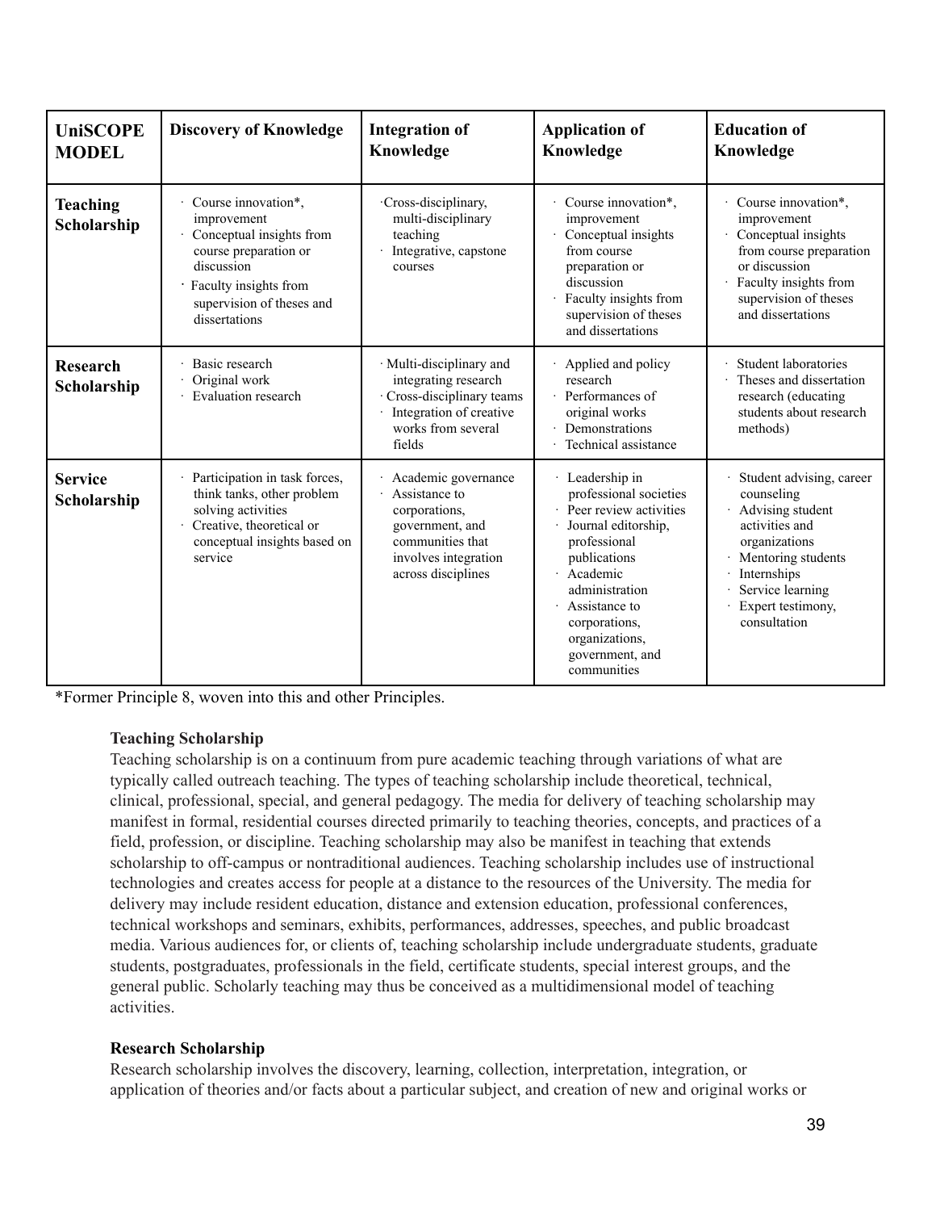| **UniSCOPE MODEL** | **Discovery of Knowledge** | **Integration of Knowledge** | **Application of Knowledge** | **Education of Knowledge** |
|---|---|---|---|---|
| **Teaching Scholarship** | · Course innovation*, improvement<br>· Conceptual insights from course preparation or discussion<br>· Faculty insights from supervision of theses and dissertations | ·Cross-disciplinary, multi-disciplinary teaching<br>· Integrative, capstone courses | · Course innovation*, improvement<br>· Conceptual insights from course preparation or discussion<br>· Faculty insights from supervision of theses and dissertations | · Course innovation*, improvement<br>· Conceptual insights from course preparation or discussion<br>· Faculty insights from supervision of theses and dissertations |
| **Research Scholarship** | · Basic research<br>· Original work<br>· Evaluation research | · Multi-disciplinary and integrating research<br>· Cross-disciplinary teams<br>· Integration of creative works from several fields | · Applied and policy research<br>· Performances of original works<br>· Demonstrations<br>· Technical assistance | · Student laboratories<br>· Theses and dissertation research (educating students about research methods) |
| **Service Scholarship** | · Participation in task forces, think tanks, other problem solving activities<br>· Creative, theoretical or conceptual insights based on service | · Academic governance<br>· Assistance to corporations, government, and communities that involves integration across disciplines | · Leadership in professional societies<br>· Peer review activities<br>· Journal editorship, professional publications<br>· Academic administration<br>· Assistance to corporations, organizations, government, and communities | · Student advising, career counseling<br>· Advising student activities and organizations<br>· Mentoring students<br>· Internships<br>· Service learning<br>· Expert testimony, consultation |

*Former Principle 8, woven into this and other Principles.

**Teaching Scholarship**

Teaching scholarship is on a continuum from pure academic teaching through variations of what are typically called outreach teaching. The types of teaching scholarship include theoretical, technical, clinical, professional, special, and general pedagogy. The media for delivery of teaching scholarship may manifest in formal, residential courses directed primarily to teaching theories, concepts, and practices of a field, profession, or discipline. Teaching scholarship may also be manifest in teaching that extends scholarship to off-campus or nontraditional audiences. Teaching scholarship includes use of instructional technologies and creates access for people at a distance to the resources of the University. The media for delivery may include resident education, distance and extension education, professional conferences, technical workshops and seminars, exhibits, performances, addresses, speeches, and public broadcast media. Various audiences for, or clients of, teaching scholarship include undergraduate students, graduate students, postgraduates, professionals in the field, certificate students, special interest groups, and the general public. Scholarly teaching may thus be conceived as a multidimensional model of teaching activities.

**Research Scholarship**

Research scholarship involves the discovery, learning, collection, interpretation, integration, or application of theories and/or facts about a particular subject, and creation of new and original works or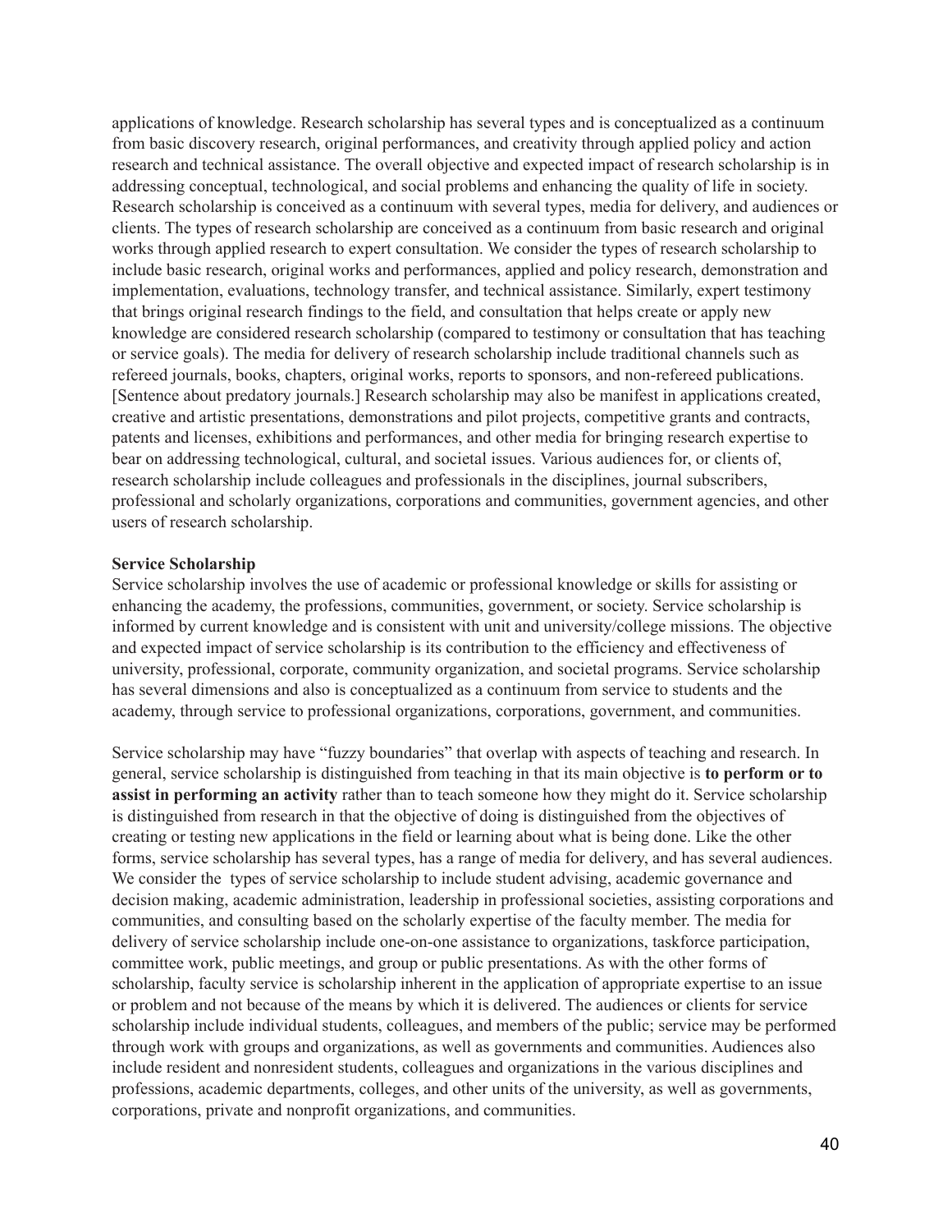applications of knowledge. Research scholarship has several types and is conceptualized as a continuum from basic discovery research, original performances, and creativity through applied policy and action research and technical assistance. The overall objective and expected impact of research scholarship is in addressing conceptual, technological, and social problems and enhancing the quality of life in society. Research scholarship is conceived as a continuum with several types, media for delivery, and audiences or clients. The types of research scholarship are conceived as a continuum from basic research and original works through applied research to expert consultation. We consider the types of research scholarship to include basic research, original works and performances, applied and policy research, demonstration and implementation, evaluations, technology transfer, and technical assistance. Similarly, expert testimony that brings original research findings to the field, and consultation that helps create or apply new knowledge are considered research scholarship (compared to testimony or consultation that has teaching or service goals). The media for delivery of research scholarship include traditional channels such as refereed journals, books, chapters, original works, reports to sponsors, and non-refereed publications. [Sentence about predatory journals.] Research scholarship may also be manifest in applications created, creative and artistic presentations, demonstrations and pilot projects, competitive grants and contracts, patents and licenses, exhibitions and performances, and other media for bringing research expertise to bear on addressing technological, cultural, and societal issues. Various audiences for, or clients of, research scholarship include colleagues and professionals in the disciplines, journal subscribers, professional and scholarly organizations, corporations and communities, government agencies, and other users of research scholarship.

**Service Scholarship**

Service scholarship involves the use of academic or professional knowledge or skills for assisting or enhancing the academy, the professions, communities, government, or society. Service scholarship is informed by current knowledge and is consistent with unit and university/college missions. The objective and expected impact of service scholarship is its contribution to the efficiency and effectiveness of university, professional, corporate, community organization, and societal programs. Service scholarship has several dimensions and also is conceptualized as a continuum from service to students and the academy, through service to professional organizations, corporations, government, and communities.

Service scholarship may have "fuzzy boundaries" that overlap with aspects of teaching and research. In general, service scholarship is distinguished from teaching in that its main objective is **to perform or to assist in performing an activity** rather than to teach someone how they might do it. Service scholarship is distinguished from research in that the objective of doing is distinguished from the objectives of creating or testing new applications in the field or learning about what is being done. Like the other forms, service scholarship has several types, has a range of media for delivery, and has several audiences. We consider the types of service scholarship to include student advising, academic governance and decision making, academic administration, leadership in professional societies, assisting corporations and communities, and consulting based on the scholarly expertise of the faculty member. The media for delivery of service scholarship include one-on-one assistance to organizations, taskforce participation, committee work, public meetings, and group or public presentations. As with the other forms of scholarship, faculty service is scholarship inherent in the application of appropriate expertise to an issue or problem and not because of the means by which it is delivered. The audiences or clients for service scholarship include individual students, colleagues, and members of the public; service may be performed through work with groups and organizations, as well as governments and communities. Audiences also include resident and nonresident students, colleagues and organizations in the various disciplines and professions, academic departments, colleges, and other units of the university, as well as governments, corporations, private and nonprofit organizations, and communities.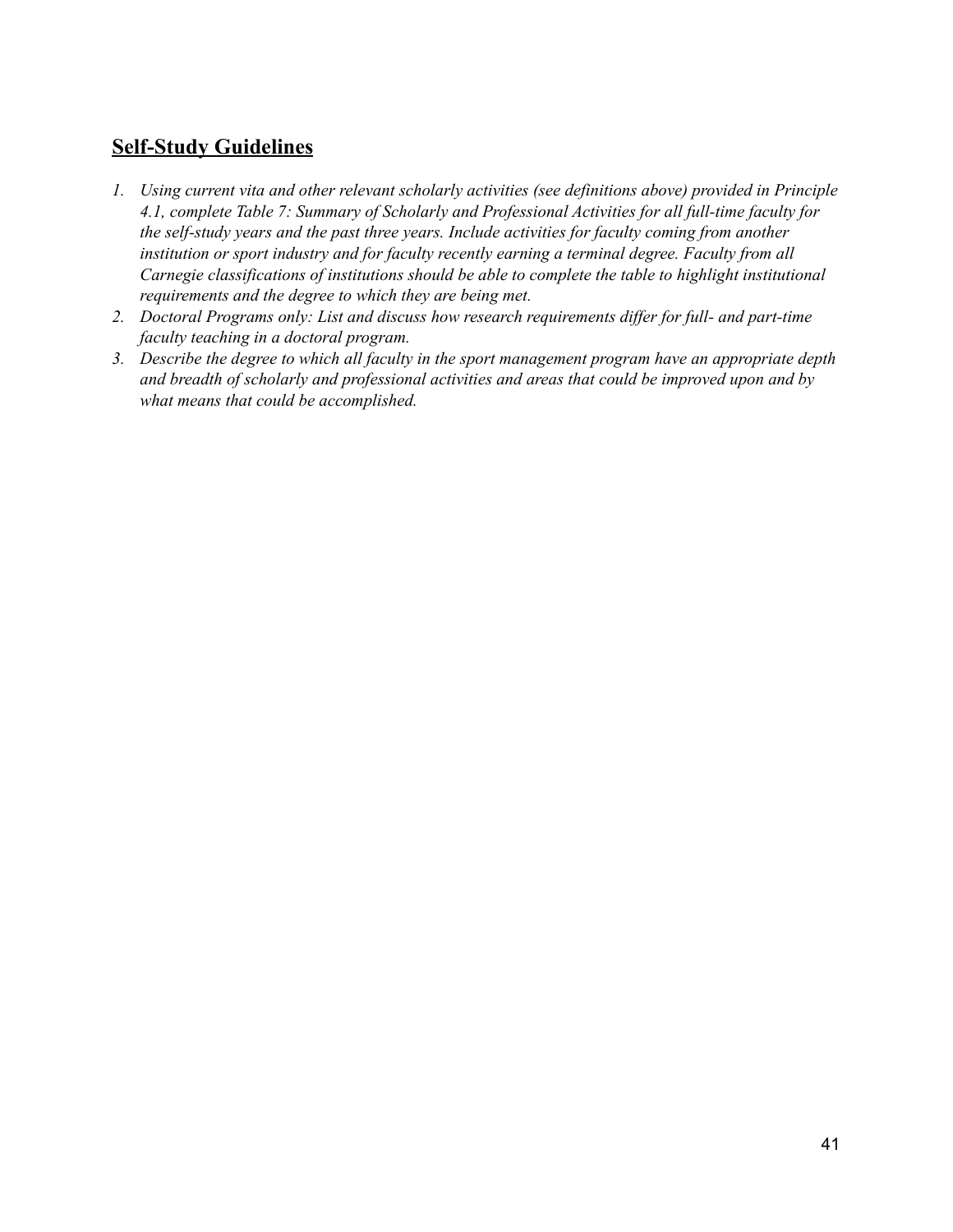## **Self-Study Guidelines**

1. *Using current vita and other relevant scholarly activities (see definitions above) provided in Principle 4.1, complete Table 7: Summary of Scholarly and Professional Activities for all full-time faculty for the self-study years and the past three years. Include activities for faculty coming from another institution or sport industry and for faculty recently earning a terminal degree. Faculty from all Carnegie classifications of institutions should be able to complete the table to highlight institutional requirements and the degree to which they are being met.*
2. *Doctoral Programs only: List and discuss how research requirements differ for full- and part-time faculty teaching in a doctoral program.*
3. *Describe the degree to which all faculty in the sport management program have an appropriate depth and breadth of scholarly and professional activities and areas that could be improved upon and by what means that could be accomplished.*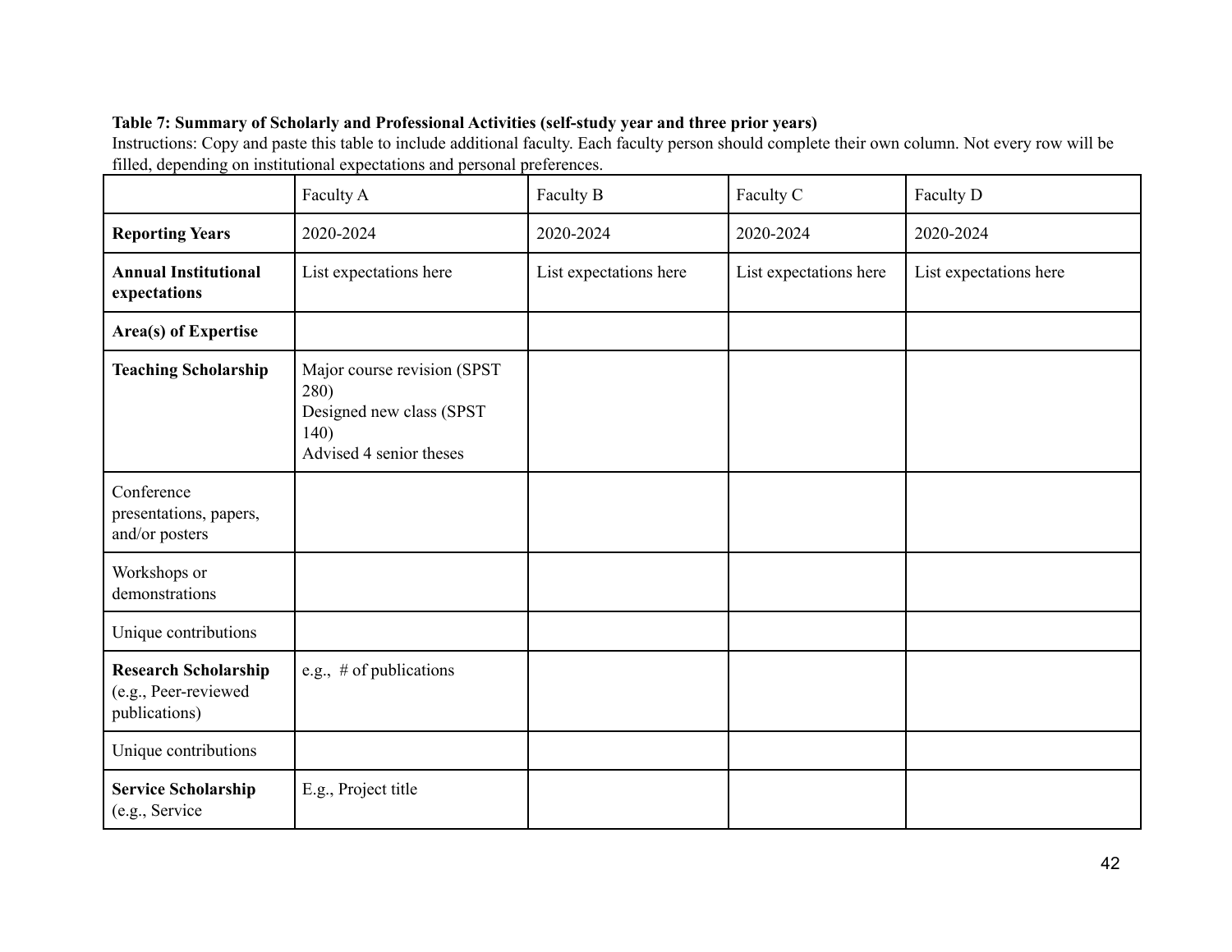**Table 7: Summary of Scholarly and Professional Activities (self-study year and three prior years)**

Instructions: Copy and paste this table to include additional faculty. Each faculty person should complete their own column. Not every row will be filled, depending on institutional expectations and personal preferences.

| | Faculty A | Faculty B | Faculty C | Faculty D |
|---|---|---|---|---|
| **Reporting Years** | 2020-2024 | 2020-2024 | 2020-2024 | 2020-2024 |
| **Annual Institutional expectations** | List expectations here | List expectations here | List expectations here | List expectations here |
| **Area(s) of Expertise** | | | | |
| **Teaching Scholarship** | Major course revision (SPST 280)<br>Designed new class (SPST 140)<br>Advised 4 senior theses | | | |
| Conference presentations, papers, and/or posters | | | | |
| Workshops or demonstrations | | | | |
| Unique contributions | | | | |
| **Research Scholarship** (e.g., Peer-reviewed publications) | e.g., # of publications | | | |
| Unique contributions | | | | |
| **Service Scholarship** (e.g., Service | E.g., Project title | | | |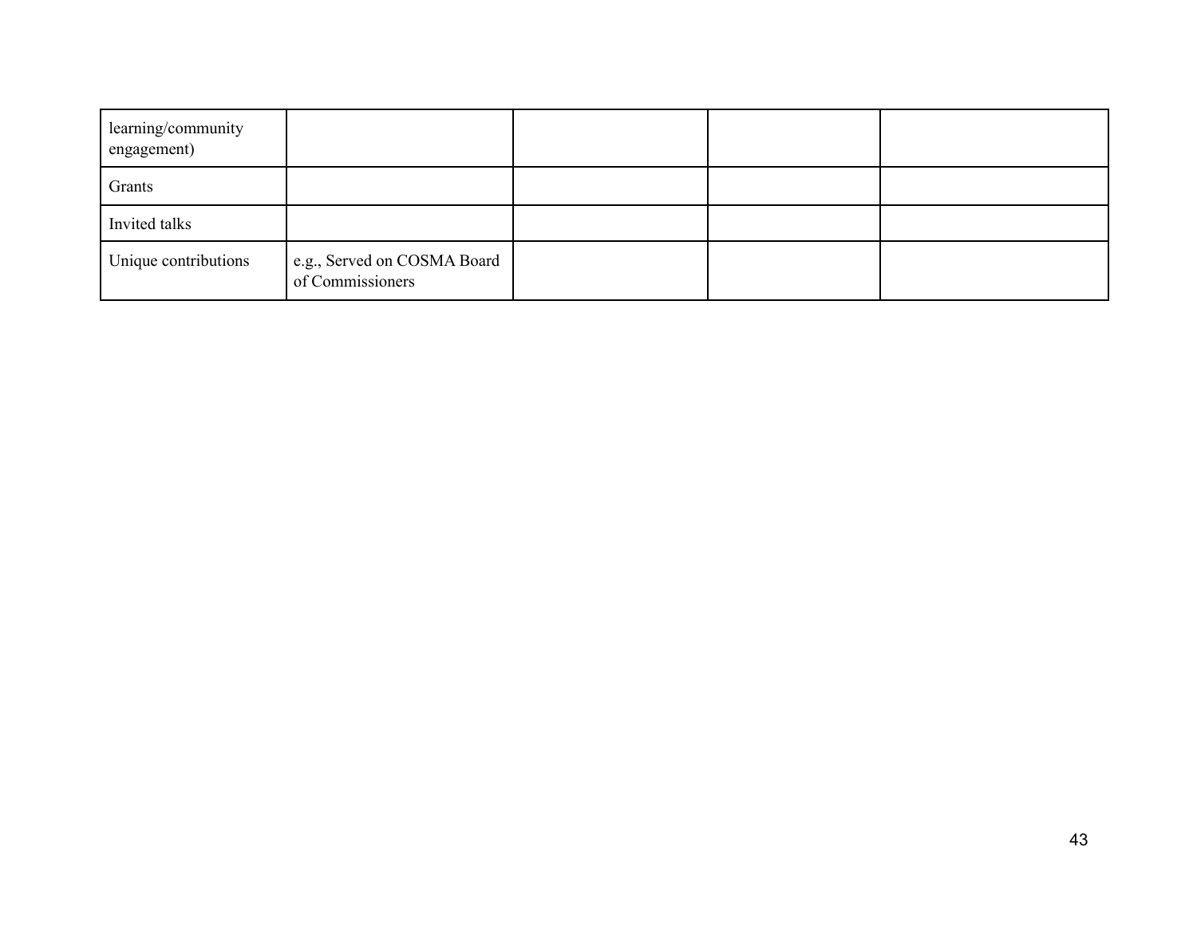| | | | | |
|---|---|---|---|---|
| learning/community engagement) | | | | |
| Grants | | | | |
| Invited talks | | | | |
| Unique contributions | e.g., Served on COSMA Board of Commissioners | | | |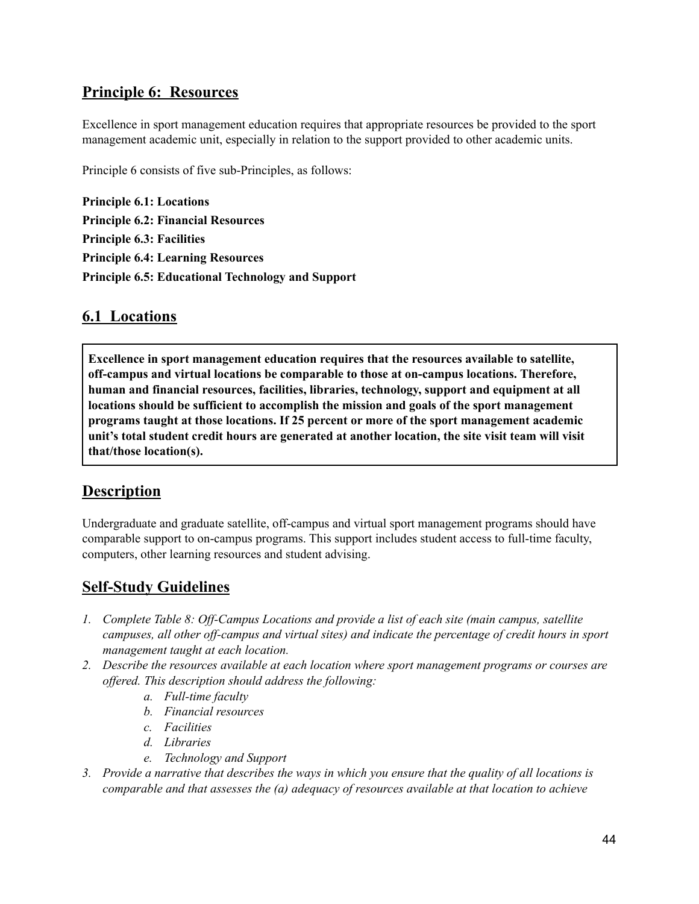## Principle 6: Resources

Excellence in sport management education requires that appropriate resources be provided to the sport management academic unit, especially in relation to the support provided to other academic units.

Principle 6 consists of five sub-Principles, as follows:

**Principle 6.1: Locations**
**Principle 6.2: Financial Resources**
**Principle 6.3: Facilities**
**Principle 6.4: Learning Resources**
**Principle 6.5: Educational Technology and Support**

## 6.1 Locations

**Excellence in sport management education requires that the resources available to satellite, off-campus and virtual locations be comparable to those at on-campus locations. Therefore, human and financial resources, facilities, libraries, technology, support and equipment at all locations should be sufficient to accomplish the mission and goals of the sport management programs taught at those locations. If 25 percent or more of the sport management academic unit's total student credit hours are generated at another location, the site visit team will visit that/those location(s).**

## Description

Undergraduate and graduate satellite, off-campus and virtual sport management programs should have comparable support to on-campus programs. This support includes student access to full-time faculty, computers, other learning resources and student advising.

## Self-Study Guidelines

1. *Complete Table 8: Off-Campus Locations and provide a list of each site (main campus, satellite campuses, all other off-campus and virtual sites) and indicate the percentage of credit hours in sport management taught at each location.*
2. *Describe the resources available at each location where sport management programs or courses are offered. This description should address the following:*
    - a. *Full-time faculty*
    - b. *Financial resources*
    - c. *Facilities*
    - d. *Libraries*
    - e. *Technology and Support*
3. *Provide a narrative that describes the ways in which you ensure that the quality of all locations is comparable and that assesses the (a) adequacy of resources available at that location to achieve*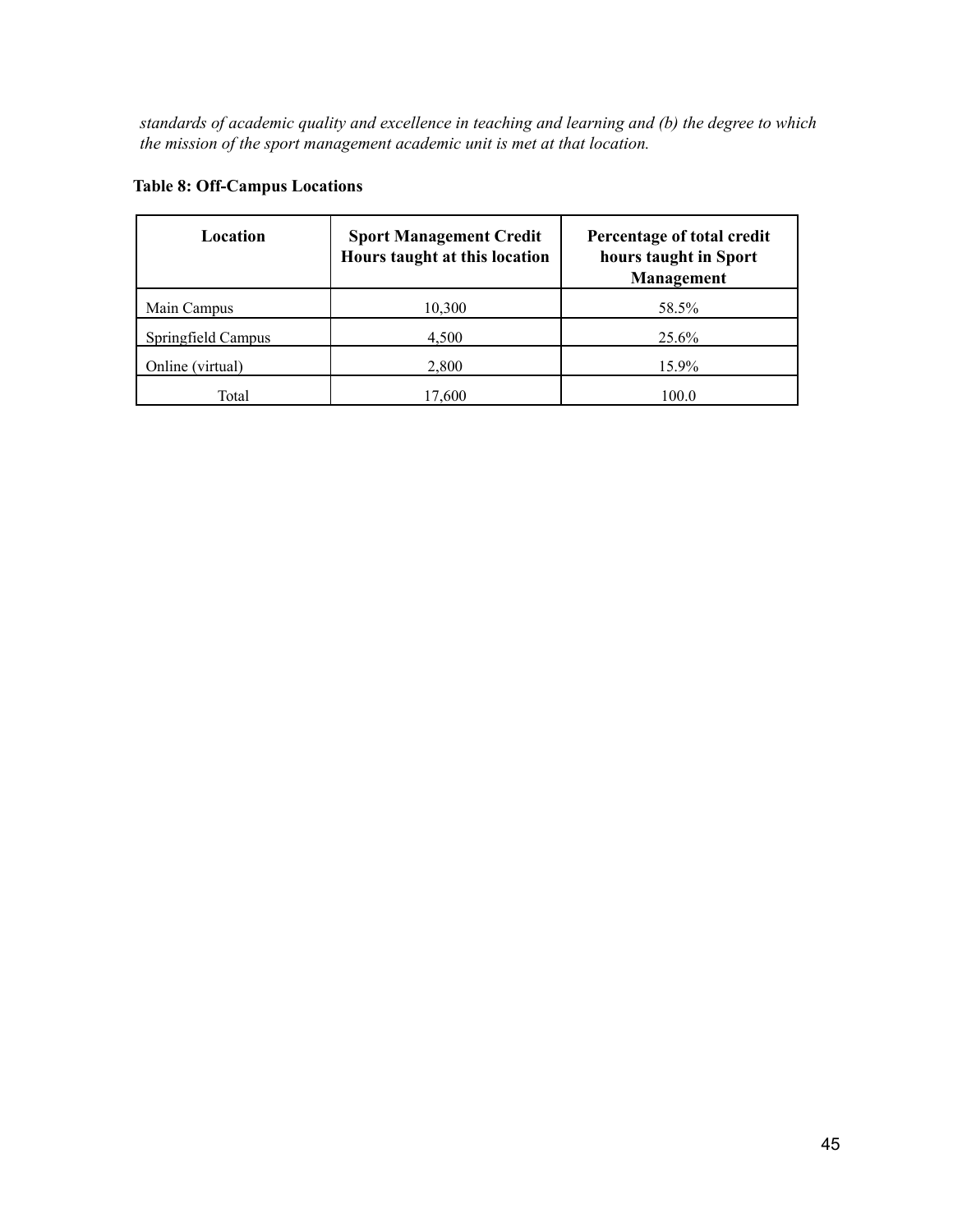*standards of academic quality and excellence in teaching and learning and (b) the degree to which the mission of the sport management academic unit is met at that location.*

**Table 8: Off-Campus Locations**

| Location | Sport Management Credit Hours taught at this location | Percentage of total credit hours taught in Sport Management |
|---|---|---|
| Main Campus | 10,300 | 58.5% |
| Springfield Campus | 4,500 | 25.6% |
| Online (virtual) | 2,800 | 15.9% |
| Total | 17,600 | 100.0 |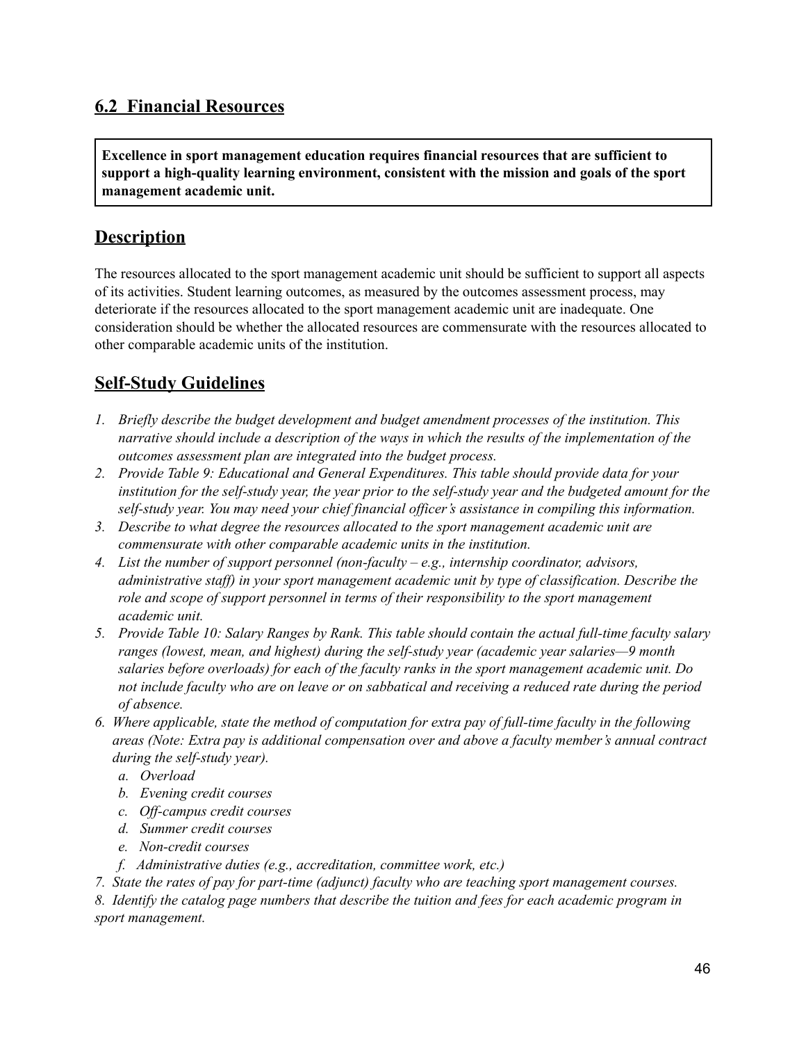## 6.2 Financial Resources

**Excellence in sport management education requires financial resources that are sufficient to support a high-quality learning environment, consistent with the mission and goals of the sport management academic unit.**

## Description

The resources allocated to the sport management academic unit should be sufficient to support all aspects of its activities. Student learning outcomes, as measured by the outcomes assessment process, may deteriorate if the resources allocated to the sport management academic unit are inadequate. One consideration should be whether the allocated resources are commensurate with the resources allocated to other comparable academic units of the institution.

## Self-Study Guidelines

1. *Briefly describe the budget development and budget amendment processes of the institution. This narrative should include a description of the ways in which the results of the implementation of the outcomes assessment plan are integrated into the budget process.*
2. *Provide Table 9: Educational and General Expenditures. This table should provide data for your institution for the self-study year, the year prior to the self-study year and the budgeted amount for the self-study year. You may need your chief financial officer's assistance in compiling this information.*
3. *Describe to what degree the resources allocated to the sport management academic unit are commensurate with other comparable academic units in the institution.*
4. *List the number of support personnel (non-faculty – e.g., internship coordinator, advisors, administrative staff) in your sport management academic unit by type of classification. Describe the role and scope of support personnel in terms of their responsibility to the sport management academic unit.*
5. *Provide Table 10: Salary Ranges by Rank. This table should contain the actual full-time faculty salary ranges (lowest, mean, and highest) during the self-study year (academic year salaries—9 month salaries before overloads) for each of the faculty ranks in the sport management academic unit. Do not include faculty who are on leave or on sabbatical and receiving a reduced rate during the period of absence.*
6. *Where applicable, state the method of computation for extra pay of full-time faculty in the following areas (Note: Extra pay is additional compensation over and above a faculty member's annual contract during the self-study year).*
   a. *Overload*
   b. *Evening credit courses*
   c. *Off-campus credit courses*
   d. *Summer credit courses*
   e. *Non-credit courses*
   f. *Administrative duties (e.g., accreditation, committee work, etc.)*
7. *State the rates of pay for part-time (adjunct) faculty who are teaching sport management courses.*
8. *Identify the catalog page numbers that describe the tuition and fees for each academic program in sport management.*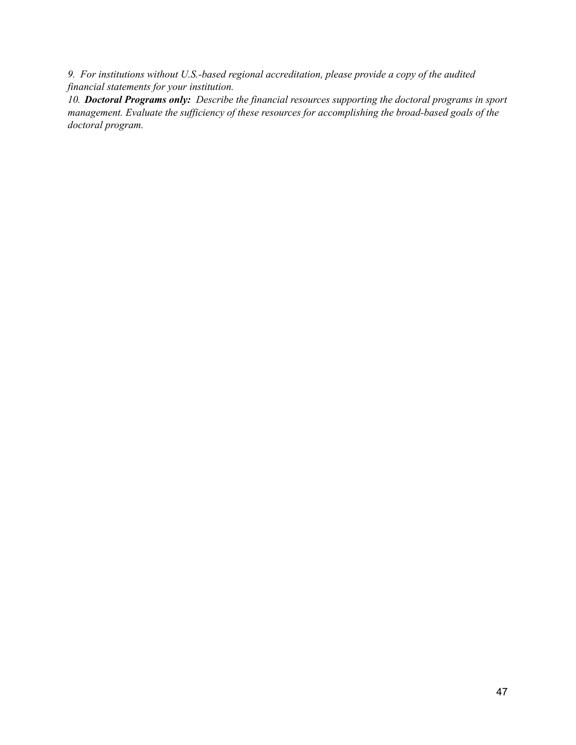*9. For institutions without U.S.-based regional accreditation, please provide a copy of the audited financial statements for your institution.*

*10. **Doctoral Programs only:** Describe the financial resources supporting the doctoral programs in sport management. Evaluate the sufficiency of these resources for accomplishing the broad-based goals of the doctoral program.*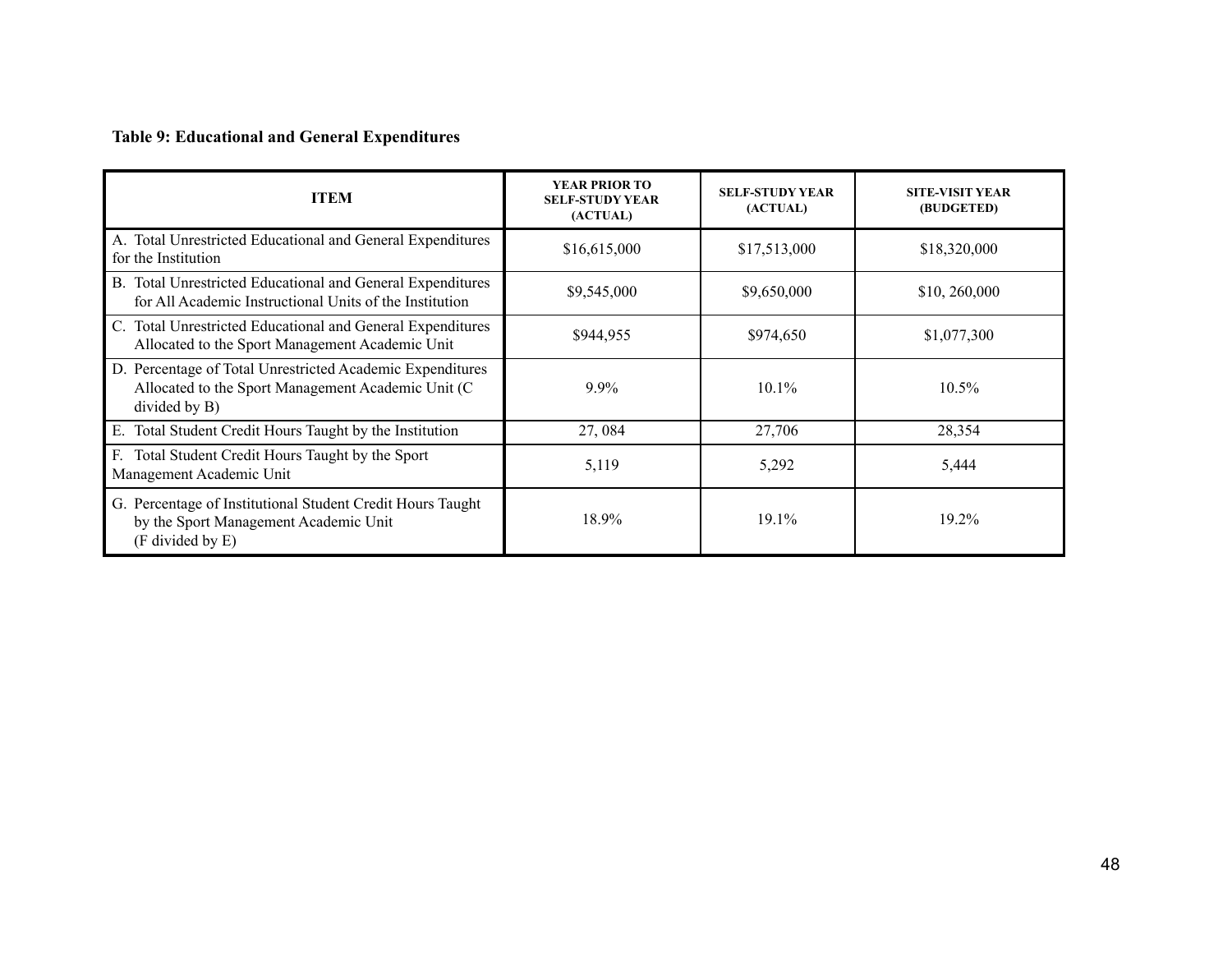**Table 9: Educational and General Expenditures**

| ITEM | YEAR PRIOR TO SELF-STUDY YEAR (ACTUAL) | SELF-STUDY YEAR (ACTUAL) | SITE-VISIT YEAR (BUDGETED) |
|---|---|---|---|
| A. Total Unrestricted Educational and General Expenditures for the Institution | $16,615,000 | $17,513,000 | $18,320,000 |
| B. Total Unrestricted Educational and General Expenditures for All Academic Instructional Units of the Institution | $9,545,000 | $9,650,000 | $10, 260,000 |
| C. Total Unrestricted Educational and General Expenditures Allocated to the Sport Management Academic Unit | $944,955 | $974,650 | $1,077,300 |
| D. Percentage of Total Unrestricted Academic Expenditures Allocated to the Sport Management Academic Unit (C divided by B) | 9.9% | 10.1% | 10.5% |
| E. Total Student Credit Hours Taught by the Institution | 27, 084 | 27,706 | 28,354 |
| F. Total Student Credit Hours Taught by the Sport Management Academic Unit | 5,119 | 5,292 | 5,444 |
| G. Percentage of Institutional Student Credit Hours Taught by the Sport Management Academic Unit (F divided by E) | 18.9% | 19.1% | 19.2% |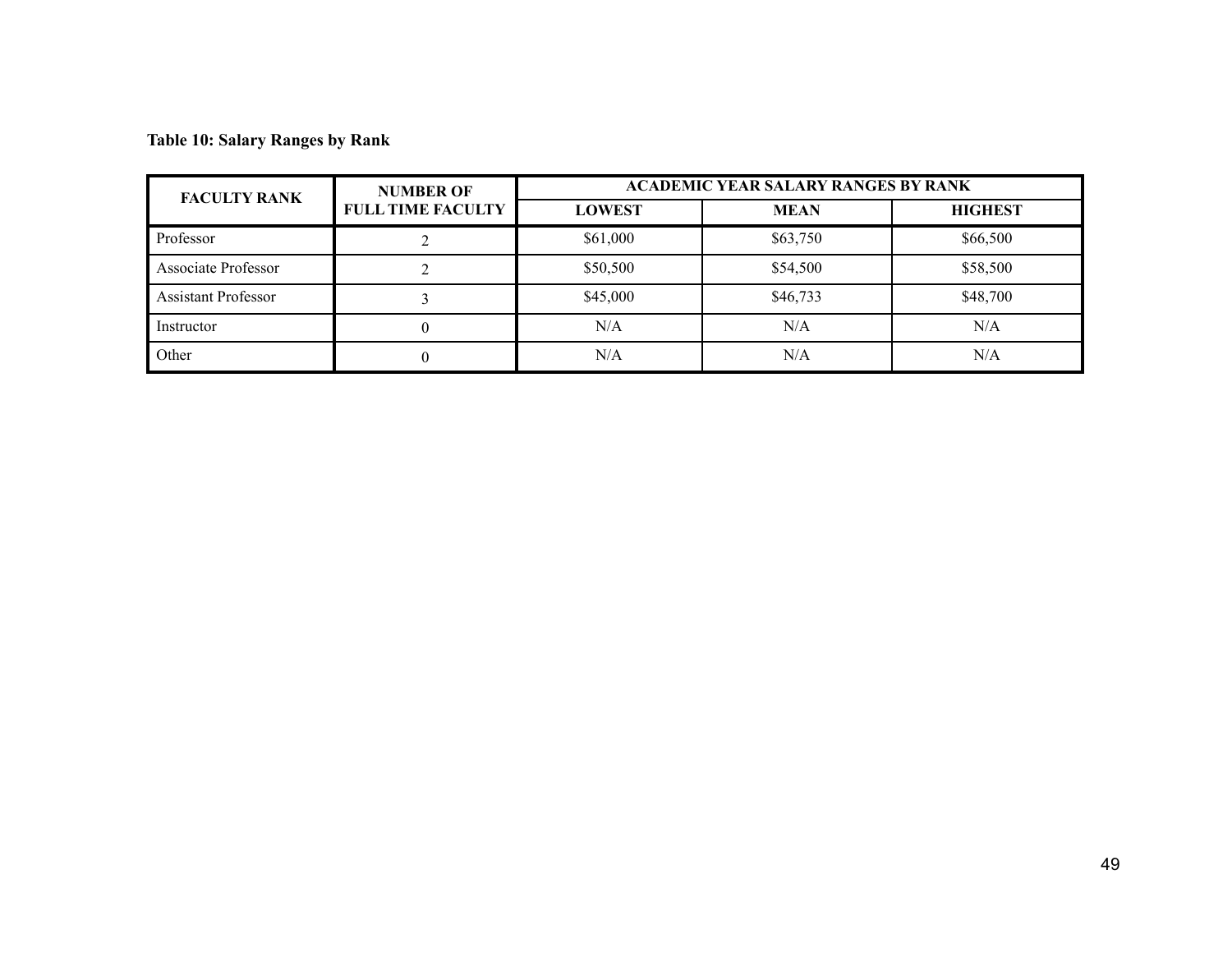**Table 10: Salary Ranges by Rank**

| FACULTY RANK | NUMBER OF FULL TIME FACULTY | ACADEMIC YEAR SALARY RANGES BY RANK | | |
|---|---|---|---|---|
| | | LOWEST | MEAN | HIGHEST |
| Professor | 2 | $61,000 | $63,750 | $66,500 |
| Associate Professor | 2 | $50,500 | $54,500 | $58,500 |
| Assistant Professor | 3 | $45,000 | $46,733 | $48,700 |
| Instructor | 0 | N/A | N/A | N/A |
| Other | 0 | N/A | N/A | N/A |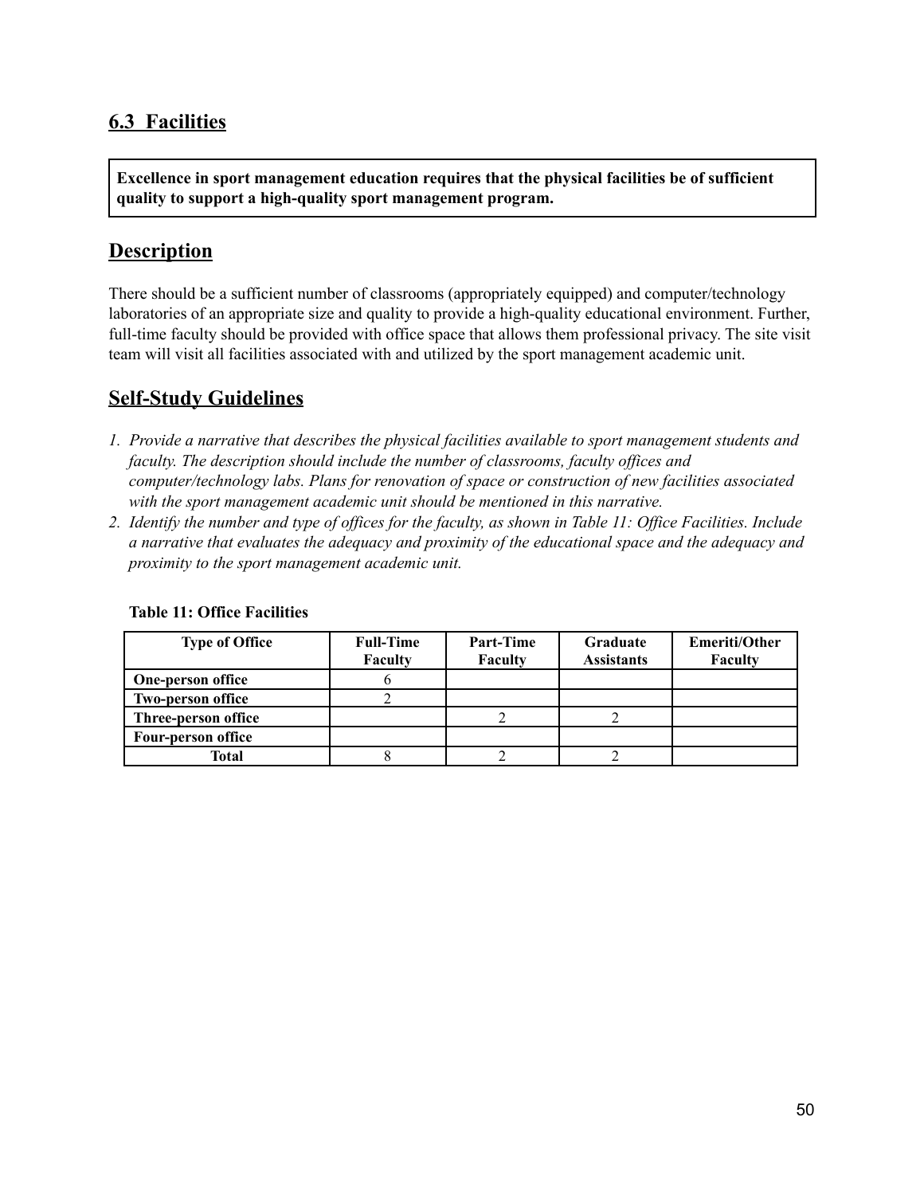## 6.3 Facilities

**Excellence in sport management education requires that the physical facilities be of sufficient quality to support a high-quality sport management program.**

## Description

There should be a sufficient number of classrooms (appropriately equipped) and computer/technology laboratories of an appropriate size and quality to provide a high-quality educational environment. Further, full-time faculty should be provided with office space that allows them professional privacy. The site visit team will visit all facilities associated with and utilized by the sport management academic unit.

## Self-Study Guidelines

1. *Provide a narrative that describes the physical facilities available to sport management students and faculty. The description should include the number of classrooms, faculty offices and computer/technology labs. Plans for renovation of space or construction of new facilities associated with the sport management academic unit should be mentioned in this narrative.*
2. *Identify the number and type of offices for the faculty, as shown in Table 11: Office Facilities. Include a narrative that evaluates the adequacy and proximity of the educational space and the adequacy and proximity to the sport management academic unit.*

**Table 11: Office Facilities**

| Type of Office | Full-Time Faculty | Part-Time Faculty | Graduate Assistants | Emeriti/Other Faculty |
|---|---|---|---|---|
| **One-person office** | 6 | | | |
| **Two-person office** | 2 | | | |
| **Three-person office** | | 2 | 2 | |
| **Four-person office** | | | | |
| **Total** | 8 | 2 | 2 | |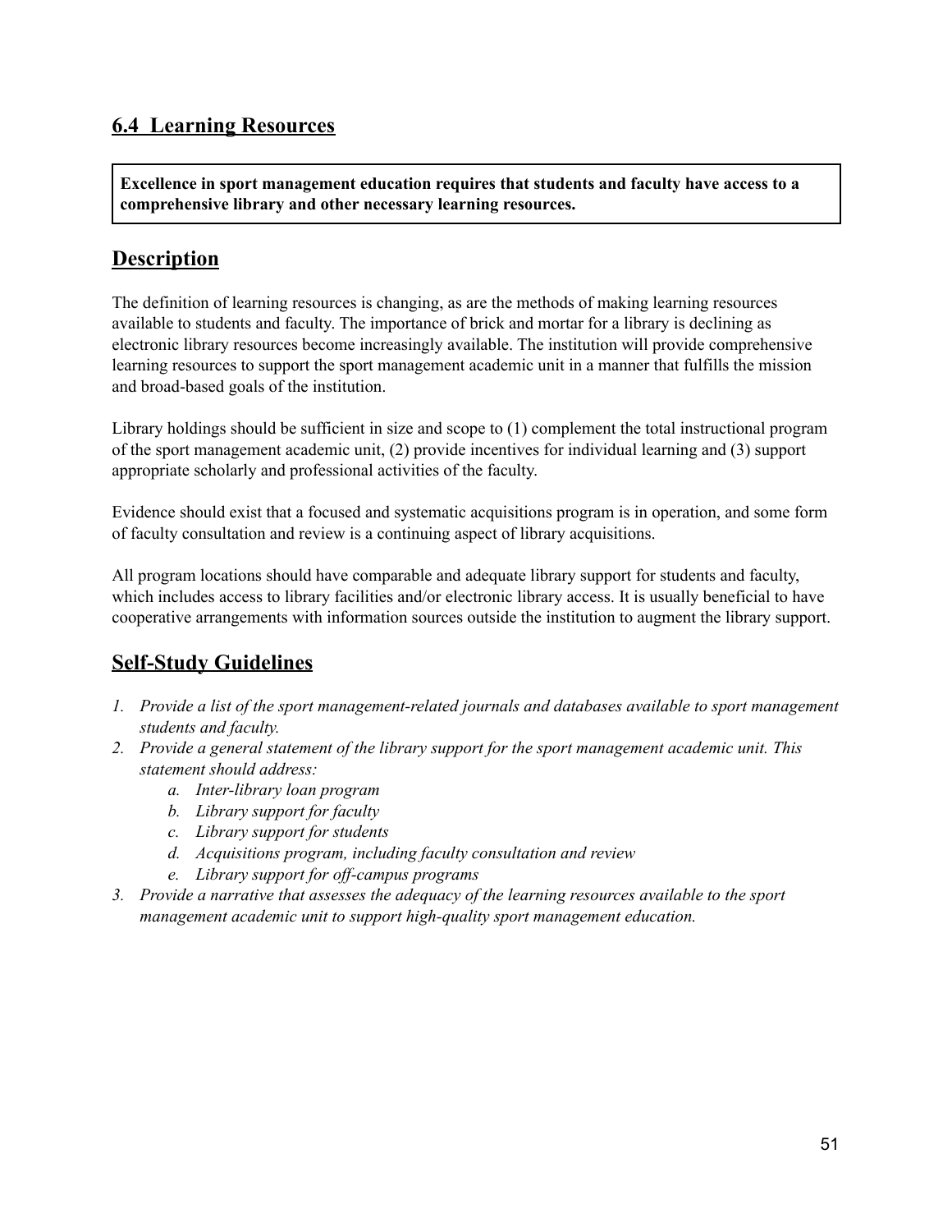## 6.4 Learning Resources

> **Excellence in sport management education requires that students and faculty have access to a comprehensive library and other necessary learning resources.**

## Description

The definition of learning resources is changing, as are the methods of making learning resources available to students and faculty. The importance of brick and mortar for a library is declining as electronic library resources become increasingly available. The institution will provide comprehensive learning resources to support the sport management academic unit in a manner that fulfills the mission and broad-based goals of the institution.

Library holdings should be sufficient in size and scope to (1) complement the total instructional program of the sport management academic unit, (2) provide incentives for individual learning and (3) support appropriate scholarly and professional activities of the faculty.

Evidence should exist that a focused and systematic acquisitions program is in operation, and some form of faculty consultation and review is a continuing aspect of library acquisitions.

All program locations should have comparable and adequate library support for students and faculty, which includes access to library facilities and/or electronic library access. It is usually beneficial to have cooperative arrangements with information sources outside the institution to augment the library support.

## Self-Study Guidelines

1. *Provide a list of the sport management-related journals and databases available to sport management students and faculty.*
2. *Provide a general statement of the library support for the sport management academic unit. This statement should address:*
    a. *Inter-library loan program*
    b. *Library support for faculty*
    c. *Library support for students*
    d. *Acquisitions program, including faculty consultation and review*
    e. *Library support for off-campus programs*
3. *Provide a narrative that assesses the adequacy of the learning resources available to the sport management academic unit to support high-quality sport management education.*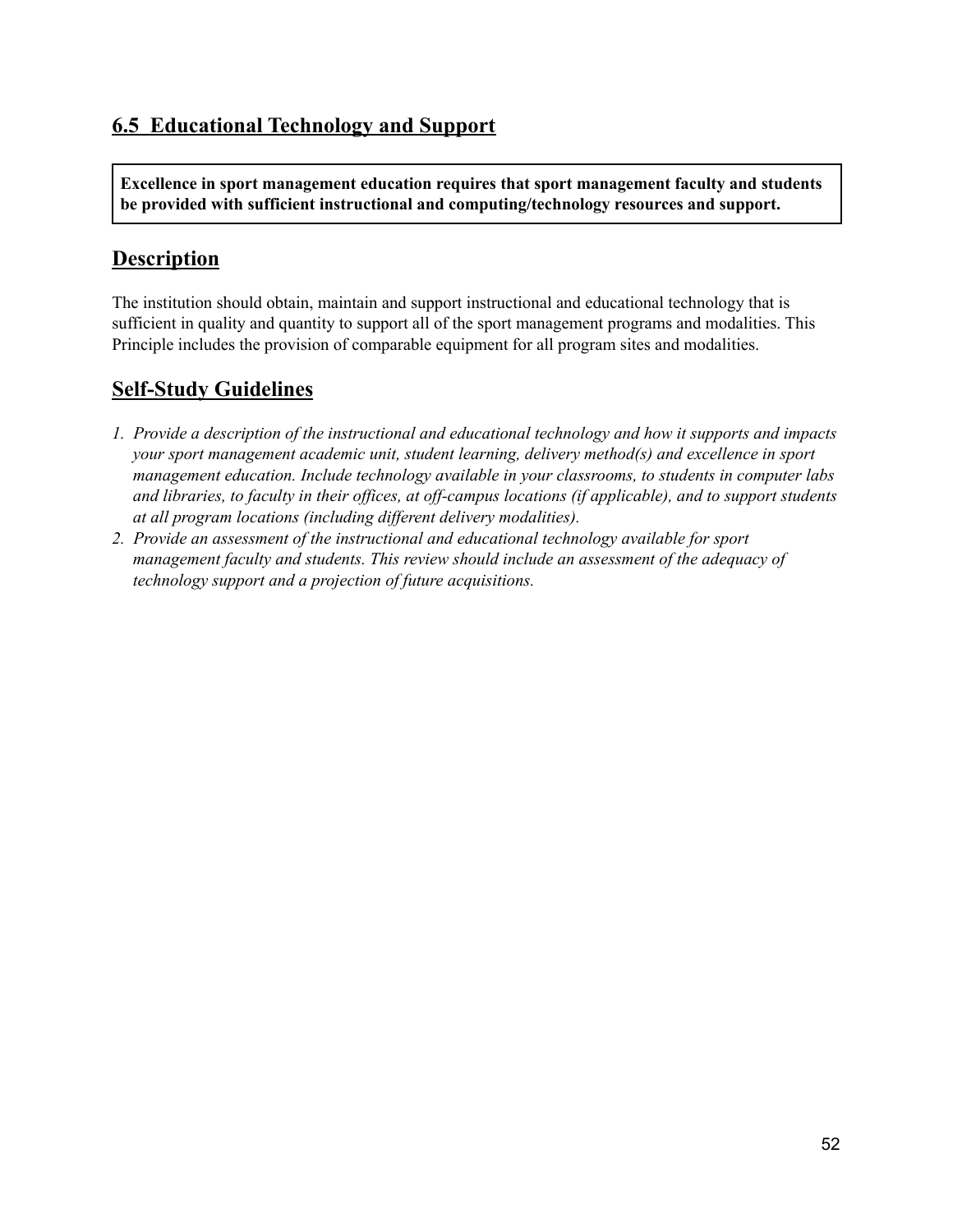## 6.5 Educational Technology and Support

**Excellence in sport management education requires that sport management faculty and students be provided with sufficient instructional and computing/technology resources and support.**

## Description

The institution should obtain, maintain and support instructional and educational technology that is sufficient in quality and quantity to support all of the sport management programs and modalities. This Principle includes the provision of comparable equipment for all program sites and modalities.

## Self-Study Guidelines

1. *Provide a description of the instructional and educational technology and how it supports and impacts your sport management academic unit, student learning, delivery method(s) and excellence in sport management education. Include technology available in your classrooms, to students in computer labs and libraries, to faculty in their offices, at off-campus locations (if applicable), and to support students at all program locations (including different delivery modalities).*
2. *Provide an assessment of the instructional and educational technology available for sport management faculty and students. This review should include an assessment of the adequacy of technology support and a projection of future acquisitions.*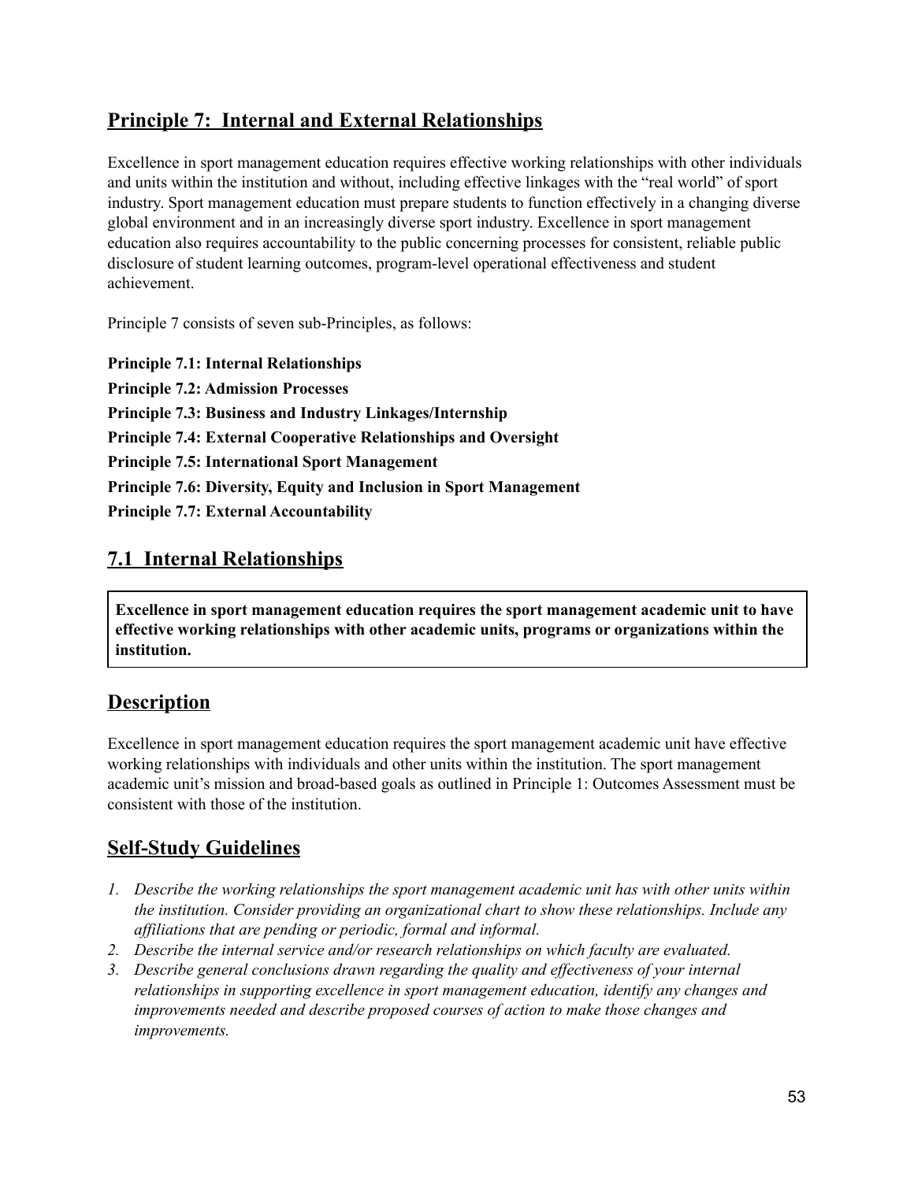## Principle 7: Internal and External Relationships

Excellence in sport management education requires effective working relationships with other individuals and units within the institution and without, including effective linkages with the "real world" of sport industry. Sport management education must prepare students to function effectively in a changing diverse global environment and in an increasingly diverse sport industry. Excellence in sport management education also requires accountability to the public concerning processes for consistent, reliable public disclosure of student learning outcomes, program-level operational effectiveness and student achievement.

Principle 7 consists of seven sub-Principles, as follows:

**Principle 7.1: Internal Relationships**
**Principle 7.2: Admission Processes**
**Principle 7.3: Business and Industry Linkages/Internship**
**Principle 7.4: External Cooperative Relationships and Oversight**
**Principle 7.5: International Sport Management**
**Principle 7.6: Diversity, Equity and Inclusion in Sport Management**
**Principle 7.7: External Accountability**

## 7.1 Internal Relationships

**Excellence in sport management education requires the sport management academic unit to have effective working relationships with other academic units, programs or organizations within the institution.**

## Description

Excellence in sport management education requires the sport management academic unit have effective working relationships with individuals and other units within the institution. The sport management academic unit's mission and broad-based goals as outlined in Principle 1: Outcomes Assessment must be consistent with those of the institution.

## Self-Study Guidelines

1. *Describe the working relationships the sport management academic unit has with other units within the institution. Consider providing an organizational chart to show these relationships. Include any affiliations that are pending or periodic, formal and informal.*
2. *Describe the internal service and/or research relationships on which faculty are evaluated.*
3. *Describe general conclusions drawn regarding the quality and effectiveness of your internal relationships in supporting excellence in sport management education, identify any changes and improvements needed and describe proposed courses of action to make those changes and improvements.*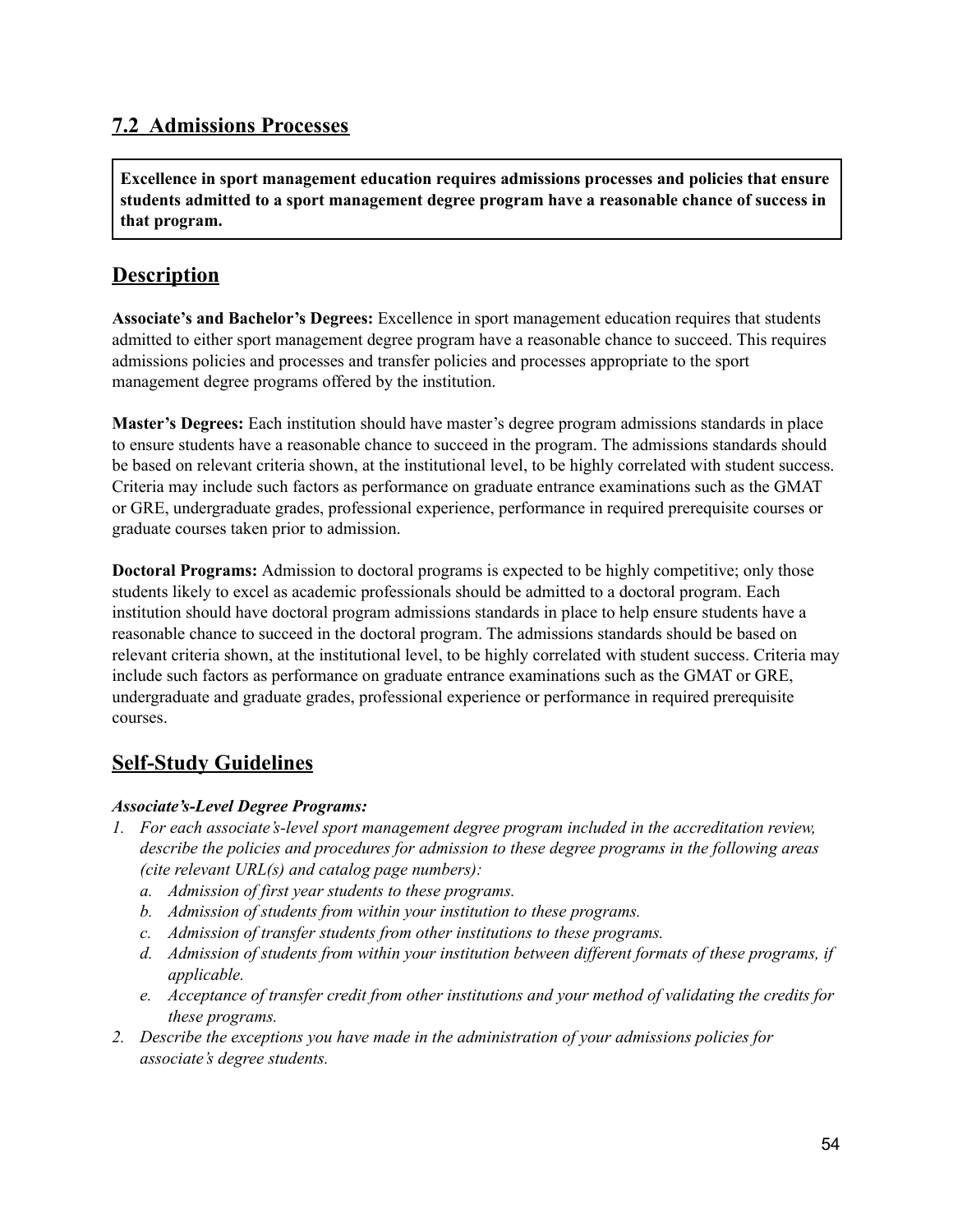## 7.2 Admissions Processes

> **Excellence in sport management education requires admissions processes and policies that ensure students admitted to a sport management degree program have a reasonable chance of success in that program.**

## Description

**Associate's and Bachelor's Degrees:** Excellence in sport management education requires that students admitted to either sport management degree program have a reasonable chance to succeed. This requires admissions policies and processes and transfer policies and processes appropriate to the sport management degree programs offered by the institution.

**Master's Degrees:** Each institution should have master's degree program admissions standards in place to ensure students have a reasonable chance to succeed in the program. The admissions standards should be based on relevant criteria shown, at the institutional level, to be highly correlated with student success. Criteria may include such factors as performance on graduate entrance examinations such as the GMAT or GRE, undergraduate grades, professional experience, performance in required prerequisite courses or graduate courses taken prior to admission.

**Doctoral Programs:** Admission to doctoral programs is expected to be highly competitive; only those students likely to excel as academic professionals should be admitted to a doctoral program. Each institution should have doctoral program admissions standards in place to help ensure students have a reasonable chance to succeed in the doctoral program. The admissions standards should be based on relevant criteria shown, at the institutional level, to be highly correlated with student success. Criteria may include such factors as performance on graduate entrance examinations such as the GMAT or GRE, undergraduate and graduate grades, professional experience or performance in required prerequisite courses.

## Self-Study Guidelines

***Associate's-Level Degree Programs:***

1. *For each associate's-level sport management degree program included in the accreditation review, describe the policies and procedures for admission to these degree programs in the following areas (cite relevant URL(s) and catalog page numbers):*
   a. *Admission of first year students to these programs.*
   b. *Admission of students from within your institution to these programs.*
   c. *Admission of transfer students from other institutions to these programs.*
   d. *Admission of students from within your institution between different formats of these programs, if applicable.*
   e. *Acceptance of transfer credit from other institutions and your method of validating the credits for these programs.*
2. *Describe the exceptions you have made in the administration of your admissions policies for associate's degree students.*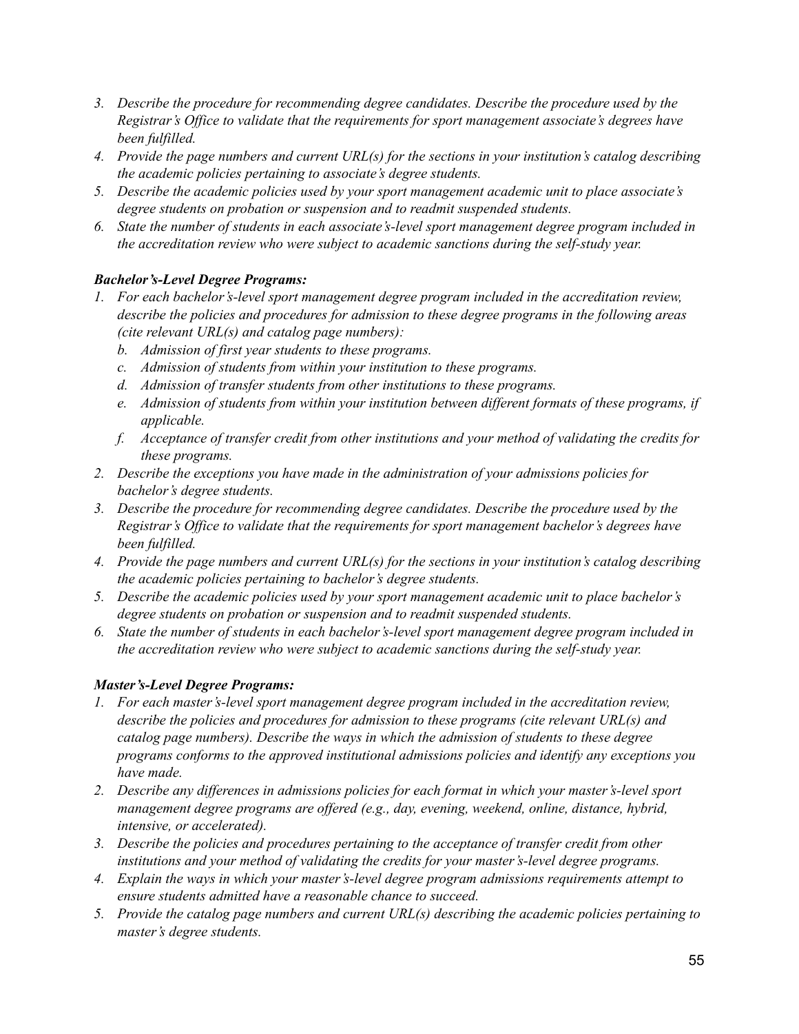*3. Describe the procedure for recommending degree candidates. Describe the procedure used by the Registrar's Office to validate that the requirements for sport management associate's degrees have been fulfilled.*
*4. Provide the page numbers and current URL(s) for the sections in your institution's catalog describing the academic policies pertaining to associate's degree students.*
*5. Describe the academic policies used by your sport management academic unit to place associate's degree students on probation or suspension and to readmit suspended students.*
*6. State the number of students in each associate's-level sport management degree program included in the accreditation review who were subject to academic sanctions during the self-study year.*

***Bachelor's-Level Degree Programs:***

*1. For each bachelor's-level sport management degree program included in the accreditation review, describe the policies and procedures for admission to these degree programs in the following areas (cite relevant URL(s) and catalog page numbers):*
   *b. Admission of first year students to these programs.*
   *c. Admission of students from within your institution to these programs.*
   *d. Admission of transfer students from other institutions to these programs.*
   *e. Admission of students from within your institution between different formats of these programs, if applicable.*
   *f. Acceptance of transfer credit from other institutions and your method of validating the credits for these programs.*
*2. Describe the exceptions you have made in the administration of your admissions policies for bachelor's degree students.*
*3. Describe the procedure for recommending degree candidates. Describe the procedure used by the Registrar's Office to validate that the requirements for sport management bachelor's degrees have been fulfilled.*
*4. Provide the page numbers and current URL(s) for the sections in your institution's catalog describing the academic policies pertaining to bachelor's degree students.*
*5. Describe the academic policies used by your sport management academic unit to place bachelor's degree students on probation or suspension and to readmit suspended students.*
*6. State the number of students in each bachelor's-level sport management degree program included in the accreditation review who were subject to academic sanctions during the self-study year.*

***Master's-Level Degree Programs:***

*1. For each master's-level sport management degree program included in the accreditation review, describe the policies and procedures for admission to these programs (cite relevant URL(s) and catalog page numbers). Describe the ways in which the admission of students to these degree programs conforms to the approved institutional admissions policies and identify any exceptions you have made.*
*2. Describe any differences in admissions policies for each format in which your master's-level sport management degree programs are offered (e.g., day, evening, weekend, online, distance, hybrid, intensive, or accelerated).*
*3. Describe the policies and procedures pertaining to the acceptance of transfer credit from other institutions and your method of validating the credits for your master's-level degree programs.*
*4. Explain the ways in which your master's-level degree program admissions requirements attempt to ensure students admitted have a reasonable chance to succeed.*
*5. Provide the catalog page numbers and current URL(s) describing the academic policies pertaining to master's degree students.*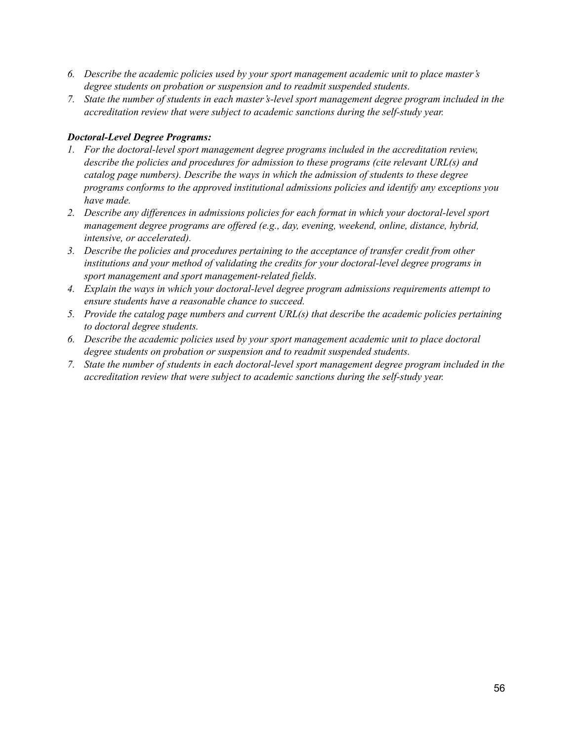6. *Describe the academic policies used by your sport management academic unit to place master's degree students on probation or suspension and to readmit suspended students.*
7. *State the number of students in each master's-level sport management degree program included in the accreditation review that were subject to academic sanctions during the self-study year.*

***Doctoral-Level Degree Programs:***

1. *For the doctoral-level sport management degree programs included in the accreditation review, describe the policies and procedures for admission to these programs (cite relevant URL(s) and catalog page numbers). Describe the ways in which the admission of students to these degree programs conforms to the approved institutional admissions policies and identify any exceptions you have made.*
2. *Describe any differences in admissions policies for each format in which your doctoral-level sport management degree programs are offered (e.g., day, evening, weekend, online, distance, hybrid, intensive, or accelerated).*
3. *Describe the policies and procedures pertaining to the acceptance of transfer credit from other institutions and your method of validating the credits for your doctoral-level degree programs in sport management and sport management-related fields.*
4. *Explain the ways in which your doctoral-level degree program admissions requirements attempt to ensure students have a reasonable chance to succeed.*
5. *Provide the catalog page numbers and current URL(s) that describe the academic policies pertaining to doctoral degree students.*
6. *Describe the academic policies used by your sport management academic unit to place doctoral degree students on probation or suspension and to readmit suspended students.*
7. *State the number of students in each doctoral-level sport management degree program included in the accreditation review that were subject to academic sanctions during the self-study year.*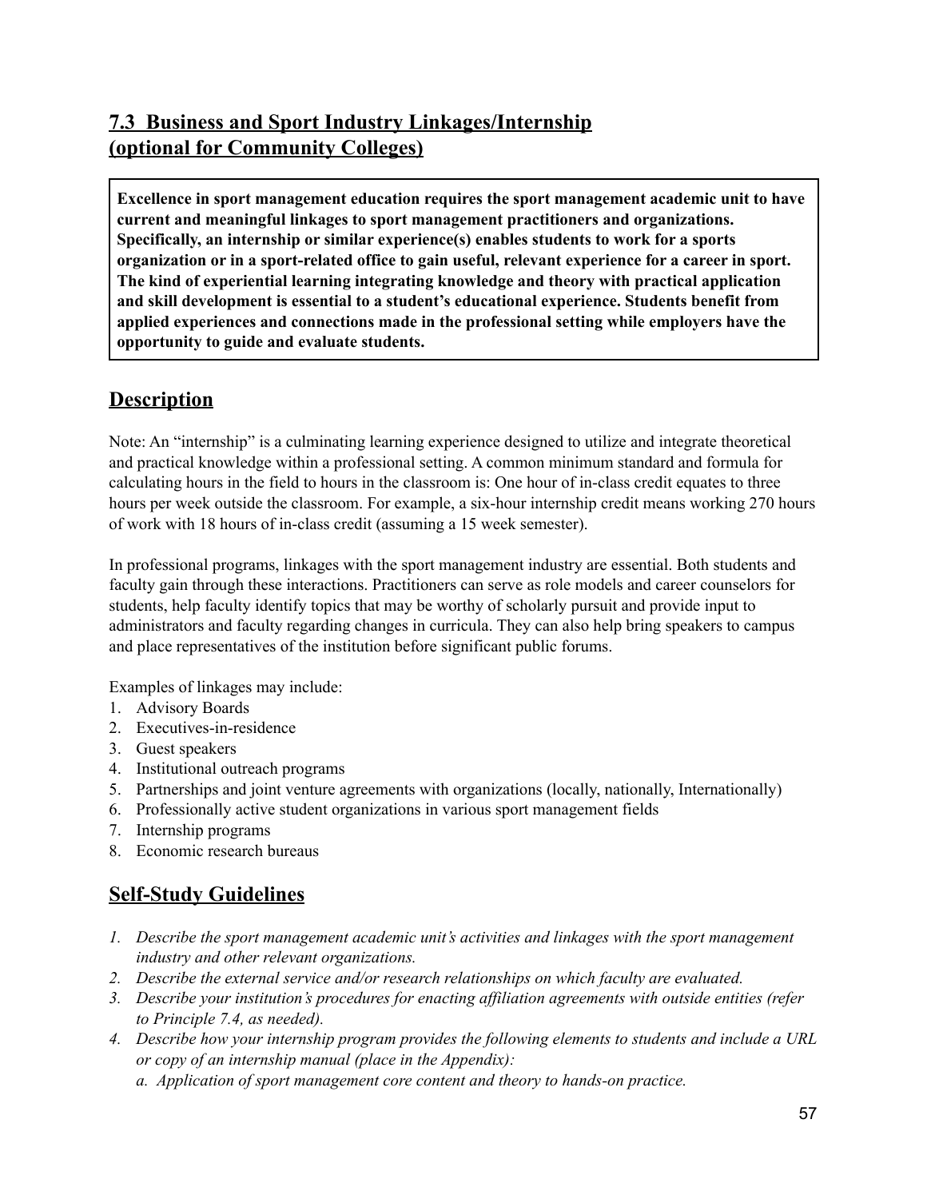## 7.3 Business and Sport Industry Linkages/Internship (optional for Community Colleges)

**Excellence in sport management education requires the sport management academic unit to have current and meaningful linkages to sport management practitioners and organizations. Specifically, an internship or similar experience(s) enables students to work for a sports organization or in a sport-related office to gain useful, relevant experience for a career in sport. The kind of experiential learning integrating knowledge and theory with practical application and skill development is essential to a student's educational experience. Students benefit from applied experiences and connections made in the professional setting while employers have the opportunity to guide and evaluate students.**

## Description

Note: An "internship" is a culminating learning experience designed to utilize and integrate theoretical and practical knowledge within a professional setting. A common minimum standard and formula for calculating hours in the field to hours in the classroom is: One hour of in-class credit equates to three hours per week outside the classroom. For example, a six-hour internship credit means working 270 hours of work with 18 hours of in-class credit (assuming a 15 week semester).

In professional programs, linkages with the sport management industry are essential. Both students and faculty gain through these interactions. Practitioners can serve as role models and career counselors for students, help faculty identify topics that may be worthy of scholarly pursuit and provide input to administrators and faculty regarding changes in curricula. They can also help bring speakers to campus and place representatives of the institution before significant public forums.

Examples of linkages may include:

1. Advisory Boards
2. Executives-in-residence
3. Guest speakers
4. Institutional outreach programs
5. Partnerships and joint venture agreements with organizations (locally, nationally, Internationally)
6. Professionally active student organizations in various sport management fields
7. Internship programs
8. Economic research bureaus

## Self-Study Guidelines

1. *Describe the sport management academic unit's activities and linkages with the sport management industry and other relevant organizations.*
2. *Describe the external service and/or research relationships on which faculty are evaluated.*
3. *Describe your institution's procedures for enacting affiliation agreements with outside entities (refer to Principle 7.4, as needed).*
4. *Describe how your internship program provides the following elements to students and include a URL or copy of an internship manual (place in the Appendix):*
   a. *Application of sport management core content and theory to hands-on practice.*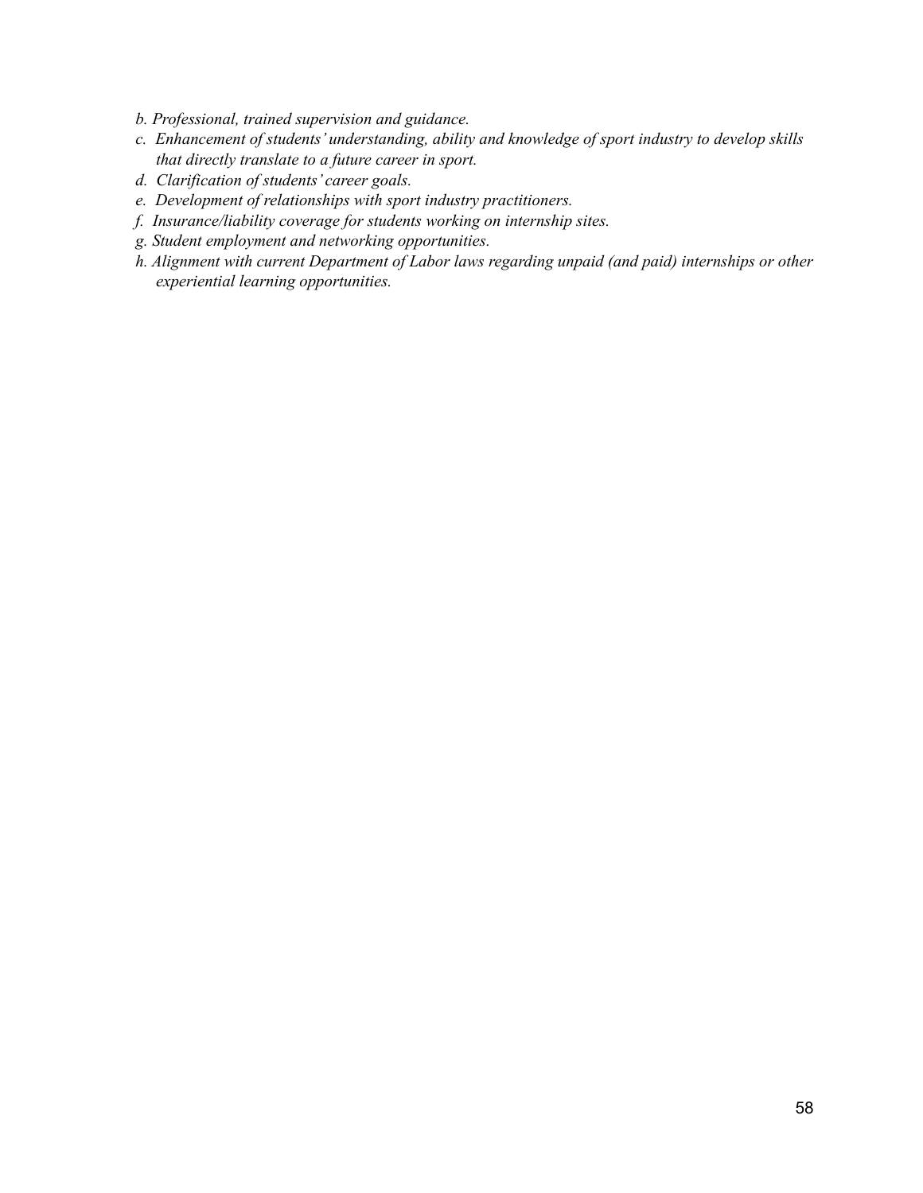*b. Professional, trained supervision and guidance.*
*c. Enhancement of students' understanding, ability and knowledge of sport industry to develop skills that directly translate to a future career in sport.*
*d. Clarification of students' career goals.*
*e. Development of relationships with sport industry practitioners.*
*f. Insurance/liability coverage for students working on internship sites.*
*g. Student employment and networking opportunities.*
*h. Alignment with current Department of Labor laws regarding unpaid (and paid) internships or other experiential learning opportunities.*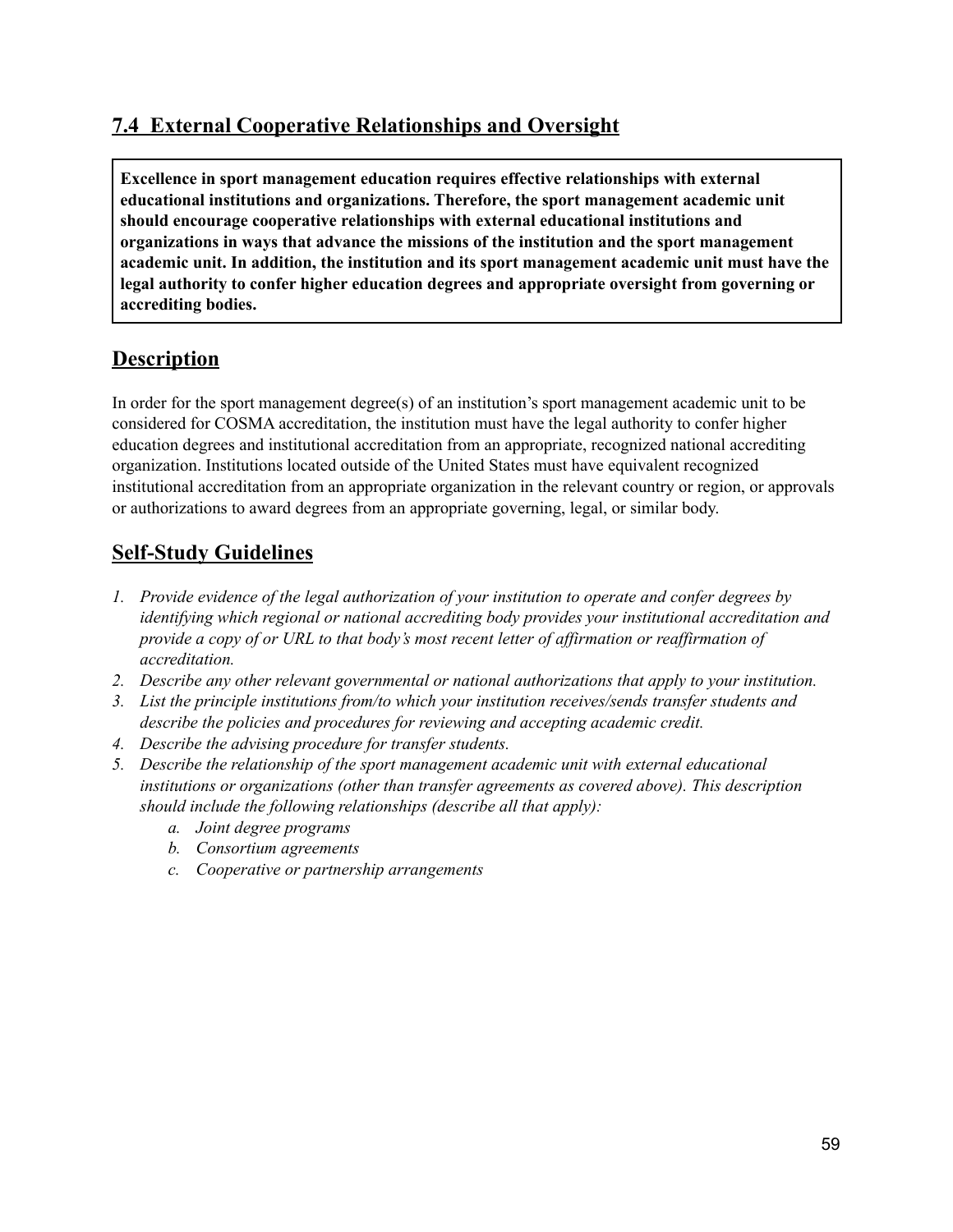## 7.4 External Cooperative Relationships and Oversight

**Excellence in sport management education requires effective relationships with external educational institutions and organizations. Therefore, the sport management academic unit should encourage cooperative relationships with external educational institutions and organizations in ways that advance the missions of the institution and the sport management academic unit. In addition, the institution and its sport management academic unit must have the legal authority to confer higher education degrees and appropriate oversight from governing or accrediting bodies.**

## Description

In order for the sport management degree(s) of an institution's sport management academic unit to be considered for COSMA accreditation, the institution must have the legal authority to confer higher education degrees and institutional accreditation from an appropriate, recognized national accrediting organization. Institutions located outside of the United States must have equivalent recognized institutional accreditation from an appropriate organization in the relevant country or region, or approvals or authorizations to award degrees from an appropriate governing, legal, or similar body.

## Self-Study Guidelines

1. *Provide evidence of the legal authorization of your institution to operate and confer degrees by identifying which regional or national accrediting body provides your institutional accreditation and provide a copy of or URL to that body's most recent letter of affirmation or reaffirmation of accreditation.*
2. *Describe any other relevant governmental or national authorizations that apply to your institution.*
3. *List the principle institutions from/to which your institution receives/sends transfer students and describe the policies and procedures for reviewing and accepting academic credit.*
4. *Describe the advising procedure for transfer students.*
5. *Describe the relationship of the sport management academic unit with external educational institutions or organizations (other than transfer agreements as covered above). This description should include the following relationships (describe all that apply):*
   a. *Joint degree programs*
   b. *Consortium agreements*
   c. *Cooperative or partnership arrangements*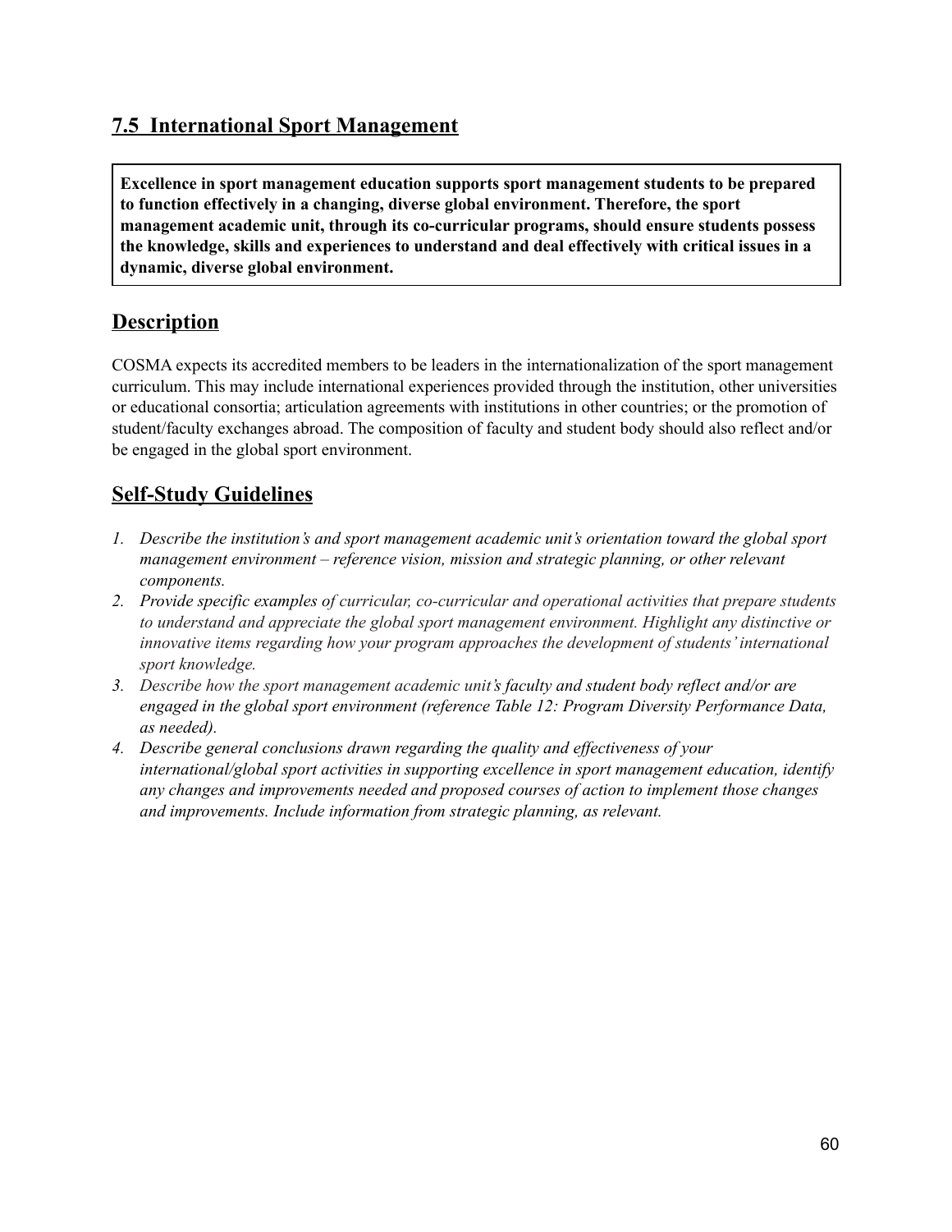## 7.5 International Sport Management

**Excellence in sport management education supports sport management students to be prepared to function effectively in a changing, diverse global environment. Therefore, the sport management academic unit, through its co-curricular programs, should ensure students possess the knowledge, skills and experiences to understand and deal effectively with critical issues in a dynamic, diverse global environment.**

## Description

COSMA expects its accredited members to be leaders in the internationalization of the sport management curriculum. This may include international experiences provided through the institution, other universities or educational consortia; articulation agreements with institutions in other countries; or the promotion of student/faculty exchanges abroad. The composition of faculty and student body should also reflect and/or be engaged in the global sport environment.

## Self-Study Guidelines

1. *Describe the institution's and sport management academic unit's orientation toward the global sport management environment – reference vision, mission and strategic planning, or other relevant components.*
2. *Provide specific examples of curricular, co-curricular and operational activities that prepare students to understand and appreciate the global sport management environment. Highlight any distinctive or innovative items regarding how your program approaches the development of students' international sport knowledge.*
3. *Describe how the sport management academic unit's faculty and student body reflect and/or are engaged in the global sport environment (reference Table 12: Program Diversity Performance Data, as needed).*
4. *Describe general conclusions drawn regarding the quality and effectiveness of your international/global sport activities in supporting excellence in sport management education, identify any changes and improvements needed and proposed courses of action to implement those changes and improvements. Include information from strategic planning, as relevant.*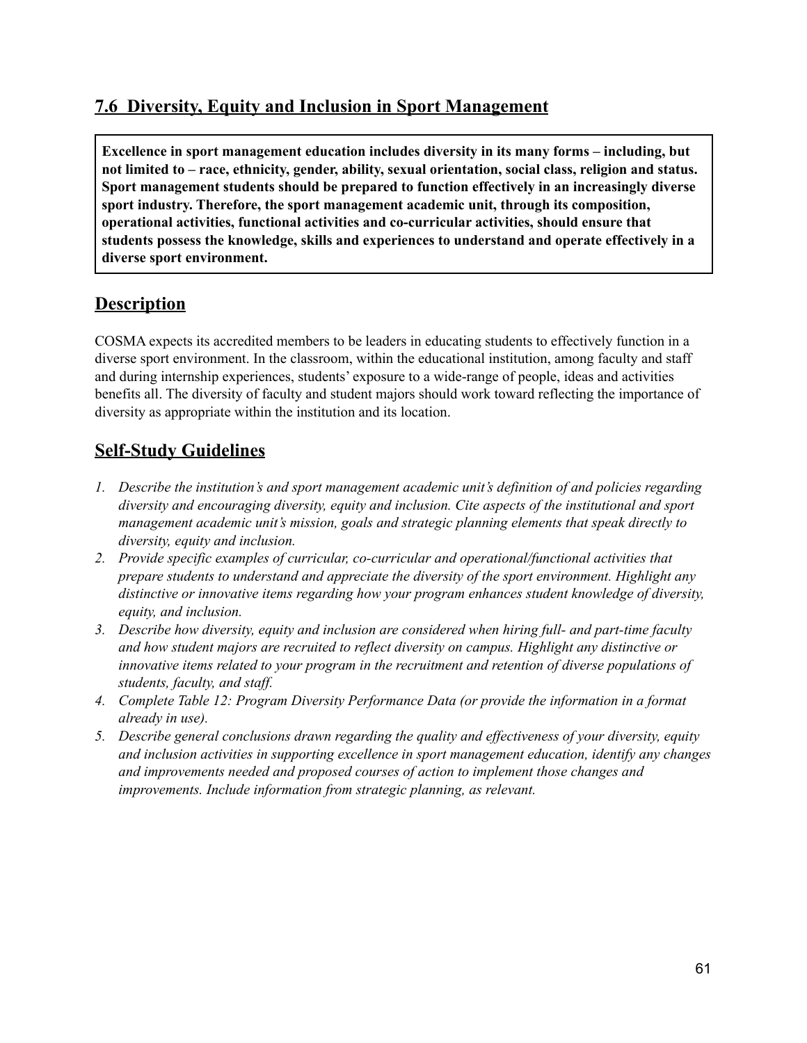## 7.6 Diversity, Equity and Inclusion in Sport Management

**Excellence in sport management education includes diversity in its many forms – including, but not limited to – race, ethnicity, gender, ability, sexual orientation, social class, religion and status. Sport management students should be prepared to function effectively in an increasingly diverse sport industry. Therefore, the sport management academic unit, through its composition, operational activities, functional activities and co-curricular activities, should ensure that students possess the knowledge, skills and experiences to understand and operate effectively in a diverse sport environment.**

## Description

COSMA expects its accredited members to be leaders in educating students to effectively function in a diverse sport environment. In the classroom, within the educational institution, among faculty and staff and during internship experiences, students' exposure to a wide-range of people, ideas and activities benefits all. The diversity of faculty and student majors should work toward reflecting the importance of diversity as appropriate within the institution and its location.

## Self-Study Guidelines

1. *Describe the institution's and sport management academic unit's definition of and policies regarding diversity and encouraging diversity, equity and inclusion. Cite aspects of the institutional and sport management academic unit's mission, goals and strategic planning elements that speak directly to diversity, equity and inclusion.*
2. *Provide specific examples of curricular, co-curricular and operational/functional activities that prepare students to understand and appreciate the diversity of the sport environment. Highlight any distinctive or innovative items regarding how your program enhances student knowledge of diversity, equity, and inclusion.*
3. *Describe how diversity, equity and inclusion are considered when hiring full- and part-time faculty and how student majors are recruited to reflect diversity on campus. Highlight any distinctive or innovative items related to your program in the recruitment and retention of diverse populations of students, faculty, and staff.*
4. *Complete Table 12: Program Diversity Performance Data (or provide the information in a format already in use).*
5. *Describe general conclusions drawn regarding the quality and effectiveness of your diversity, equity and inclusion activities in supporting excellence in sport management education, identify any changes and improvements needed and proposed courses of action to implement those changes and improvements. Include information from strategic planning, as relevant.*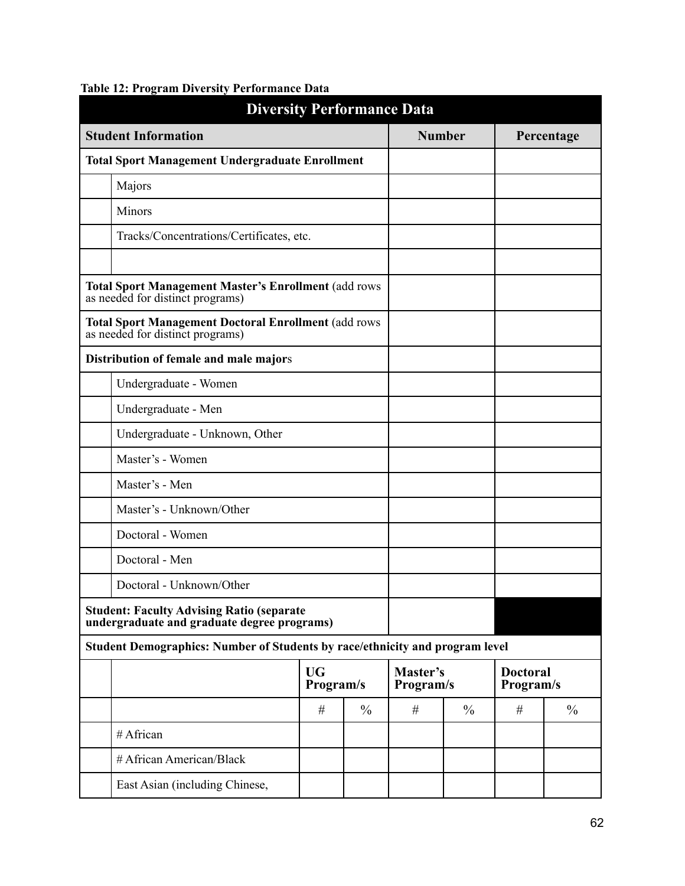**Table 12: Program Diversity Performance Data**

| Diversity Performance Data | | | | | | | |
|---|---|---|---|---|---|---|---|
| **Student Information** | | | | **Number** | | **Percentage** | |
| **Total Sport Management Undergraduate Enrollment** | | | | | | | |
| | Majors | | | | | | |
| | Minors | | | | | | |
| | Tracks/Concentrations/Certificates, etc. | | | | | | |
| | | | | | | | |
| **Total Sport Management Master's Enrollment** (add rows as needed for distinct programs) | | | | | | | |
| **Total Sport Management Doctoral Enrollment** (add rows as needed for distinct programs) | | | | | | | |
| **Distribution of female and male majors** | | | | | | | |
| | Undergraduate - Women | | | | | | |
| | Undergraduate - Men | | | | | | |
| | Undergraduate - Unknown, Other | | | | | | |
| | Master's - Women | | | | | | |
| | Master's - Men | | | | | | |
| | Master's - Unknown/Other | | | | | | |
| | Doctoral - Women | | | | | | |
| | Doctoral - Men | | | | | | |
| | Doctoral - Unknown/Other | | | | | | |
| **Student: Faculty Advising Ratio (separate undergraduate and graduate degree programs)** | | | | | | | |
| **Student Demographics: Number of Students by race/ethnicity and program level** | | | | | | | |
| | | **UG Program/s** | | **Master's Program/s** | | **Doctoral Program/s** | |
| | | # | % | # | % | # | % |
| | # African | | | | | | |
| | # African American/Black | | | | | | |
| | East Asian (including Chinese, | | | | | | |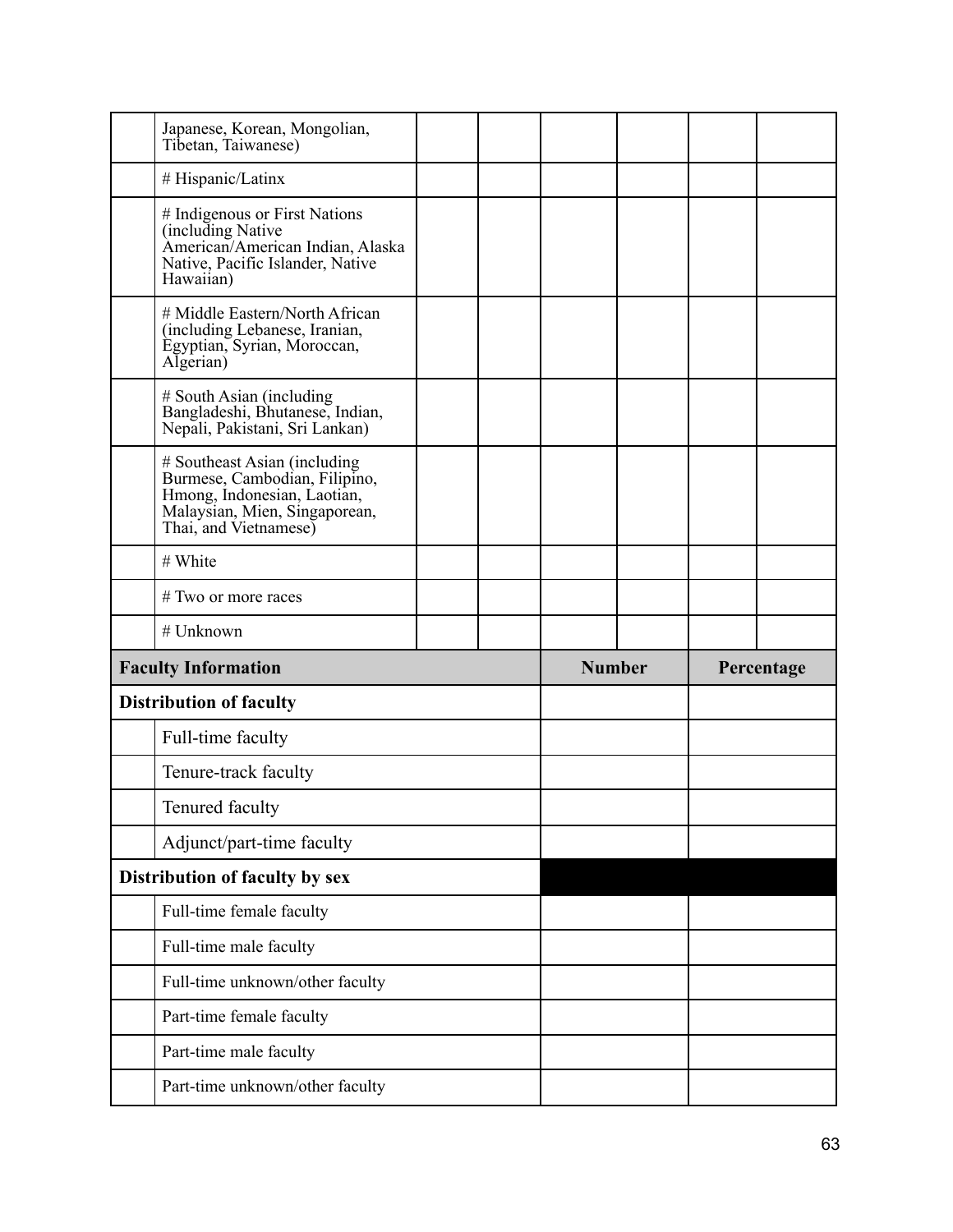| | | | | | | | |
|---|---|---|---|---|---|---|---|
| | Japanese, Korean, Mongolian, Tibetan, Taiwanese) | | | | | | |
| | # Hispanic/Latinx | | | | | | |
| | # Indigenous or First Nations (including Native American/American Indian, Alaska Native, Pacific Islander, Native Hawaiian) | | | | | | |
| | # Middle Eastern/North African (including Lebanese, Iranian, Egyptian, Syrian, Moroccan, Algerian) | | | | | | |
| | # South Asian (including Bangladeshi, Bhutanese, Indian, Nepali, Pakistani, Sri Lankan) | | | | | | |
| | # Southeast Asian (including Burmese, Cambodian, Filipino, Hmong, Indonesian, Laotian, Malaysian, Mien, Singaporean, Thai, and Vietnamese) | | | | | | |
| | # White | | | | | | |
| | # Two or more races | | | | | | |
| | # Unknown | | | | | | |

| **Faculty Information** | | **Number** | **Percentage** |
|---|---|---|---|
| **Distribution of faculty** | | | |
| | Full-time faculty | | |
| | Tenure-track faculty | | |
| | Tenured faculty | | |
| | Adjunct/part-time faculty | | |
| **Distribution of faculty by sex** | | | |
| | Full-time female faculty | | |
| | Full-time male faculty | | |
| | Full-time unknown/other faculty | | |
| | Part-time female faculty | | |
| | Part-time male faculty | | |
| | Part-time unknown/other faculty | | |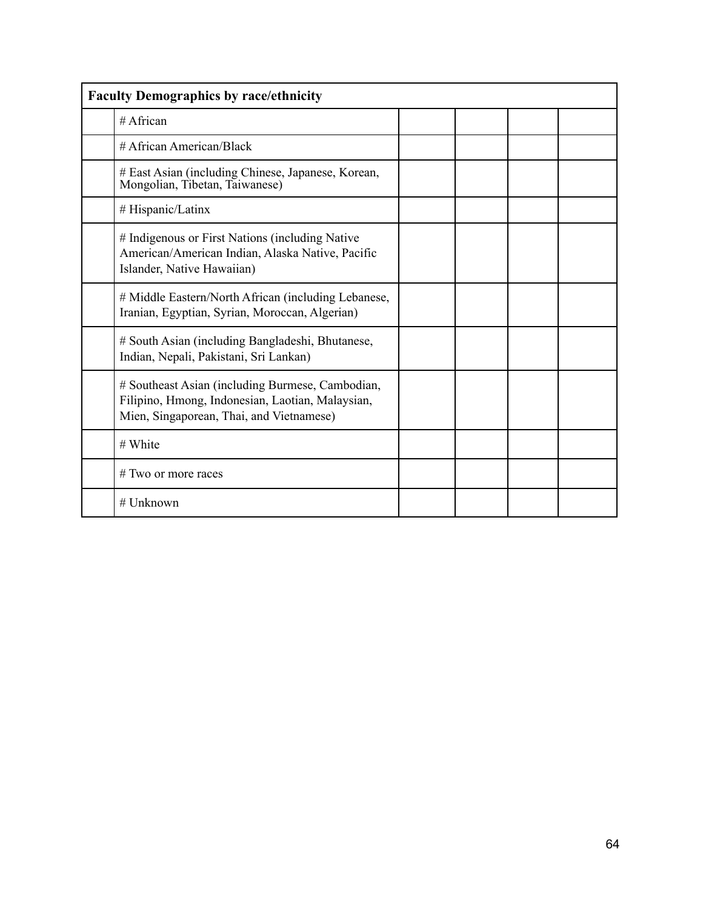| Faculty Demographics by race/ethnicity | | | | | |
|---|---|---|---|---|---|
| | # African | | | | |
| | # African American/Black | | | | |
| | # East Asian (including Chinese, Japanese, Korean, Mongolian, Tibetan, Taiwanese) | | | | |
| | # Hispanic/Latinx | | | | |
| | # Indigenous or First Nations (including Native American/American Indian, Alaska Native, Pacific Islander, Native Hawaiian) | | | | |
| | # Middle Eastern/North African (including Lebanese, Iranian, Egyptian, Syrian, Moroccan, Algerian) | | | | |
| | # South Asian (including Bangladeshi, Bhutanese, Indian, Nepali, Pakistani, Sri Lankan) | | | | |
| | # Southeast Asian (including Burmese, Cambodian, Filipino, Hmong, Indonesian, Laotian, Malaysian, Mien, Singaporean, Thai, and Vietnamese) | | | | |
| | # White | | | | |
| | # Two or more races | | | | |
| | # Unknown | | | | |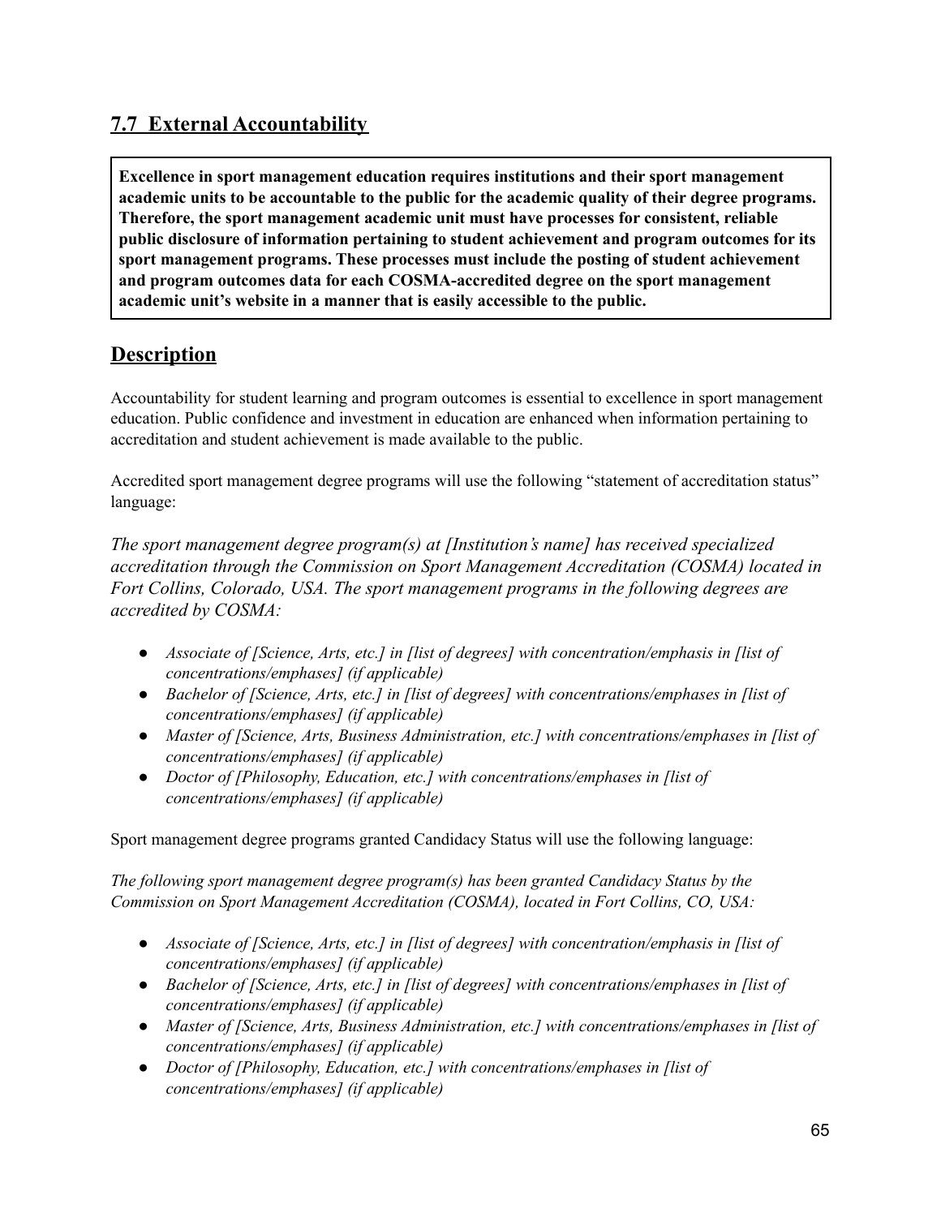## 7.7 External Accountability

**Excellence in sport management education requires institutions and their sport management academic units to be accountable to the public for the academic quality of their degree programs. Therefore, the sport management academic unit must have processes for consistent, reliable public disclosure of information pertaining to student achievement and program outcomes for its sport management programs. These processes must include the posting of student achievement and program outcomes data for each COSMA-accredited degree on the sport management academic unit's website in a manner that is easily accessible to the public.**

## Description

Accountability for student learning and program outcomes is essential to excellence in sport management education. Public confidence and investment in education are enhanced when information pertaining to accreditation and student achievement is made available to the public.

Accredited sport management degree programs will use the following "statement of accreditation status" language:

*The sport management degree program(s) at [Institution's name] has received specialized accreditation through the Commission on Sport Management Accreditation (COSMA) located in Fort Collins, Colorado, USA. The sport management programs in the following degrees are accredited by COSMA:*

- *Associate of [Science, Arts, etc.] in [list of degrees] with concentration/emphasis in [list of concentrations/emphases] (if applicable)*
- *Bachelor of [Science, Arts, etc.] in [list of degrees] with concentrations/emphases in [list of concentrations/emphases] (if applicable)*
- *Master of [Science, Arts, Business Administration, etc.] with concentrations/emphases in [list of concentrations/emphases] (if applicable)*
- *Doctor of [Philosophy, Education, etc.] with concentrations/emphases in [list of concentrations/emphases] (if applicable)*

Sport management degree programs granted Candidacy Status will use the following language:

*The following sport management degree program(s) has been granted Candidacy Status by the Commission on Sport Management Accreditation (COSMA), located in Fort Collins, CO, USA:*

- *Associate of [Science, Arts, etc.] in [list of degrees] with concentration/emphasis in [list of concentrations/emphases] (if applicable)*
- *Bachelor of [Science, Arts, etc.] in [list of degrees] with concentrations/emphases in [list of concentrations/emphases] (if applicable)*
- *Master of [Science, Arts, Business Administration, etc.] with concentrations/emphases in [list of concentrations/emphases] (if applicable)*
- *Doctor of [Philosophy, Education, etc.] with concentrations/emphases in [list of concentrations/emphases] (if applicable)*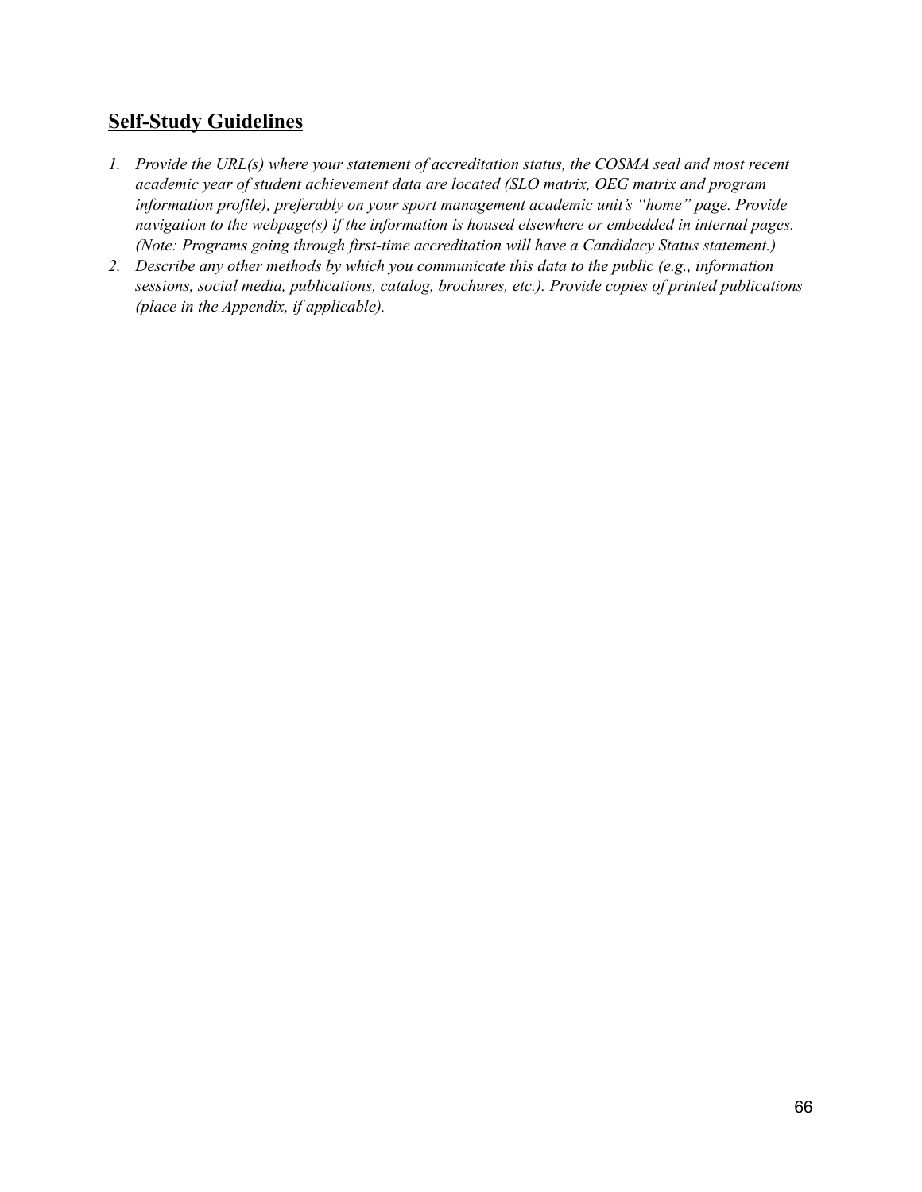## **Self-Study Guidelines**

1. *Provide the URL(s) where your statement of accreditation status, the COSMA seal and most recent academic year of student achievement data are located (SLO matrix, OEG matrix and program information profile), preferably on your sport management academic unit's "home" page. Provide navigation to the webpage(s) if the information is housed elsewhere or embedded in internal pages. (Note: Programs going through first-time accreditation will have a Candidacy Status statement.)*
2. *Describe any other methods by which you communicate this data to the public (e.g., information sessions, social media, publications, catalog, brochures, etc.). Provide copies of printed publications (place in the Appendix, if applicable).*